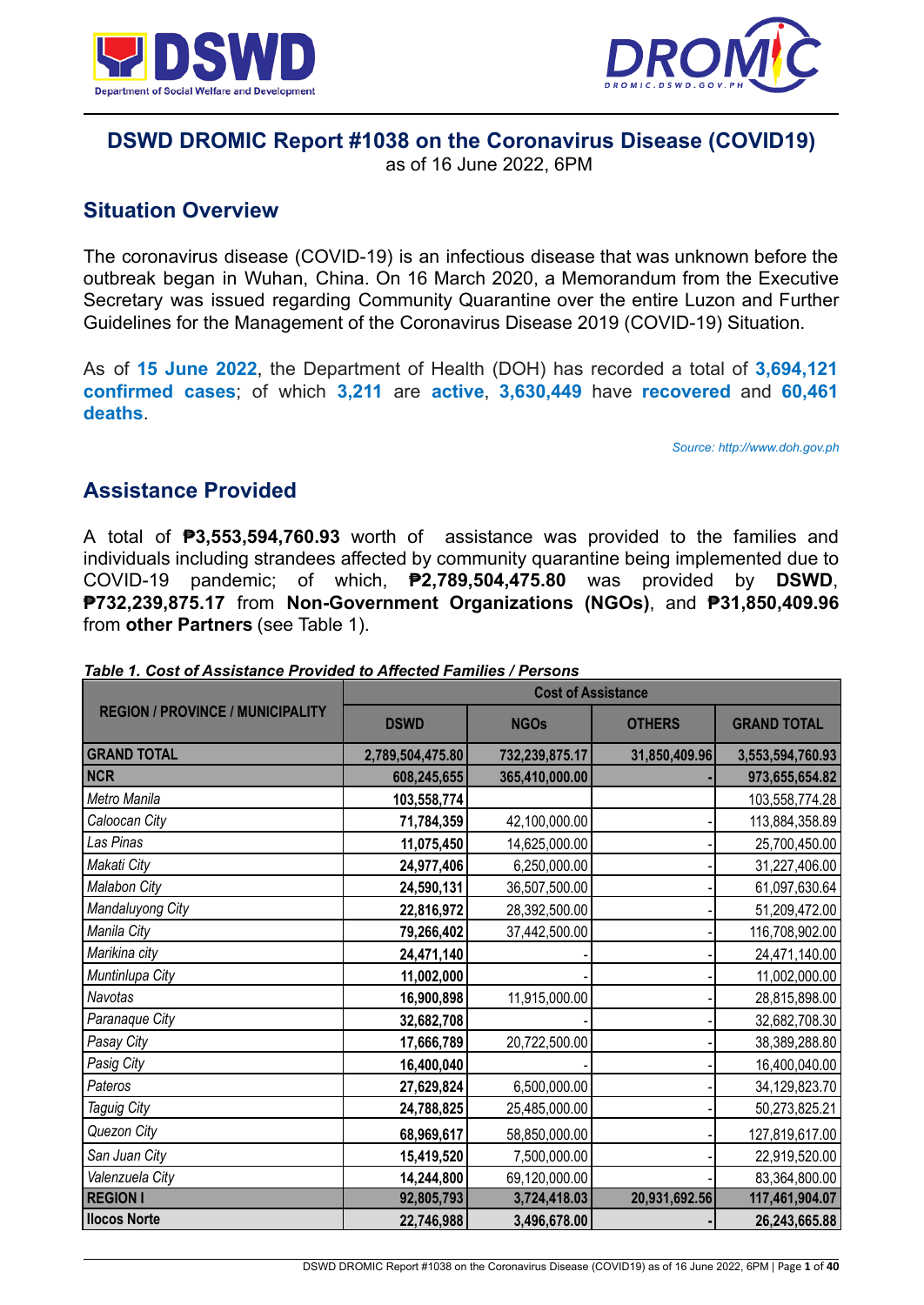# DSWD DROMIC Report #1038 on the Coronavirus Disease (COVID19)

as of 16 June 2022, 6PM

## Situation Overview

The coronavirus disease (COVID-19) is an infectious disease that was unknown before the outbreak began in Wuhan, China. On 16 March 2020, a Memorandum from the Executive Secretary was issued regarding Community Quarantine over the entire Luzon and Further Guidelines for the Management of the Coronavirus Disease 2019 (COVID-19) Situation.

As of **15 June 2022**, the Department of Health (DOH) has recorded a total of **3,694,121 confirmed cases**; of which **3,211** are **active**, **3,630,449** have **recovered** and **60,461 deaths**.

*Source: http://www.doh.gov.ph*

## Assistance Provided

A total of **₱3,553,594,760.93** worth of assistance was provided to the families and individuals including strandees affected by community quarantine being implemented due to COVID-19 pandemic; of which, **₱2,789,504,475.80** was provided by **DSWD**, **₱732,239,875.17** from **Non-Government Organizations (NGOs)**, and **₱31,850,409.96** from **other Partners** (see Table 1).

***Table 1. Cost of Assistance Provided to Affected Families / Persons***

| REGION / PROVINCE / MUNICIPALITY | Cost of Assistance | | | |
|---|---|---|---|---|
| | DSWD | NGOs | OTHERS | GRAND TOTAL |
| **GRAND TOTAL** | **2,789,504,475.80** | **732,239,875.17** | **31,850,409.96** | **3,553,594,760.93** |
| **NCR** | **608,245,655** | **365,410,000.00** | **-** | **973,655,654.82** |
| *Metro Manila* | **103,558,774** | | | 103,558,774.28 |
| *Caloocan City* | **71,784,359** | 42,100,000.00 | - | 113,884,358.89 |
| *Las Pinas* | **11,075,450** | 14,625,000.00 | - | 25,700,450.00 |
| *Makati City* | **24,977,406** | 6,250,000.00 | - | 31,227,406.00 |
| *Malabon City* | **24,590,131** | 36,507,500.00 | - | 61,097,630.64 |
| *Mandaluyong City* | **22,816,972** | 28,392,500.00 | - | 51,209,472.00 |
| *Manila City* | **79,266,402** | 37,442,500.00 | - | 116,708,902.00 |
| *Marikina city* | **24,471,140** | - | - | 24,471,140.00 |
| *Muntinlupa City* | **11,002,000** | - | - | 11,002,000.00 |
| *Navotas* | **16,900,898** | 11,915,000.00 | - | 28,815,898.00 |
| *Paranaque City* | **32,682,708** | - | - | 32,682,708.30 |
| *Pasay City* | **17,666,789** | 20,722,500.00 | - | 38,389,288.80 |
| *Pasig City* | **16,400,040** | - | - | 16,400,040.00 |
| *Pateros* | **27,629,824** | 6,500,000.00 | - | 34,129,823.70 |
| *Taguig City* | **24,788,825** | 25,485,000.00 | - | 50,273,825.21 |
| *Quezon City* | **68,969,617** | 58,850,000.00 | - | 127,819,617.00 |
| *San Juan City* | **15,419,520** | 7,500,000.00 | - | 22,919,520.00 |
| *Valenzuela City* | **14,244,800** | 69,120,000.00 | - | 83,364,800.00 |
| **REGION I** | **92,805,793** | **3,724,418.03** | **20,931,692.56** | **117,461,904.07** |
| **Ilocos Norte** | **22,746,988** | **3,496,678.00** | **-** | **26,243,665.88** |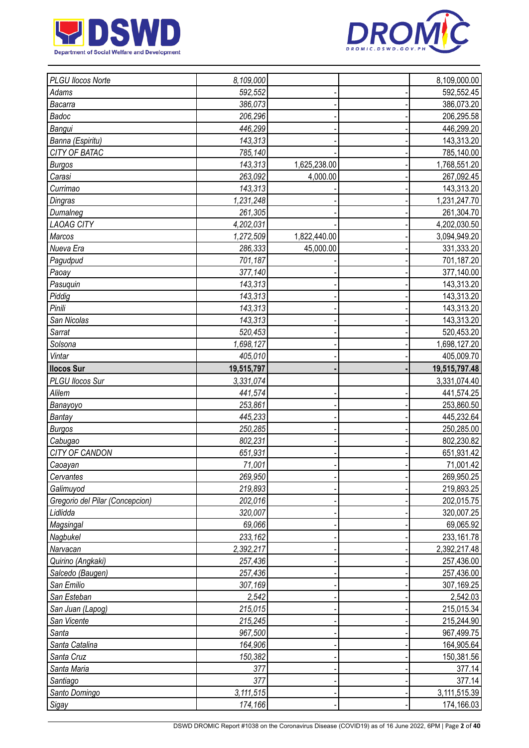| | | | | |
|---|---|---|---|---|
| *PLGU Ilocos Norte* | *8,109,000* | | | 8,109,000.00 |
| *Adams* | *592,552* | - | - | 592,552.45 |
| *Bacarra* | *386,073* | - | - | 386,073.20 |
| *Badoc* | *206,296* | - | - | 206,295.58 |
| *Bangui* | *446,299* | - | - | 446,299.20 |
| *Banna (Espiritu)* | *143,313* | - | - | 143,313.20 |
| *CITY OF BATAC* | *785,140* | - | - | 785,140.00 |
| *Burgos* | *143,313* | 1,625,238.00 | - | 1,768,551.20 |
| *Carasi* | *263,092* | 4,000.00 | - | 267,092.45 |
| *Currimao* | *143,313* | - | - | 143,313.20 |
| *Dingras* | *1,231,248* | - | - | 1,231,247.70 |
| *Dumalneg* | *261,305* | - | - | 261,304.70 |
| *LAOAG CITY* | *4,202,031* | - | - | 4,202,030.50 |
| *Marcos* | *1,272,509* | 1,822,440.00 | - | 3,094,949.20 |
| *Nueva Era* | *286,333* | 45,000.00 | - | 331,333.20 |
| *Pagudpud* | *701,187* | - | - | 701,187.20 |
| *Paoay* | *377,140* | - | - | 377,140.00 |
| *Pasuquin* | *143,313* | - | - | 143,313.20 |
| *Piddig* | *143,313* | - | - | 143,313.20 |
| *Pinili* | *143,313* | - | - | 143,313.20 |
| *San Nicolas* | *143,313* | - | - | 143,313.20 |
| *Sarrat* | *520,453* | - | - | 520,453.20 |
| *Solsona* | *1,698,127* | - | - | 1,698,127.20 |
| *Vintar* | *405,010* | - | - | 405,009.70 |
| **Ilocos Sur** | **19,515,797** | **-** | **-** | **19,515,797.48** |
| *PLGU Ilocos Sur* | *3,331,074* | | | 3,331,074.40 |
| *Alilem* | *441,574* | - | - | 441,574.25 |
| *Banayoyo* | *253,861* | - | - | 253,860.50 |
| *Bantay* | *445,233* | - | - | 445,232.64 |
| *Burgos* | *250,285* | - | - | 250,285.00 |
| *Cabugao* | *802,231* | - | - | 802,230.82 |
| *CITY OF CANDON* | *651,931* | - | - | 651,931.42 |
| *Caoayan* | *71,001* | - | - | 71,001.42 |
| *Cervantes* | *269,950* | - | - | 269,950.25 |
| *Galimuyod* | *219,893* | - | - | 219,893.25 |
| *Gregorio del Pilar (Concepcion)* | *202,016* | - | - | 202,015.75 |
| *Lidlidda* | *320,007* | - | - | 320,007.25 |
| *Magsingal* | *69,066* | - | - | 69,065.92 |
| *Nagbukel* | *233,162* | - | - | 233,161.78 |
| *Narvacan* | *2,392,217* | - | - | 2,392,217.48 |
| *Quirino (Angkaki)* | *257,436* | - | - | 257,436.00 |
| *Salcedo (Baugen)* | *257,436* | - | - | 257,436.00 |
| *San Emilio* | *307,169* | - | - | 307,169.25 |
| *San Esteban* | *2,542* | - | - | 2,542.03 |
| *San Juan (Lapog)* | *215,015* | - | - | 215,015.34 |
| *San Vicente* | *215,245* | - | - | 215,244.90 |
| *Santa* | *967,500* | - | - | 967,499.75 |
| *Santa Catalina* | *164,906* | - | - | 164,905.64 |
| *Santa Cruz* | *150,382* | - | - | 150,381.56 |
| *Santa Maria* | *377* | - | - | 377.14 |
| *Santiago* | *377* | - | - | 377.14 |
| *Santo Domingo* | *3,111,515* | - | - | 3,111,515.39 |
| *Sigay* | *174,166* | - | - | 174,166.03 |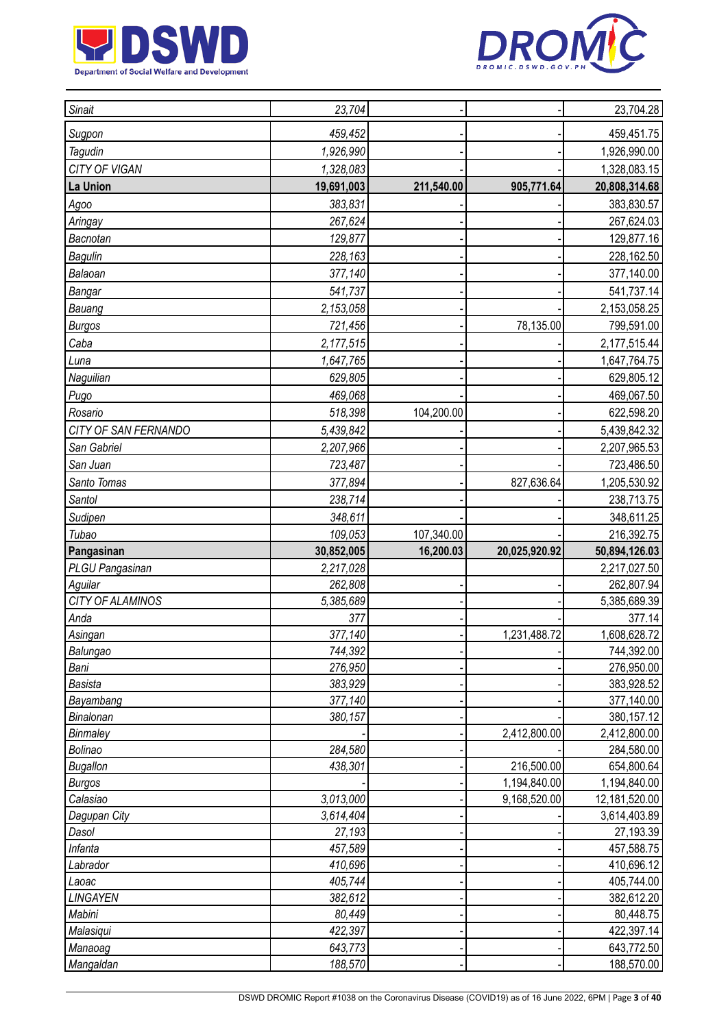| | | | | |
|---|---|---|---|---|
| *Sinait* | *23,704* | - | - | 23,704.28 |
| *Sugpon* | *459,452* | - | - | 459,451.75 |
| *Tagudin* | *1,926,990* | - | - | 1,926,990.00 |
| *CITY OF VIGAN* | *1,328,083* | - | - | 1,328,083.15 |
| **La Union** | **19,691,003** | **211,540.00** | **905,771.64** | **20,808,314.68** |
| *Agoo* | *383,831* | - | - | 383,830.57 |
| *Aringay* | *267,624* | - | - | 267,624.03 |
| *Bacnotan* | *129,877* | - | - | 129,877.16 |
| *Bagulin* | *228,163* | - | - | 228,162.50 |
| *Balaoan* | *377,140* | - | - | 377,140.00 |
| *Bangar* | *541,737* | - | - | 541,737.14 |
| *Bauang* | *2,153,058* | - | - | 2,153,058.25 |
| *Burgos* | *721,456* | - | 78,135.00 | 799,591.00 |
| *Caba* | *2,177,515* | - | - | 2,177,515.44 |
| *Luna* | *1,647,765* | - | - | 1,647,764.75 |
| *Naguilian* | *629,805* | - | - | 629,805.12 |
| *Pugo* | *469,068* | - | - | 469,067.50 |
| *Rosario* | *518,398* | 104,200.00 | - | 622,598.20 |
| *CITY OF SAN FERNANDO* | *5,439,842* | - | - | 5,439,842.32 |
| *San Gabriel* | *2,207,966* | - | - | 2,207,965.53 |
| *San Juan* | *723,487* | - | - | 723,486.50 |
| *Santo Tomas* | *377,894* | - | 827,636.64 | 1,205,530.92 |
| *Santol* | *238,714* | - | - | 238,713.75 |
| *Sudipen* | *348,611* | - | - | 348,611.25 |
| *Tubao* | *109,053* | 107,340.00 | - | 216,392.75 |
| **Pangasinan** | **30,852,005** | **16,200.03** | **20,025,920.92** | **50,894,126.03** |
| *PLGU Pangasinan* | *2,217,028* | | | 2,217,027.50 |
| *Aguilar* | *262,808* | - | - | 262,807.94 |
| *CITY OF ALAMINOS* | *5,385,689* | - | - | 5,385,689.39 |
| *Anda* | *377* | - | - | 377.14 |
| *Asingan* | *377,140* | - | 1,231,488.72 | 1,608,628.72 |
| *Balungao* | *744,392* | - | - | 744,392.00 |
| *Bani* | *276,950* | - | - | 276,950.00 |
| *Basista* | *383,929* | - | - | 383,928.52 |
| *Bayambang* | *377,140* | - | - | 377,140.00 |
| *Binalonan* | *380,157* | - | - | 380,157.12 |
| *Binmaley* | - | - | 2,412,800.00 | 2,412,800.00 |
| *Bolinao* | *284,580* | - | - | 284,580.00 |
| *Bugallon* | *438,301* | - | 216,500.00 | 654,800.64 |
| *Burgos* | - | - | 1,194,840.00 | 1,194,840.00 |
| *Calasiao* | *3,013,000* | - | 9,168,520.00 | 12,181,520.00 |
| *Dagupan City* | *3,614,404* | - | - | 3,614,403.89 |
| *Dasol* | *27,193* | - | - | 27,193.39 |
| *Infanta* | *457,589* | - | - | 457,588.75 |
| *Labrador* | *410,696* | - | - | 410,696.12 |
| *Laoac* | *405,744* | - | - | 405,744.00 |
| *LINGAYEN* | *382,612* | - | - | 382,612.20 |
| *Mabini* | *80,449* | - | - | 80,448.75 |
| *Malasiqui* | *422,397* | - | - | 422,397.14 |
| *Manaoag* | *643,773* | - | - | 643,772.50 |
| *Mangaldan* | *188,570* | - | - | 188,570.00 |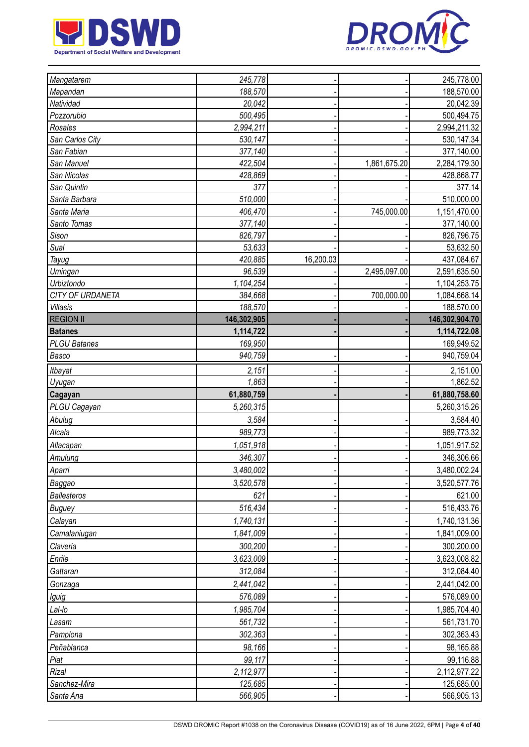| | | | | |
|---|---|---|---|---|
| *Mangatarem* | *245,778* | - | - | 245,778.00 |
| *Mapandan* | *188,570* | - | - | 188,570.00 |
| *Natividad* | *20,042* | - | - | 20,042.39 |
| *Pozzorubio* | *500,495* | - | - | 500,494.75 |
| *Rosales* | *2,994,211* | - | - | 2,994,211.32 |
| *San Carlos City* | *530,147* | - | - | 530,147.34 |
| *San Fabian* | *377,140* | - | - | 377,140.00 |
| *San Manuel* | *422,504* | - | 1,861,675.20 | 2,284,179.30 |
| *San Nicolas* | *428,869* | - | - | 428,868.77 |
| *San Quintin* | *377* | - | - | 377.14 |
| *Santa Barbara* | *510,000* | - | - | 510,000.00 |
| *Santa Maria* | *406,470* | - | 745,000.00 | 1,151,470.00 |
| *Santo Tomas* | *377,140* | - | - | 377,140.00 |
| *Sison* | *826,797* | - | - | 826,796.75 |
| *Sual* | *53,633* | - | - | 53,632.50 |
| *Tayug* | *420,885* | 16,200.03 | - | 437,084.67 |
| *Umingan* | *96,539* | - | 2,495,097.00 | 2,591,635.50 |
| *Urbiztondo* | *1,104,254* | - | - | 1,104,253.75 |
| *CITY OF URDANETA* | *384,668* | - | 700,000.00 | 1,084,668.14 |
| *Villasis* | *188,570* | - | - | 188,570.00 |
| REGION II | **146,302,905** | **-** | **-** | **146,302,904.70** |
| **Batanes** | **1,114,722** | **-** | **-** | **1,114,722.08** |
| *PLGU Batanes* | *169,950* | | | 169,949.52 |
| *Basco* | *940,759* | - | - | 940,759.04 |
| *Itbayat* | *2,151* | - | - | 2,151.00 |
| *Uyugan* | *1,863* | - | - | 1,862.52 |
| **Cagayan** | **61,880,759** | **-** | **-** | **61,880,758.60** |
| *PLGU Cagayan* | *5,260,315* | | | 5,260,315.26 |
| *Abulug* | *3,584* | - | - | 3,584.40 |
| *Alcala* | *989,773* | - | - | 989,773.32 |
| *Allacapan* | *1,051,918* | - | - | 1,051,917.52 |
| *Amulung* | *346,307* | - | - | 346,306.66 |
| *Aparri* | *3,480,002* | - | - | 3,480,002.24 |
| *Baggao* | *3,520,578* | - | - | 3,520,577.76 |
| *Ballesteros* | *621* | - | - | 621.00 |
| *Buguey* | *516,434* | - | - | 516,433.76 |
| *Calayan* | *1,740,131* | - | - | 1,740,131.36 |
| *Camalaniugan* | *1,841,009* | - | - | 1,841,009.00 |
| *Claveria* | *300,200* | - | - | 300,200.00 |
| *Enrile* | *3,623,009* | - | - | 3,623,008.82 |
| *Gattaran* | *312,084* | - | - | 312,084.40 |
| *Gonzaga* | *2,441,042* | - | - | 2,441,042.00 |
| *Iguig* | *576,089* | - | - | 576,089.00 |
| *Lal-lo* | *1,985,704* | - | - | 1,985,704.40 |
| *Lasam* | *561,732* | - | - | 561,731.70 |
| *Pamplona* | *302,363* | - | - | 302,363.43 |
| *Peñablanca* | *98,166* | - | - | 98,165.88 |
| *Piat* | *99,117* | - | - | 99,116.88 |
| *Rizal* | *2,112,977* | - | - | 2,112,977.22 |
| *Sanchez-Mira* | *125,685* | - | - | 125,685.00 |
| *Santa Ana* | *566,905* | - | - | 566,905.13 |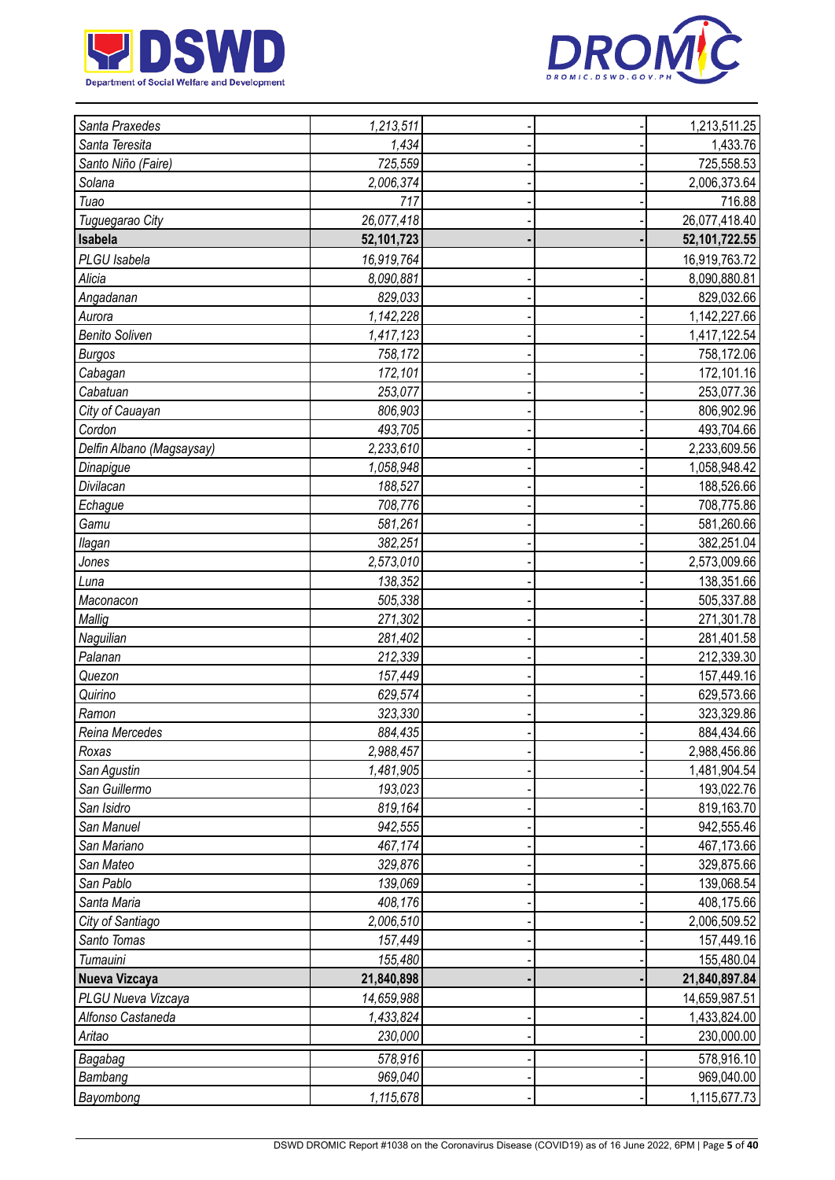| | | | | |
|---|---|---|---|---|
| *Santa Praxedes* | *1,213,511* | - | - | 1,213,511.25 |
| *Santa Teresita* | *1,434* | - | - | 1,433.76 |
| *Santo Niño (Faire)* | *725,559* | - | - | 725,558.53 |
| *Solana* | *2,006,374* | - | - | 2,006,373.64 |
| *Tuao* | *717* | - | - | 716.88 |
| *Tuguegarao City* | *26,077,418* | - | - | 26,077,418.40 |
| **Isabela** | **52,101,723** | **-** | **-** | **52,101,722.55** |
| *PLGU Isabela* | *16,919,764* | | | 16,919,763.72 |
| *Alicia* | *8,090,881* | - | - | 8,090,880.81 |
| *Angadanan* | *829,033* | - | - | 829,032.66 |
| *Aurora* | *1,142,228* | - | - | 1,142,227.66 |
| *Benito Soliven* | *1,417,123* | - | - | 1,417,122.54 |
| *Burgos* | *758,172* | - | - | 758,172.06 |
| *Cabagan* | *172,101* | - | - | 172,101.16 |
| *Cabatuan* | *253,077* | - | - | 253,077.36 |
| *City of Cauayan* | *806,903* | - | - | 806,902.96 |
| *Cordon* | *493,705* | - | - | 493,704.66 |
| *Delfin Albano (Magsaysay)* | *2,233,610* | - | - | 2,233,609.56 |
| *Dinapigue* | *1,058,948* | - | - | 1,058,948.42 |
| *Divilacan* | *188,527* | - | - | 188,526.66 |
| *Echague* | *708,776* | - | - | 708,775.86 |
| *Gamu* | *581,261* | - | - | 581,260.66 |
| *Ilagan* | *382,251* | - | - | 382,251.04 |
| *Jones* | *2,573,010* | - | - | 2,573,009.66 |
| *Luna* | *138,352* | - | - | 138,351.66 |
| *Maconacon* | *505,338* | - | - | 505,337.88 |
| *Mallig* | *271,302* | - | - | 271,301.78 |
| *Naguilian* | *281,402* | - | - | 281,401.58 |
| *Palanan* | *212,339* | - | - | 212,339.30 |
| *Quezon* | *157,449* | - | - | 157,449.16 |
| *Quirino* | *629,574* | - | - | 629,573.66 |
| *Ramon* | *323,330* | - | - | 323,329.86 |
| *Reina Mercedes* | *884,435* | - | - | 884,434.66 |
| *Roxas* | *2,988,457* | - | - | 2,988,456.86 |
| *San Agustin* | *1,481,905* | - | - | 1,481,904.54 |
| *San Guillermo* | *193,023* | - | - | 193,022.76 |
| *San Isidro* | *819,164* | - | - | 819,163.70 |
| *San Manuel* | *942,555* | - | - | 942,555.46 |
| *San Mariano* | *467,174* | - | - | 467,173.66 |
| *San Mateo* | *329,876* | - | - | 329,875.66 |
| *San Pablo* | *139,069* | - | - | 139,068.54 |
| *Santa Maria* | *408,176* | - | - | 408,175.66 |
| *City of Santiago* | *2,006,510* | - | - | 2,006,509.52 |
| *Santo Tomas* | *157,449* | - | - | 157,449.16 |
| *Tumauini* | *155,480* | - | - | 155,480.04 |
| **Nueva Vizcaya** | **21,840,898** | **-** | **-** | **21,840,897.84** |
| *PLGU Nueva Vizcaya* | *14,659,988* | | | 14,659,987.51 |
| *Alfonso Castaneda* | *1,433,824* | - | - | 1,433,824.00 |
| *Aritao* | *230,000* | - | - | 230,000.00 |
| *Bagabag* | *578,916* | - | - | 578,916.10 |
| *Bambang* | *969,040* | - | - | 969,040.00 |
| *Bayombong* | *1,115,678* | - | - | 1,115,677.73 |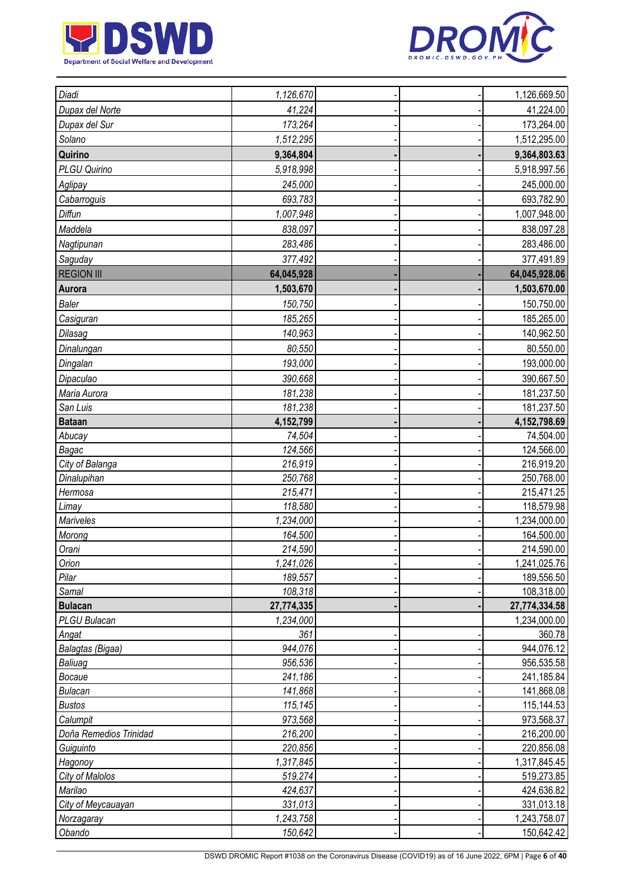| | | | | |
|---|---|---|---|---|
| *Diadi* | *1,126,670* | - | - | 1,126,669.50 |
| *Dupax del Norte* | *41,224* | - | - | 41,224.00 |
| *Dupax del Sur* | *173,264* | - | - | 173,264.00 |
| *Solano* | *1,512,295* | - | - | 1,512,295.00 |
| **Quirino** | **9,364,804** | **-** | **-** | **9,364,803.63** |
| *PLGU Quirino* | *5,918,998* | - | - | 5,918,997.56 |
| *Aglipay* | *245,000* | - | - | 245,000.00 |
| *Cabarroguis* | *693,783* | - | - | 693,782.90 |
| *Diffun* | *1,007,948* | - | - | 1,007,948.00 |
| *Maddela* | *838,097* | - | - | 838,097.28 |
| *Nagtipunan* | *283,486* | - | - | 283,486.00 |
| *Saguday* | *377,492* | - | - | 377,491.89 |
| REGION III | **64,045,928** | **-** | **-** | **64,045,928.06** |
| **Aurora** | **1,503,670** | **-** | **-** | **1,503,670.00** |
| *Baler* | *150,750* | - | - | 150,750.00 |
| *Casiguran* | *185,265* | - | - | 185,265.00 |
| *Dilasag* | *140,963* | - | - | 140,962.50 |
| *Dinalungan* | *80,550* | - | - | 80,550.00 |
| *Dingalan* | *193,000* | - | - | 193,000.00 |
| *Dipaculao* | *390,668* | - | - | 390,667.50 |
| *Maria Aurora* | *181,238* | - | - | 181,237.50 |
| *San Luis* | *181,238* | - | - | 181,237.50 |
| **Bataan** | **4,152,799** | **-** | **-** | **4,152,798.69** |
| *Abucay* | *74,504* | - | - | 74,504.00 |
| *Bagac* | *124,566* | - | - | 124,566.00 |
| *City of Balanga* | *216,919* | - | - | 216,919.20 |
| *Dinalupihan* | *250,768* | - | - | 250,768.00 |
| *Hermosa* | *215,471* | - | - | 215,471.25 |
| *Limay* | *118,580* | - | - | 118,579.98 |
| *Mariveles* | *1,234,000* | - | - | 1,234,000.00 |
| *Morong* | *164,500* | - | - | 164,500.00 |
| *Orani* | *214,590* | - | - | 214,590.00 |
| *Orion* | *1,241,026* | - | - | 1,241,025.76 |
| *Pilar* | *189,557* | - | - | 189,556.50 |
| *Samal* | *108,318* | - | - | 108,318.00 |
| **Bulacan** | **27,774,335** | **-** | **-** | **27,774,334.58** |
| *PLGU Bulacan* | *1,234,000* | | | 1,234,000.00 |
| *Angat* | *361* | - | - | 360.78 |
| *Balagtas (Bigaa)* | *944,076* | - | - | 944,076.12 |
| *Baliuag* | *956,536* | - | - | 956,535.58 |
| *Bocaue* | *241,186* | - | - | 241,185.84 |
| *Bulacan* | *141,868* | - | - | 141,868.08 |
| *Bustos* | *115,145* | - | - | 115,144.53 |
| *Calumpit* | *973,568* | - | - | 973,568.37 |
| *Doña Remedios Trinidad* | *216,200* | - | - | 216,200.00 |
| *Guiguinto* | *220,856* | - | - | 220,856.08 |
| *Hagonoy* | *1,317,845* | - | - | 1,317,845.45 |
| *City of Malolos* | *519,274* | - | - | 519,273.85 |
| *Marilao* | *424,637* | - | - | 424,636.82 |
| *City of Meycauayan* | *331,013* | - | - | 331,013.18 |
| *Norzagaray* | *1,243,758* | - | - | 1,243,758.07 |
| *Obando* | *150,642* | - | - | 150,642.42 |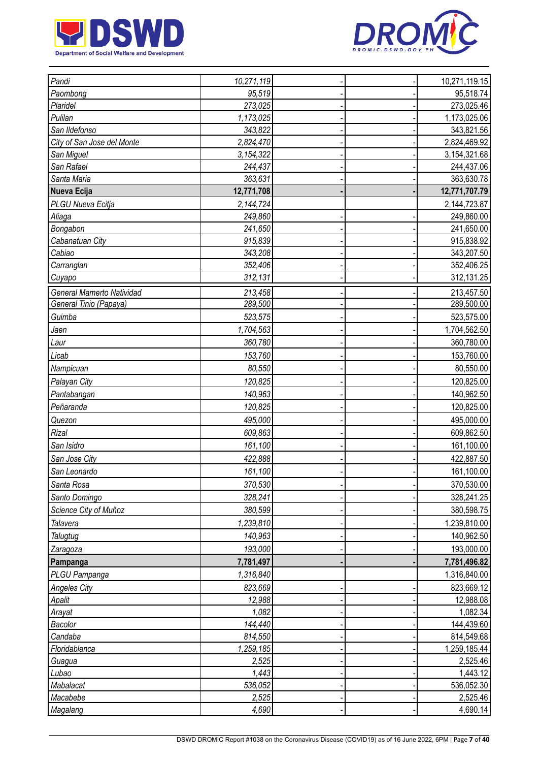| | | | | |
|---|---|---|---|---|
| *Pandi* | *10,271,119* | - | - | 10,271,119.15 |
| *Paombong* | *95,519* | - | - | 95,518.74 |
| *Plaridel* | *273,025* | - | - | 273,025.46 |
| *Pulilan* | *1,173,025* | - | - | 1,173,025.06 |
| *San Ildefonso* | *343,822* | - | - | 343,821.56 |
| *City of San Jose del Monte* | *2,824,470* | - | - | 2,824,469.92 |
| *San Miguel* | *3,154,322* | - | - | 3,154,321.68 |
| *San Rafael* | *244,437* | - | - | 244,437.06 |
| *Santa Maria* | *363,631* | - | - | 363,630.78 |
| **Nueva Ecija** | **12,771,708** | **-** | **-** | **12,771,707.79** |
| *PLGU Nueva Ecitja* | *2,144,724* | | | 2,144,723.87 |
| *Aliaga* | *249,860* | - | - | 249,860.00 |
| *Bongabon* | *241,650* | - | - | 241,650.00 |
| *Cabanatuan City* | *915,839* | - | - | 915,838.92 |
| *Cabiao* | *343,208* | - | - | 343,207.50 |
| *Carranglan* | *352,406* | - | - | 352,406.25 |
| *Cuyapo* | *312,131* | - | - | 312,131.25 |
| *General Mamerto Natividad* | *213,458* | - | - | 213,457.50 |
| *General Tinio (Papaya)* | *289,500* | - | - | 289,500.00 |
| *Guimba* | *523,575* | - | - | 523,575.00 |
| *Jaen* | *1,704,563* | - | - | 1,704,562.50 |
| *Laur* | *360,780* | - | - | 360,780.00 |
| *Licab* | *153,760* | - | - | 153,760.00 |
| *Nampicuan* | *80,550* | - | - | 80,550.00 |
| *Palayan City* | *120,825* | - | - | 120,825.00 |
| *Pantabangan* | *140,963* | - | - | 140,962.50 |
| *Peñaranda* | *120,825* | - | - | 120,825.00 |
| *Quezon* | *495,000* | - | - | 495,000.00 |
| *Rizal* | *609,863* | - | - | 609,862.50 |
| *San Isidro* | *161,100* | - | - | 161,100.00 |
| *San Jose City* | *422,888* | - | - | 422,887.50 |
| *San Leonardo* | *161,100* | - | - | 161,100.00 |
| *Santa Rosa* | *370,530* | - | - | 370,530.00 |
| *Santo Domingo* | *328,241* | - | - | 328,241.25 |
| *Science City of Muñoz* | *380,599* | - | - | 380,598.75 |
| *Talavera* | *1,239,810* | - | - | 1,239,810.00 |
| *Talugtug* | *140,963* | - | - | 140,962.50 |
| *Zaragoza* | *193,000* | - | - | 193,000.00 |
| **Pampanga** | **7,781,497** | **-** | **-** | **7,781,496.82** |
| *PLGU Pampanga* | *1,316,840* | | | 1,316,840.00 |
| *Angeles City* | *823,669* | - | - | 823,669.12 |
| *Apalit* | *12,988* | - | - | 12,988.08 |
| *Arayat* | *1,082* | - | - | 1,082.34 |
| *Bacolor* | *144,440* | - | - | 144,439.60 |
| *Candaba* | *814,550* | - | - | 814,549.68 |
| *Floridablanca* | *1,259,185* | - | - | 1,259,185.44 |
| *Guagua* | *2,525* | - | - | 2,525.46 |
| *Lubao* | *1,443* | - | - | 1,443.12 |
| *Mabalacat* | *536,052* | - | - | 536,052.30 |
| *Macabebe* | *2,525* | - | - | 2,525.46 |
| *Magalang* | *4,690* | - | - | 4,690.14 |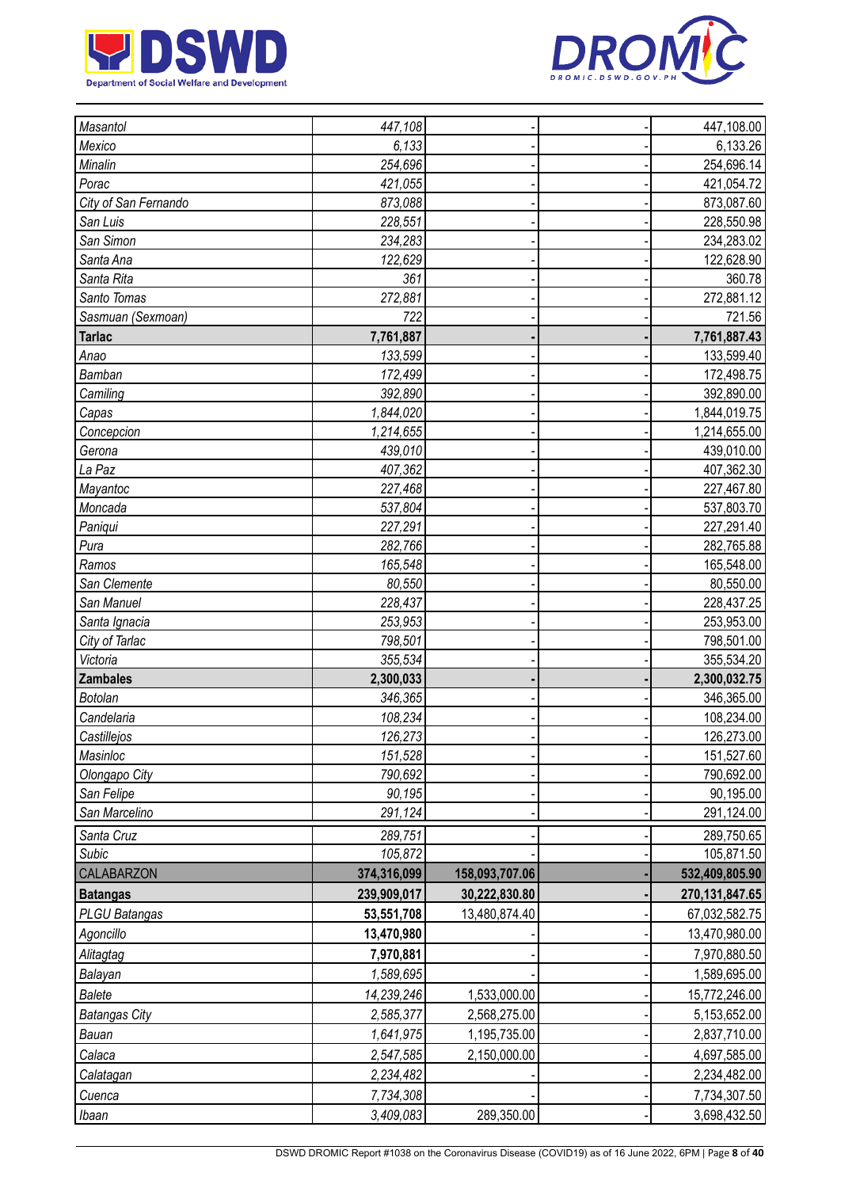| | | | | |
|---|---|---|---|---|
| *Masantol* | *447,108* | - | - | 447,108.00 |
| *Mexico* | *6,133* | - | - | 6,133.26 |
| *Minalin* | *254,696* | - | - | 254,696.14 |
| *Porac* | *421,055* | - | - | 421,054.72 |
| *City of San Fernando* | *873,088* | - | - | 873,087.60 |
| *San Luis* | *228,551* | - | - | 228,550.98 |
| *San Simon* | *234,283* | - | - | 234,283.02 |
| *Santa Ana* | *122,629* | - | - | 122,628.90 |
| *Santa Rita* | *361* | - | - | 360.78 |
| *Santo Tomas* | *272,881* | - | - | 272,881.12 |
| *Sasmuan (Sexmoan)* | *722* | - | - | 721.56 |
| **Tarlac** | **7,761,887** | **-** | **-** | **7,761,887.43** |
| *Anao* | *133,599* | - | - | 133,599.40 |
| *Bamban* | *172,499* | - | - | 172,498.75 |
| *Camiling* | *392,890* | - | - | 392,890.00 |
| *Capas* | *1,844,020* | - | - | 1,844,019.75 |
| *Concepcion* | *1,214,655* | - | - | 1,214,655.00 |
| *Gerona* | *439,010* | - | - | 439,010.00 |
| *La Paz* | *407,362* | - | - | 407,362.30 |
| *Mayantoc* | *227,468* | - | - | 227,467.80 |
| *Moncada* | *537,804* | - | - | 537,803.70 |
| *Paniqui* | *227,291* | - | - | 227,291.40 |
| *Pura* | *282,766* | - | - | 282,765.88 |
| *Ramos* | *165,548* | - | - | 165,548.00 |
| *San Clemente* | *80,550* | - | - | 80,550.00 |
| *San Manuel* | *228,437* | - | - | 228,437.25 |
| *Santa Ignacia* | *253,953* | - | - | 253,953.00 |
| *City of Tarlac* | *798,501* | - | - | 798,501.00 |
| *Victoria* | *355,534* | - | - | 355,534.20 |
| **Zambales** | **2,300,033** | **-** | **-** | **2,300,032.75** |
| *Botolan* | *346,365* | - | - | 346,365.00 |
| *Candelaria* | *108,234* | - | - | 108,234.00 |
| *Castillejos* | *126,273* | - | - | 126,273.00 |
| *Masinloc* | *151,528* | - | - | 151,527.60 |
| *Olongapo City* | *790,692* | - | - | 790,692.00 |
| *San Felipe* | *90,195* | - | - | 90,195.00 |
| *San Marcelino* | *291,124* | - | - | 291,124.00 |
| *Santa Cruz* | *289,751* | - | - | 289,750.65 |
| *Subic* | *105,872* | - | - | 105,871.50 |
| CALABARZON | **374,316,099** | **158,093,707.06** | **-** | **532,409,805.90** |
| **Batangas** | **239,909,017** | **30,222,830.80** | **-** | **270,131,847.65** |
| *PLGU Batangas* | **53,551,708** | 13,480,874.40 | - | 67,032,582.75 |
| *Agoncillo* | **13,470,980** | - | - | 13,470,980.00 |
| *Alitagtag* | **7,970,881** | - | - | 7,970,880.50 |
| *Balayan* | *1,589,695* | - | - | 1,589,695.00 |
| *Balete* | *14,239,246* | 1,533,000.00 | - | 15,772,246.00 |
| *Batangas City* | *2,585,377* | 2,568,275.00 | - | 5,153,652.00 |
| *Bauan* | *1,641,975* | 1,195,735.00 | - | 2,837,710.00 |
| *Calaca* | *2,547,585* | 2,150,000.00 | - | 4,697,585.00 |
| *Calatagan* | *2,234,482* | - | - | 2,234,482.00 |
| *Cuenca* | *7,734,308* | - | - | 7,734,307.50 |
| *Ibaan* | *3,409,083* | 289,350.00 | - | 3,698,432.50 |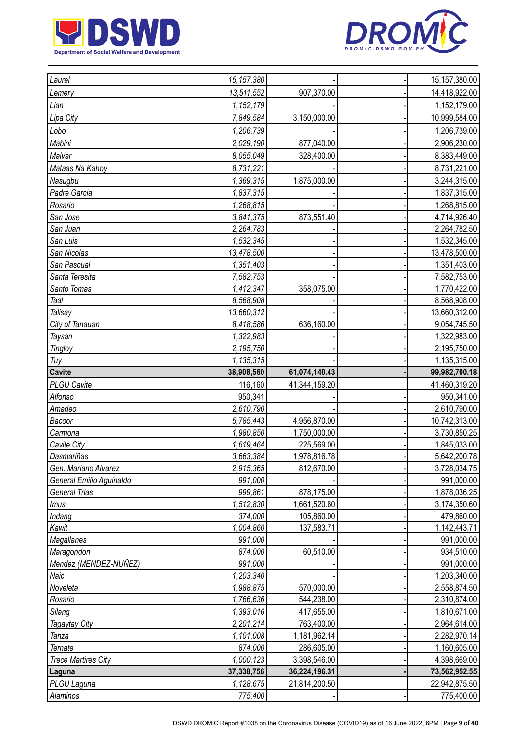| | | | | |
|---|---|---|---|---|
| *Laurel* | *15,157,380* | - | - | 15,157,380.00 |
| *Lemery* | *13,511,552* | 907,370.00 | - | 14,418,922.00 |
| *Lian* | *1,152,179* | - | - | 1,152,179.00 |
| *Lipa City* | *7,849,584* | 3,150,000.00 | - | 10,999,584.00 |
| *Lobo* | *1,206,739* | - | - | 1,206,739.00 |
| *Mabini* | *2,029,190* | 877,040.00 | - | 2,906,230.00 |
| *Malvar* | *8,055,049* | 328,400.00 | - | 8,383,449.00 |
| *Mataas Na Kahoy* | *8,731,221* | - | - | 8,731,221.00 |
| *Nasugbu* | *1,369,315* | 1,875,000.00 | - | 3,244,315.00 |
| *Padre Garcia* | *1,837,315* | - | - | 1,837,315.00 |
| *Rosario* | *1,268,815* | - | - | 1,268,815.00 |
| *San Jose* | *3,841,375* | 873,551.40 | - | 4,714,926.40 |
| *San Juan* | *2,264,783* | - | - | 2,264,782.50 |
| *San Luis* | *1,532,345* | - | - | 1,532,345.00 |
| *San Nicolas* | *13,478,500* | - | - | 13,478,500.00 |
| *San Pascual* | *1,351,403* | - | - | 1,351,403.00 |
| *Santa Teresita* | *7,582,753* | - | - | 7,582,753.00 |
| *Santo Tomas* | *1,412,347* | 358,075.00 | - | 1,770,422.00 |
| *Taal* | *8,568,908* | - | - | 8,568,908.00 |
| *Talisay* | *13,660,312* | - | - | 13,660,312.00 |
| *City of Tanauan* | *8,418,586* | 636,160.00 | - | 9,054,745.50 |
| *Taysan* | *1,322,983* | - | - | 1,322,983.00 |
| *Tingloy* | *2,195,750* | - | - | 2,195,750.00 |
| *Tuy* | *1,135,315* | - | - | 1,135,315.00 |
| **Cavite** | **38,908,560** | **61,074,140.43** | **-** | **99,982,700.18** |
| *PLGU Cavite* | 116,160 | 41,344,159.20 | | 41,460,319.20 |
| *Alfonso* | 950,341 | - | - | 950,341.00 |
| *Amadeo* | *2,610,790* | - | - | 2,610,790.00 |
| *Bacoor* | *5,785,443* | 4,956,870.00 | - | 10,742,313.00 |
| *Carmona* | *1,980,850* | 1,750,000.00 | - | 3,730,850.25 |
| *Cavite City* | *1,619,464* | 225,569.00 | - | 1,845,033.00 |
| *Dasmariñas* | *3,663,384* | 1,978,816.78 | - | 5,642,200.78 |
| *Gen. Mariano Alvarez* | *2,915,365* | 812,670.00 | - | 3,728,034.75 |
| *General Emilio Aguinaldo* | *991,000* | - | - | 991,000.00 |
| *General Trias* | *999,861* | 878,175.00 | - | 1,878,036.25 |
| *Imus* | *1,512,830* | 1,661,520.60 | - | 3,174,350.60 |
| *Indang* | *374,000* | 105,860.00 | - | 479,860.00 |
| *Kawit* | *1,004,860* | 137,583.71 | - | 1,142,443.71 |
| *Magallanes* | *991,000* | - | - | 991,000.00 |
| *Maragondon* | *874,000* | 60,510.00 | - | 934,510.00 |
| *Mendez (MENDEZ-NUÑEZ)* | *991,000* | - | - | 991,000.00 |
| *Naic* | *1,203,340* | - | - | 1,203,340.00 |
| *Noveleta* | *1,988,875* | 570,000.00 | - | 2,558,874.50 |
| *Rosario* | *1,766,636* | 544,238.00 | - | 2,310,874.00 |
| *Silang* | *1,393,016* | 417,655.00 | - | 1,810,671.00 |
| *Tagaytay City* | *2,201,214* | 763,400.00 | - | 2,964,614.00 |
| *Tanza* | *1,101,008* | 1,181,962.14 | - | 2,282,970.14 |
| *Ternate* | *874,000* | 286,605.00 | - | 1,160,605.00 |
| *Trece Martires City* | *1,000,123* | 3,398,546.00 | - | 4,398,669.00 |
| **Laguna** | **37,338,756** | **36,224,196.31** | **-** | **73,562,952.55** |
| *PLGU Laguna* | *1,128,675* | 21,814,200.50 | | 22,942,875.50 |
| *Alaminos* | *775,400* | - | - | 775,400.00 |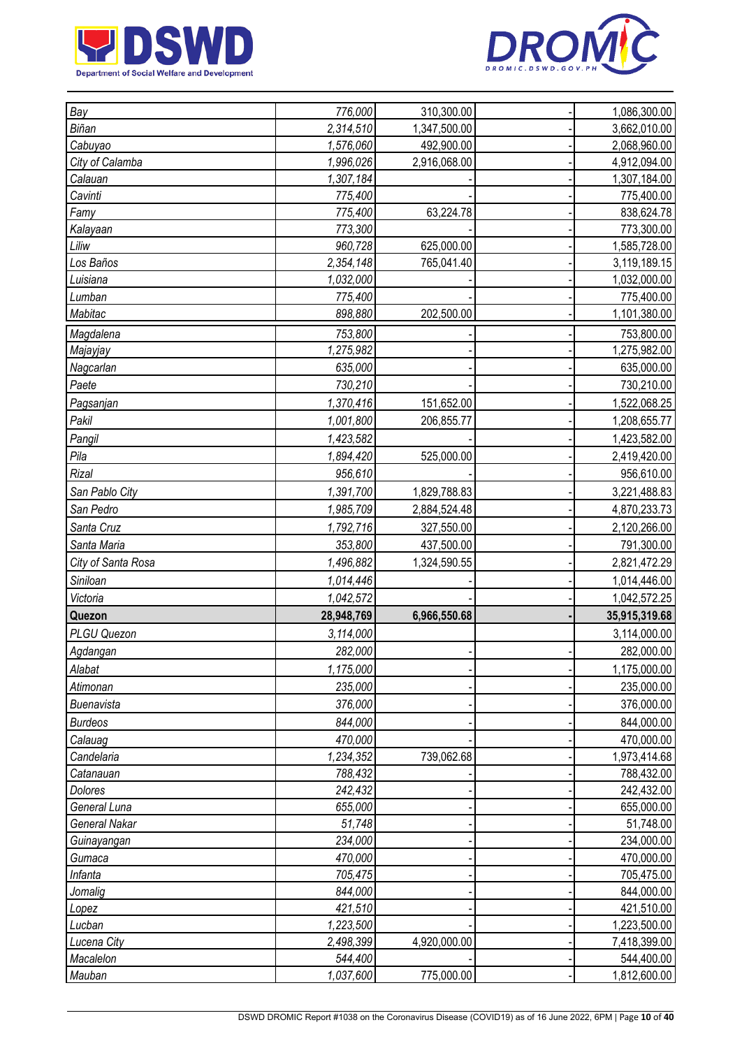| | | | | |
|---|---|---|---|---|
| *Bay* | *776,000* | 310,300.00 | - | 1,086,300.00 |
| *Biñan* | *2,314,510* | 1,347,500.00 | - | 3,662,010.00 |
| *Cabuyao* | *1,576,060* | 492,900.00 | - | 2,068,960.00 |
| *City of Calamba* | *1,996,026* | 2,916,068.00 | - | 4,912,094.00 |
| *Calauan* | *1,307,184* | - | - | 1,307,184.00 |
| *Cavinti* | *775,400* | - | - | 775,400.00 |
| *Famy* | *775,400* | 63,224.78 | - | 838,624.78 |
| *Kalayaan* | *773,300* | - | - | 773,300.00 |
| *Liliw* | *960,728* | 625,000.00 | - | 1,585,728.00 |
| *Los Baños* | *2,354,148* | 765,041.40 | - | 3,119,189.15 |
| *Luisiana* | *1,032,000* | - | - | 1,032,000.00 |
| *Lumban* | *775,400* | - | - | 775,400.00 |
| *Mabitac* | *898,880* | 202,500.00 | - | 1,101,380.00 |
| *Magdalena* | *753,800* | - | - | 753,800.00 |
| *Majayjay* | *1,275,982* | - | - | 1,275,982.00 |
| *Nagcarlan* | *635,000* | - | - | 635,000.00 |
| *Paete* | *730,210* | - | - | 730,210.00 |
| *Pagsanjan* | *1,370,416* | 151,652.00 | - | 1,522,068.25 |
| *Pakil* | *1,001,800* | 206,855.77 | - | 1,208,655.77 |
| *Pangil* | *1,423,582* | - | - | 1,423,582.00 |
| *Pila* | *1,894,420* | 525,000.00 | - | 2,419,420.00 |
| *Rizal* | *956,610* | - | - | 956,610.00 |
| *San Pablo City* | *1,391,700* | 1,829,788.83 | - | 3,221,488.83 |
| *San Pedro* | *1,985,709* | 2,884,524.48 | - | 4,870,233.73 |
| *Santa Cruz* | *1,792,716* | 327,550.00 | - | 2,120,266.00 |
| *Santa Maria* | *353,800* | 437,500.00 | - | 791,300.00 |
| *City of Santa Rosa* | *1,496,882* | 1,324,590.55 | - | 2,821,472.29 |
| *Siniloan* | *1,014,446* | - | - | 1,014,446.00 |
| *Victoria* | *1,042,572* | - | - | 1,042,572.25 |
| **Quezon** | **28,948,769** | **6,966,550.68** | **-** | **35,915,319.68** |
| *PLGU Quezon* | *3,114,000* | | | 3,114,000.00 |
| *Agdangan* | *282,000* | - | - | 282,000.00 |
| *Alabat* | *1,175,000* | - | - | 1,175,000.00 |
| *Atimonan* | *235,000* | - | - | 235,000.00 |
| *Buenavista* | *376,000* | - | - | 376,000.00 |
| *Burdeos* | *844,000* | - | - | 844,000.00 |
| *Calauag* | *470,000* | - | - | 470,000.00 |
| *Candelaria* | *1,234,352* | 739,062.68 | - | 1,973,414.68 |
| *Catanauan* | *788,432* | - | - | 788,432.00 |
| *Dolores* | *242,432* | - | - | 242,432.00 |
| *General Luna* | *655,000* | - | - | 655,000.00 |
| *General Nakar* | *51,748* | - | - | 51,748.00 |
| *Guinayangan* | *234,000* | - | - | 234,000.00 |
| *Gumaca* | *470,000* | - | - | 470,000.00 |
| *Infanta* | *705,475* | - | - | 705,475.00 |
| *Jomalig* | *844,000* | - | - | 844,000.00 |
| *Lopez* | *421,510* | - | - | 421,510.00 |
| *Lucban* | *1,223,500* | - | - | 1,223,500.00 |
| *Lucena City* | *2,498,399* | 4,920,000.00 | - | 7,418,399.00 |
| *Macalelon* | *544,400* | - | - | 544,400.00 |
| *Mauban* | *1,037,600* | 775,000.00 | - | 1,812,600.00 |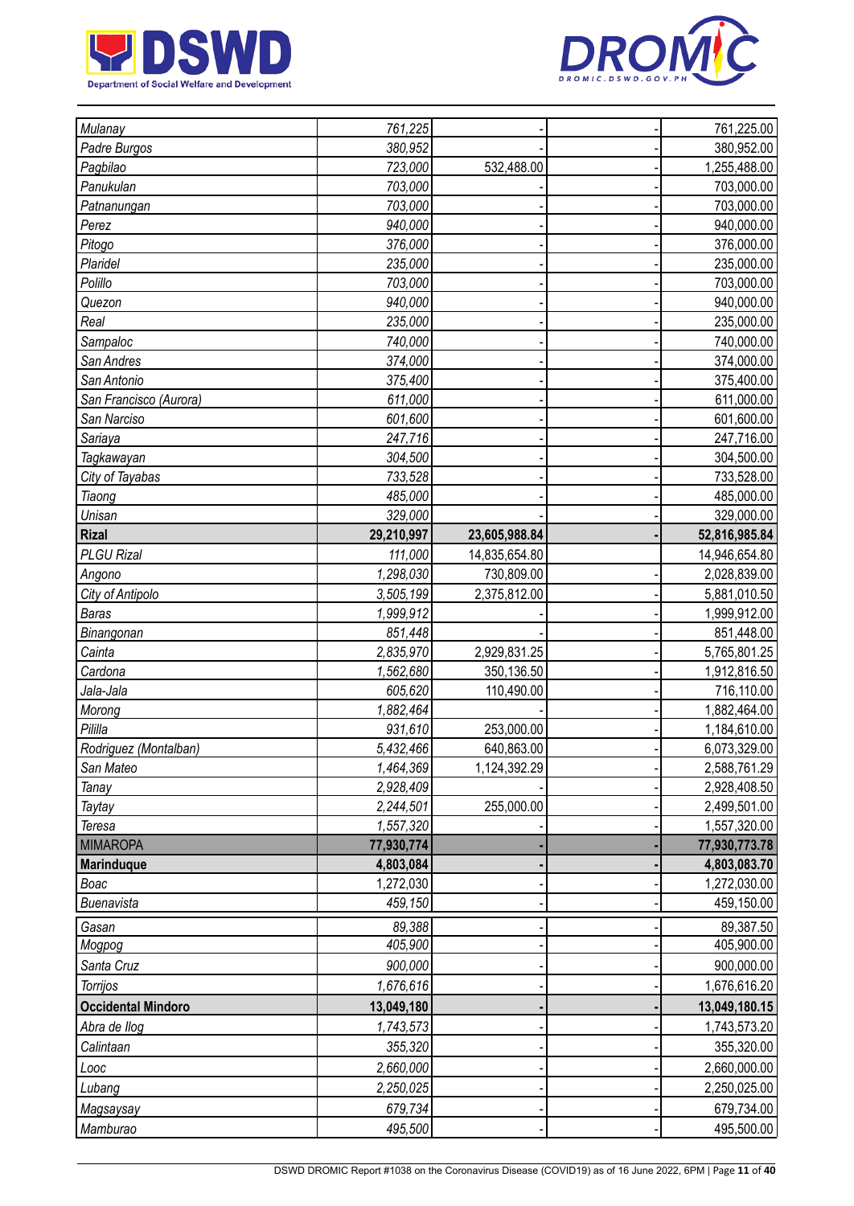| | | | | |
|---|---|---|---|---|
| *Mulanay* | *761,225* | - | - | 761,225.00 |
| *Padre Burgos* | *380,952* | - | - | 380,952.00 |
| *Pagbilao* | *723,000* | 532,488.00 | - | 1,255,488.00 |
| *Panukulan* | *703,000* | - | - | 703,000.00 |
| *Patnanungan* | *703,000* | - | - | 703,000.00 |
| *Perez* | *940,000* | - | - | 940,000.00 |
| *Pitogo* | *376,000* | - | - | 376,000.00 |
| *Plaridel* | *235,000* | - | - | 235,000.00 |
| *Polillo* | *703,000* | - | - | 703,000.00 |
| *Quezon* | *940,000* | - | - | 940,000.00 |
| *Real* | *235,000* | - | - | 235,000.00 |
| *Sampaloc* | *740,000* | - | - | 740,000.00 |
| *San Andres* | *374,000* | - | - | 374,000.00 |
| *San Antonio* | *375,400* | - | - | 375,400.00 |
| *San Francisco (Aurora)* | *611,000* | - | - | 611,000.00 |
| *San Narciso* | *601,600* | - | - | 601,600.00 |
| *Sariaya* | *247,716* | - | - | 247,716.00 |
| *Tagkawayan* | *304,500* | - | - | 304,500.00 |
| *City of Tayabas* | *733,528* | - | - | 733,528.00 |
| *Tiaong* | *485,000* | - | - | 485,000.00 |
| *Unisan* | *329,000* | - | - | 329,000.00 |
| **Rizal** | **29,210,997** | **23,605,988.84** | **-** | **52,816,985.84** |
| *PLGU Rizal* | *111,000* | 14,835,654.80 | | 14,946,654.80 |
| *Angono* | *1,298,030* | 730,809.00 | - | 2,028,839.00 |
| *City of Antipolo* | *3,505,199* | 2,375,812.00 | - | 5,881,010.50 |
| *Baras* | *1,999,912* | - | - | 1,999,912.00 |
| *Binangonan* | *851,448* | - | - | 851,448.00 |
| *Cainta* | *2,835,970* | 2,929,831.25 | - | 5,765,801.25 |
| *Cardona* | *1,562,680* | 350,136.50 | - | 1,912,816.50 |
| *Jala-Jala* | *605,620* | 110,490.00 | - | 716,110.00 |
| *Morong* | *1,882,464* | - | - | 1,882,464.00 |
| *Pililla* | *931,610* | 253,000.00 | - | 1,184,610.00 |
| *Rodriguez (Montalban)* | *5,432,466* | 640,863.00 | - | 6,073,329.00 |
| *San Mateo* | *1,464,369* | 1,124,392.29 | - | 2,588,761.29 |
| *Tanay* | *2,928,409* | - | - | 2,928,408.50 |
| *Taytay* | *2,244,501* | 255,000.00 | - | 2,499,501.00 |
| *Teresa* | *1,557,320* | - | - | 1,557,320.00 |
| MIMAROPA | **77,930,774** | **-** | **-** | **77,930,773.78** |
| **Marinduque** | **4,803,084** | **-** | **-** | **4,803,083.70** |
| *Boac* | 1,272,030 | - | - | 1,272,030.00 |
| *Buenavista* | *459,150* | - | - | 459,150.00 |
| *Gasan* | *89,388* | - | - | 89,387.50 |
| *Mogpog* | *405,900* | - | - | 405,900.00 |
| *Santa Cruz* | *900,000* | - | - | 900,000.00 |
| *Torrijos* | *1,676,616* | - | - | 1,676,616.20 |
| **Occidental Mindoro** | **13,049,180** | **-** | **-** | **13,049,180.15** |
| *Abra de Ilog* | *1,743,573* | - | - | 1,743,573.20 |
| *Calintaan* | *355,320* | - | - | 355,320.00 |
| *Looc* | *2,660,000* | - | - | 2,660,000.00 |
| *Lubang* | *2,250,025* | - | - | 2,250,025.00 |
| *Magsaysay* | *679,734* | - | - | 679,734.00 |
| *Mamburao* | *495,500* | - | - | 495,500.00 |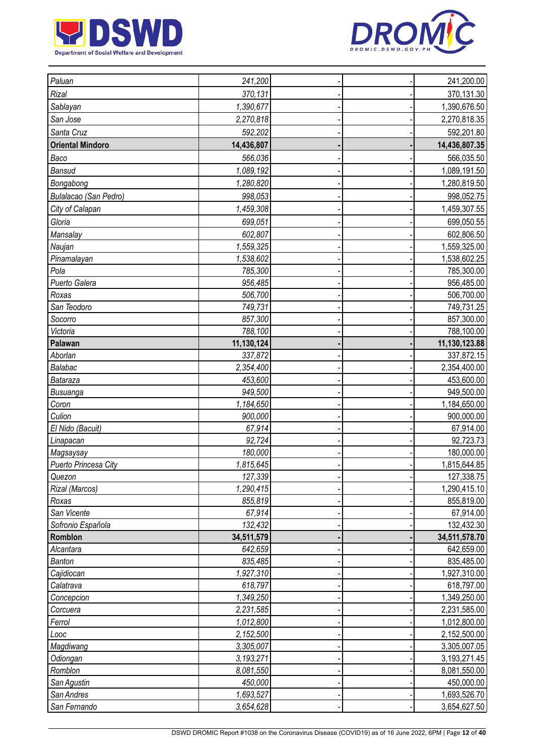| | | | | |
|---|---|---|---|---|
| *Paluan* | *241,200* | - | - | 241,200.00 |
| *Rizal* | *370,131* | - | - | 370,131.30 |
| *Sablayan* | *1,390,677* | - | - | 1,390,676.50 |
| *San Jose* | *2,270,818* | - | - | 2,270,818.35 |
| *Santa Cruz* | *592,202* | - | - | 592,201.80 |
| **Oriental Mindoro** | **14,436,807** | **-** | **-** | **14,436,807.35** |
| *Baco* | *566,036* | - | - | 566,035.50 |
| *Bansud* | *1,089,192* | - | - | 1,089,191.50 |
| *Bongabong* | *1,280,820* | - | - | 1,280,819.50 |
| *Bulalacao (San Pedro)* | *998,053* | - | - | 998,052.75 |
| *City of Calapan* | *1,459,308* | - | - | 1,459,307.55 |
| *Gloria* | *699,051* | - | - | 699,050.55 |
| *Mansalay* | *602,807* | - | - | 602,806.50 |
| *Naujan* | *1,559,325* | - | - | 1,559,325.00 |
| *Pinamalayan* | *1,538,602* | - | - | 1,538,602.25 |
| *Pola* | *785,300* | - | - | 785,300.00 |
| *Puerto Galera* | *956,485* | - | - | 956,485.00 |
| *Roxas* | *506,700* | - | - | 506,700.00 |
| *San Teodoro* | *749,731* | - | - | 749,731.25 |
| *Socorro* | *857,300* | - | - | 857,300.00 |
| *Victoria* | *788,100* | - | - | 788,100.00 |
| **Palawan** | **11,130,124** | **-** | **-** | **11,130,123.88** |
| *Aborlan* | *337,872* | - | - | 337,872.15 |
| *Balabac* | *2,354,400* | - | - | 2,354,400.00 |
| *Bataraza* | *453,600* | - | - | 453,600.00 |
| *Busuanga* | *949,500* | - | - | 949,500.00 |
| *Coron* | *1,184,650* | - | - | 1,184,650.00 |
| *Culion* | *900,000* | - | - | 900,000.00 |
| *El Nido (Bacuit)* | *67,914* | - | - | 67,914.00 |
| *Linapacan* | *92,724* | - | - | 92,723.73 |
| *Magsaysay* | *180,000* | - | - | 180,000.00 |
| *Puerto Princesa City* | *1,815,645* | - | - | 1,815,644.85 |
| *Quezon* | *127,339* | - | - | 127,338.75 |
| *Rizal (Marcos)* | *1,290,415* | - | - | 1,290,415.10 |
| *Roxas* | *855,819* | - | - | 855,819.00 |
| *San Vicente* | *67,914* | - | - | 67,914.00 |
| *Sofronio Española* | *132,432* | - | - | 132,432.30 |
| **Romblon** | **34,511,579** | **-** | **-** | **34,511,578.70** |
| *Alcantara* | *642,659* | - | - | 642,659.00 |
| *Banton* | *835,485* | - | - | 835,485.00 |
| *Cajidiocan* | *1,927,310* | - | - | 1,927,310.00 |
| *Calatrava* | *618,797* | - | - | 618,797.00 |
| *Concepcion* | *1,349,250* | - | - | 1,349,250.00 |
| *Corcuera* | *2,231,585* | - | - | 2,231,585.00 |
| *Ferrol* | *1,012,800* | - | - | 1,012,800.00 |
| *Looc* | *2,152,500* | - | - | 2,152,500.00 |
| *Magdiwang* | *3,305,007* | - | - | 3,305,007.05 |
| *Odiongan* | *3,193,271* | - | - | 3,193,271.45 |
| *Romblon* | *8,081,550* | - | - | 8,081,550.00 |
| *San Agustin* | *450,000* | - | - | 450,000.00 |
| *San Andres* | *1,693,527* | - | - | 1,693,526.70 |
| *San Fernando* | *3,654,628* | - | - | 3,654,627.50 |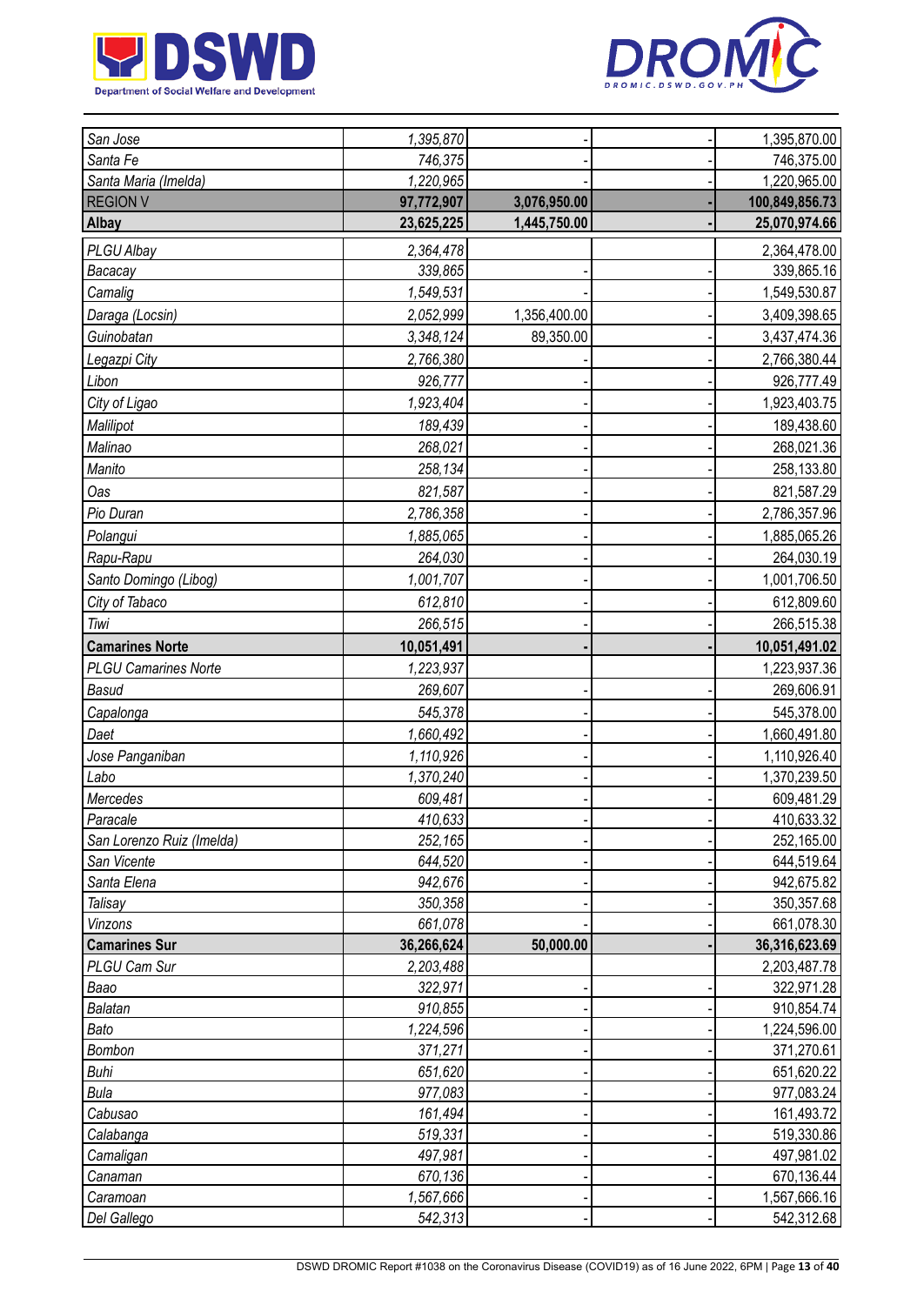| | | | | |
|---|---|---|---|---|
| *San Jose* | *1,395,870* | - | - | 1,395,870.00 |
| *Santa Fe* | *746,375* | - | - | 746,375.00 |
| *Santa Maria (Imelda)* | *1,220,965* | - | - | 1,220,965.00 |
| **REGION V** | **97,772,907** | **3,076,950.00** | **-** | **100,849,856.73** |
| **Albay** | **23,625,225** | **1,445,750.00** | **-** | **25,070,974.66** |
| *PLGU Albay* | *2,364,478* | | | 2,364,478.00 |
| *Bacacay* | *339,865* | - | - | 339,865.16 |
| *Camalig* | *1,549,531* | - | - | 1,549,530.87 |
| *Daraga (Locsin)* | *2,052,999* | 1,356,400.00 | - | 3,409,398.65 |
| *Guinobatan* | *3,348,124* | 89,350.00 | - | 3,437,474.36 |
| *Legazpi City* | *2,766,380* | - | - | 2,766,380.44 |
| *Libon* | *926,777* | - | - | 926,777.49 |
| *City of Ligao* | *1,923,404* | - | - | 1,923,403.75 |
| *Malilipot* | *189,439* | - | - | 189,438.60 |
| *Malinao* | *268,021* | - | - | 268,021.36 |
| *Manito* | *258,134* | - | - | 258,133.80 |
| *Oas* | *821,587* | - | - | 821,587.29 |
| *Pio Duran* | *2,786,358* | - | - | 2,786,357.96 |
| *Polangui* | *1,885,065* | - | - | 1,885,065.26 |
| *Rapu-Rapu* | *264,030* | - | - | 264,030.19 |
| *Santo Domingo (Libog)* | *1,001,707* | - | - | 1,001,706.50 |
| *City of Tabaco* | *612,810* | - | - | 612,809.60 |
| *Tiwi* | *266,515* | - | - | 266,515.38 |
| **Camarines Norte** | **10,051,491** | **-** | **-** | **10,051,491.02** |
| *PLGU Camarines Norte* | *1,223,937* | | | 1,223,937.36 |
| *Basud* | *269,607* | - | - | 269,606.91 |
| *Capalonga* | *545,378* | - | - | 545,378.00 |
| *Daet* | *1,660,492* | - | - | 1,660,491.80 |
| *Jose Panganiban* | *1,110,926* | - | - | 1,110,926.40 |
| *Labo* | *1,370,240* | - | - | 1,370,239.50 |
| *Mercedes* | *609,481* | - | - | 609,481.29 |
| *Paracale* | *410,633* | - | - | 410,633.32 |
| *San Lorenzo Ruiz (Imelda)* | *252,165* | - | - | 252,165.00 |
| *San Vicente* | *644,520* | - | - | 644,519.64 |
| *Santa Elena* | *942,676* | - | - | 942,675.82 |
| *Talisay* | *350,358* | - | - | 350,357.68 |
| *Vinzons* | *661,078* | - | - | 661,078.30 |
| **Camarines Sur** | **36,266,624** | **50,000.00** | **-** | **36,316,623.69** |
| *PLGU Cam Sur* | *2,203,488* | | | 2,203,487.78 |
| *Baao* | *322,971* | - | - | 322,971.28 |
| *Balatan* | *910,855* | - | - | 910,854.74 |
| *Bato* | *1,224,596* | - | - | 1,224,596.00 |
| *Bombon* | *371,271* | - | - | 371,270.61 |
| *Buhi* | *651,620* | - | - | 651,620.22 |
| *Bula* | *977,083* | - | - | 977,083.24 |
| *Cabusao* | *161,494* | - | - | 161,493.72 |
| *Calabanga* | *519,331* | - | - | 519,330.86 |
| *Camaligan* | *497,981* | - | - | 497,981.02 |
| *Canaman* | *670,136* | - | - | 670,136.44 |
| *Caramoan* | *1,567,666* | - | - | 1,567,666.16 |
| *Del Gallego* | *542,313* | - | - | 542,312.68 |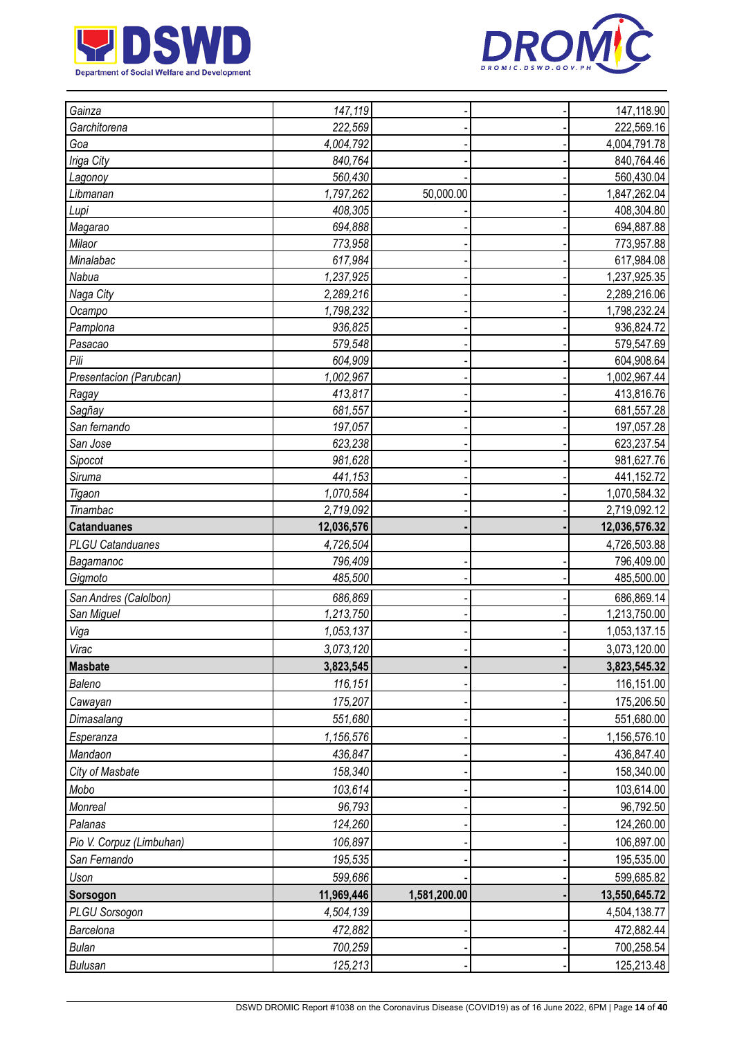| | | | | |
|---|---|---|---|---|
| *Gainza* | *147,119* | - | - | 147,118.90 |
| *Garchitorena* | *222,569* | - | - | 222,569.16 |
| *Goa* | *4,004,792* | - | - | 4,004,791.78 |
| *Iriga City* | *840,764* | - | - | 840,764.46 |
| *Lagonoy* | *560,430* | - | - | 560,430.04 |
| *Libmanan* | *1,797,262* | 50,000.00 | - | 1,847,262.04 |
| *Lupi* | *408,305* | - | - | 408,304.80 |
| *Magarao* | *694,888* | - | - | 694,887.88 |
| *Milaor* | *773,958* | - | - | 773,957.88 |
| *Minalabac* | *617,984* | - | - | 617,984.08 |
| *Nabua* | *1,237,925* | - | - | 1,237,925.35 |
| *Naga City* | *2,289,216* | - | - | 2,289,216.06 |
| *Ocampo* | *1,798,232* | - | - | 1,798,232.24 |
| *Pamplona* | *936,825* | - | - | 936,824.72 |
| *Pasacao* | *579,548* | - | - | 579,547.69 |
| *Pili* | *604,909* | - | - | 604,908.64 |
| *Presentacion (Parubcan)* | *1,002,967* | - | - | 1,002,967.44 |
| *Ragay* | *413,817* | - | - | 413,816.76 |
| *Sagñay* | *681,557* | - | - | 681,557.28 |
| *San fernando* | *197,057* | - | - | 197,057.28 |
| *San Jose* | *623,238* | - | - | 623,237.54 |
| *Sipocot* | *981,628* | - | - | 981,627.76 |
| *Siruma* | *441,153* | - | - | 441,152.72 |
| *Tigaon* | *1,070,584* | - | - | 1,070,584.32 |
| *Tinambac* | *2,719,092* | - | - | 2,719,092.12 |
| **Catanduanes** | **12,036,576** | **-** | **-** | **12,036,576.32** |
| *PLGU Catanduanes* | *4,726,504* | | | 4,726,503.88 |
| *Bagamanoc* | *796,409* | - | - | 796,409.00 |
| *Gigmoto* | *485,500* | - | - | 485,500.00 |
| *San Andres (Calolbon)* | *686,869* | - | - | 686,869.14 |
| *San Miguel* | *1,213,750* | - | - | 1,213,750.00 |
| *Viga* | *1,053,137* | - | - | 1,053,137.15 |
| *Virac* | *3,073,120* | - | - | 3,073,120.00 |
| **Masbate** | **3,823,545** | **-** | **-** | **3,823,545.32** |
| *Baleno* | *116,151* | - | - | 116,151.00 |
| *Cawayan* | *175,207* | - | - | 175,206.50 |
| *Dimasalang* | *551,680* | - | - | 551,680.00 |
| *Esperanza* | *1,156,576* | - | - | 1,156,576.10 |
| *Mandaon* | *436,847* | - | - | 436,847.40 |
| *City of Masbate* | *158,340* | - | - | 158,340.00 |
| *Mobo* | *103,614* | - | - | 103,614.00 |
| *Monreal* | *96,793* | - | - | 96,792.50 |
| *Palanas* | *124,260* | - | - | 124,260.00 |
| *Pio V. Corpuz (Limbuhan)* | *106,897* | - | - | 106,897.00 |
| *San Fernando* | *195,535* | - | - | 195,535.00 |
| *Uson* | *599,686* | - | - | 599,685.82 |
| **Sorsogon** | **11,969,446** | **1,581,200.00** | **-** | **13,550,645.72** |
| *PLGU Sorsogon* | *4,504,139* | | | 4,504,138.77 |
| *Barcelona* | *472,882* | - | - | 472,882.44 |
| *Bulan* | *700,259* | - | - | 700,258.54 |
| *Bulusan* | *125,213* | - | - | 125,213.48 |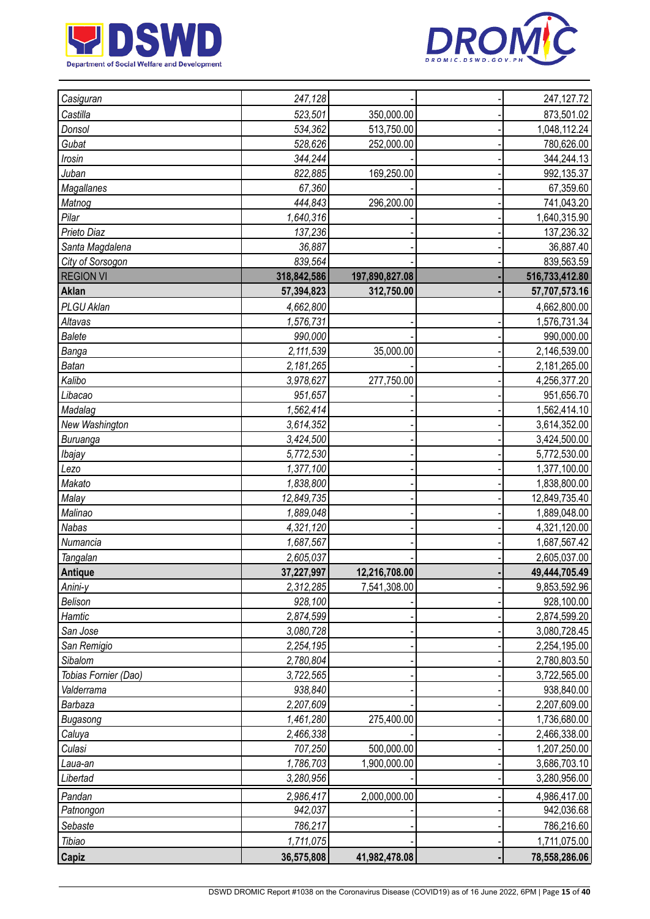| | | | | |
|---|---|---|---|---|
| *Casiguran* | *247,128* | - | - | 247,127.72 |
| *Castilla* | *523,501* | 350,000.00 | - | 873,501.02 |
| *Donsol* | *534,362* | 513,750.00 | - | 1,048,112.24 |
| *Gubat* | *528,626* | 252,000.00 | - | 780,626.00 |
| *Irosin* | *344,244* | - | - | 344,244.13 |
| *Juban* | *822,885* | 169,250.00 | - | 992,135.37 |
| *Magallanes* | *67,360* | - | - | 67,359.60 |
| *Matnog* | *444,843* | 296,200.00 | - | 741,043.20 |
| *Pilar* | *1,640,316* | - | - | 1,640,315.90 |
| *Prieto Diaz* | *137,236* | - | - | 137,236.32 |
| *Santa Magdalena* | *36,887* | - | - | 36,887.40 |
| *City of Sorsogon* | *839,564* | - | - | 839,563.59 |
| REGION VI | **318,842,586** | **197,890,827.08** | **-** | **516,733,412.80** |
| **Aklan** | **57,394,823** | **312,750.00** | **-** | **57,707,573.16** |
| *PLGU Aklan* | *4,662,800* | | | 4,662,800.00 |
| *Altavas* | *1,576,731* | - | - | 1,576,731.34 |
| *Balete* | *990,000* | - | - | 990,000.00 |
| *Banga* | *2,111,539* | 35,000.00 | - | 2,146,539.00 |
| *Batan* | *2,181,265* | - | - | 2,181,265.00 |
| *Kalibo* | *3,978,627* | 277,750.00 | - | 4,256,377.20 |
| *Libacao* | *951,657* | - | - | 951,656.70 |
| *Madalag* | *1,562,414* | - | - | 1,562,414.10 |
| *New Washington* | *3,614,352* | - | - | 3,614,352.00 |
| *Buruanga* | *3,424,500* | - | - | 3,424,500.00 |
| *Ibajay* | *5,772,530* | - | - | 5,772,530.00 |
| *Lezo* | *1,377,100* | - | - | 1,377,100.00 |
| *Makato* | *1,838,800* | - | - | 1,838,800.00 |
| *Malay* | *12,849,735* | - | - | 12,849,735.40 |
| *Malinao* | *1,889,048* | - | - | 1,889,048.00 |
| *Nabas* | *4,321,120* | - | - | 4,321,120.00 |
| *Numancia* | *1,687,567* | - | - | 1,687,567.42 |
| *Tangalan* | *2,605,037* | - | - | 2,605,037.00 |
| **Antique** | **37,227,997** | **12,216,708.00** | **-** | **49,444,705.49** |
| *Anini-y* | *2,312,285* | 7,541,308.00 | - | 9,853,592.96 |
| *Belison* | *928,100* | - | - | 928,100.00 |
| *Hamtic* | *2,874,599* | - | - | 2,874,599.20 |
| *San Jose* | *3,080,728* | - | - | 3,080,728.45 |
| *San Remigio* | *2,254,195* | - | - | 2,254,195.00 |
| *Sibalom* | *2,780,804* | - | - | 2,780,803.50 |
| *Tobias Fornier (Dao)* | *3,722,565* | - | - | 3,722,565.00 |
| *Valderrama* | *938,840* | - | - | 938,840.00 |
| *Barbaza* | *2,207,609* | - | - | 2,207,609.00 |
| *Bugasong* | *1,461,280* | 275,400.00 | - | 1,736,680.00 |
| *Caluya* | *2,466,338* | - | - | 2,466,338.00 |
| *Culasi* | *707,250* | 500,000.00 | - | 1,207,250.00 |
| *Laua-an* | *1,786,703* | 1,900,000.00 | - | 3,686,703.10 |
| *Libertad* | *3,280,956* | - | - | 3,280,956.00 |
| *Pandan* | *2,986,417* | 2,000,000.00 | - | 4,986,417.00 |
| *Patnongon* | *942,037* | - | - | 942,036.68 |
| *Sebaste* | *786,217* | - | - | 786,216.60 |
| *Tibiao* | *1,711,075* | - | - | 1,711,075.00 |
| **Capiz** | **36,575,808** | **41,982,478.08** | **-** | **78,558,286.06** |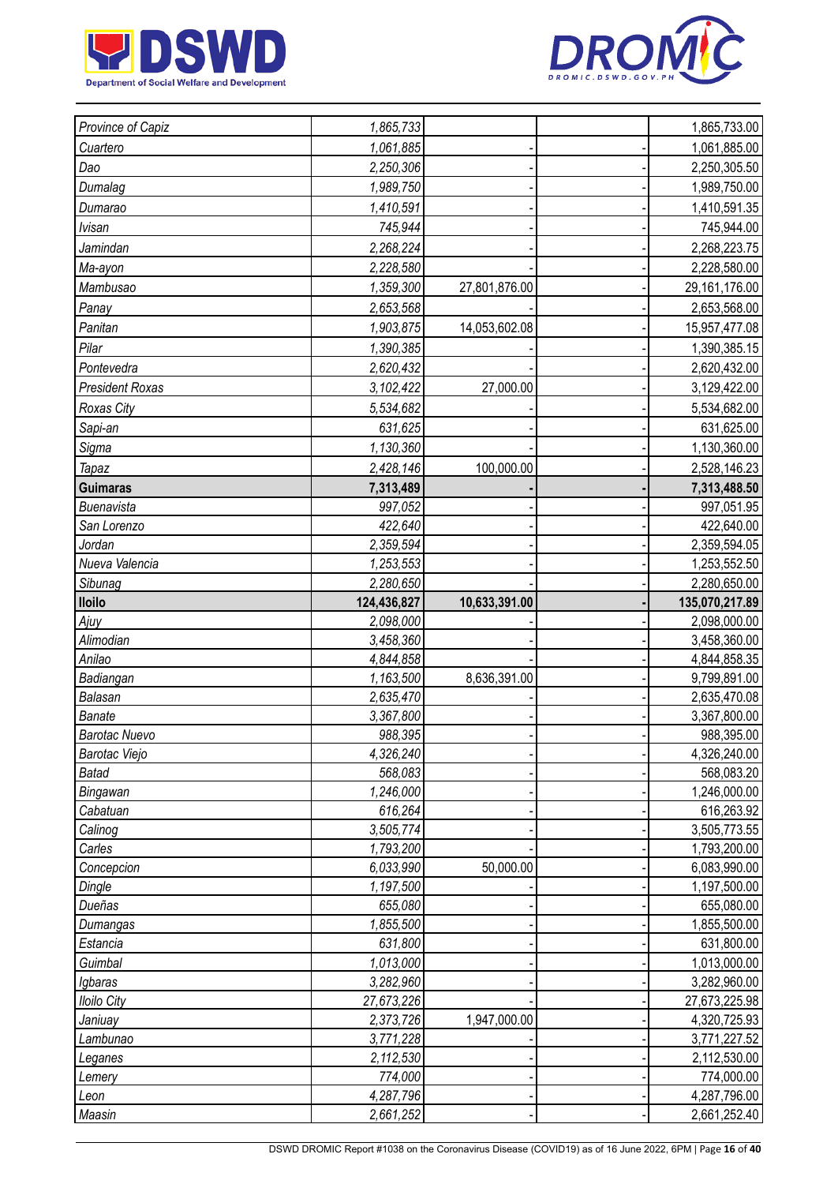| | | | | |
|---|---|---|---|---|
| *Province of Capiz* | *1,865,733* | | | 1,865,733.00 |
| *Cuartero* | *1,061,885* | - | - | 1,061,885.00 |
| *Dao* | *2,250,306* | - | - | 2,250,305.50 |
| *Dumalag* | *1,989,750* | - | - | 1,989,750.00 |
| *Dumarao* | *1,410,591* | - | - | 1,410,591.35 |
| *Ivisan* | *745,944* | - | - | 745,944.00 |
| *Jamindan* | *2,268,224* | - | - | 2,268,223.75 |
| *Ma-ayon* | *2,228,580* | - | - | 2,228,580.00 |
| *Mambusao* | *1,359,300* | 27,801,876.00 | - | 29,161,176.00 |
| *Panay* | *2,653,568* | - | - | 2,653,568.00 |
| *Panitan* | *1,903,875* | 14,053,602.08 | - | 15,957,477.08 |
| *Pilar* | *1,390,385* | - | - | 1,390,385.15 |
| *Pontevedra* | *2,620,432* | - | - | 2,620,432.00 |
| *President Roxas* | *3,102,422* | 27,000.00 | - | 3,129,422.00 |
| *Roxas City* | *5,534,682* | - | - | 5,534,682.00 |
| *Sapi-an* | *631,625* | - | - | 631,625.00 |
| *Sigma* | *1,130,360* | - | - | 1,130,360.00 |
| *Tapaz* | *2,428,146* | 100,000.00 | - | 2,528,146.23 |
| **Guimaras** | **7,313,489** | **-** | **-** | **7,313,488.50** |
| *Buenavista* | *997,052* | - | - | 997,051.95 |
| *San Lorenzo* | *422,640* | - | - | 422,640.00 |
| *Jordan* | *2,359,594* | - | - | 2,359,594.05 |
| *Nueva Valencia* | *1,253,553* | - | - | 1,253,552.50 |
| *Sibunag* | *2,280,650* | - | - | 2,280,650.00 |
| **Iloilo** | **124,436,827** | **10,633,391.00** | **-** | **135,070,217.89** |
| *Ajuy* | *2,098,000* | - | - | 2,098,000.00 |
| *Alimodian* | *3,458,360* | - | - | 3,458,360.00 |
| *Anilao* | *4,844,858* | - | - | 4,844,858.35 |
| *Badiangan* | *1,163,500* | 8,636,391.00 | - | 9,799,891.00 |
| *Balasan* | *2,635,470* | - | - | 2,635,470.08 |
| *Banate* | *3,367,800* | - | - | 3,367,800.00 |
| *Barotac Nuevo* | *988,395* | - | - | 988,395.00 |
| *Barotac Viejo* | *4,326,240* | - | - | 4,326,240.00 |
| *Batad* | *568,083* | - | - | 568,083.20 |
| *Bingawan* | *1,246,000* | - | - | 1,246,000.00 |
| *Cabatuan* | *616,264* | - | - | 616,263.92 |
| *Calinog* | *3,505,774* | - | - | 3,505,773.55 |
| *Carles* | *1,793,200* | - | - | 1,793,200.00 |
| *Concepcion* | *6,033,990* | 50,000.00 | - | 6,083,990.00 |
| *Dingle* | *1,197,500* | - | - | 1,197,500.00 |
| *Dueñas* | *655,080* | - | - | 655,080.00 |
| *Dumangas* | *1,855,500* | - | - | 1,855,500.00 |
| *Estancia* | *631,800* | - | - | 631,800.00 |
| *Guimbal* | *1,013,000* | - | - | 1,013,000.00 |
| *Igbaras* | *3,282,960* | - | - | 3,282,960.00 |
| *Iloilo City* | *27,673,226* | - | - | 27,673,225.98 |
| *Janiuay* | *2,373,726* | 1,947,000.00 | - | 4,320,725.93 |
| *Lambunao* | *3,771,228* | - | - | 3,771,227.52 |
| *Leganes* | *2,112,530* | - | - | 2,112,530.00 |
| *Lemery* | *774,000* | - | - | 774,000.00 |
| *Leon* | *4,287,796* | - | - | 4,287,796.00 |
| *Maasin* | *2,661,252* | - | - | 2,661,252.40 |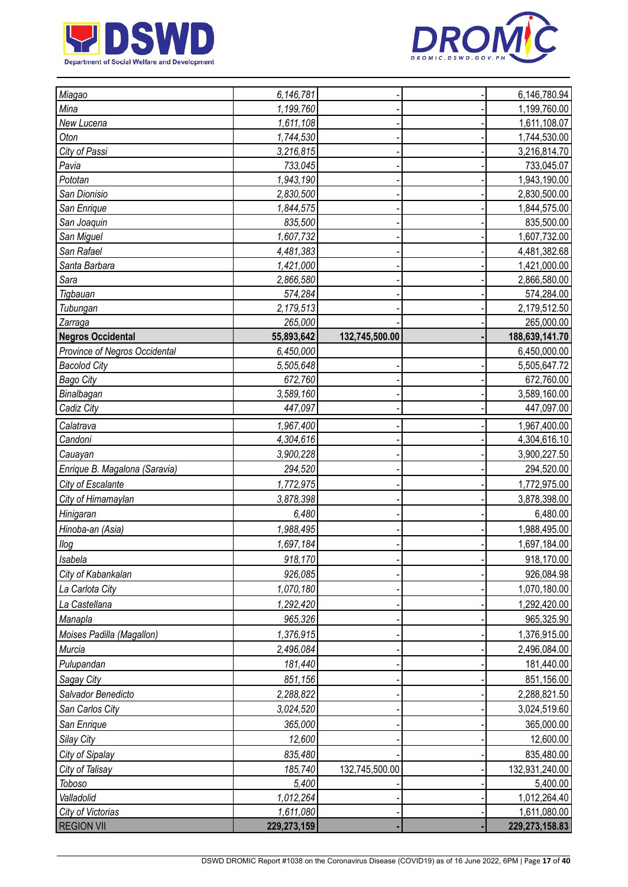| | | | | |
|---|---|---|---|---|
| *Miagao* | *6,146,781* | - | - | 6,146,780.94 |
| *Mina* | *1,199,760* | - | - | 1,199,760.00 |
| *New Lucena* | *1,611,108* | - | - | 1,611,108.07 |
| *Oton* | *1,744,530* | - | - | 1,744,530.00 |
| *City of Passi* | *3,216,815* | - | - | 3,216,814.70 |
| *Pavia* | *733,045* | - | - | 733,045.07 |
| *Pototan* | *1,943,190* | - | - | 1,943,190.00 |
| *San Dionisio* | *2,830,500* | - | - | 2,830,500.00 |
| *San Enrique* | *1,844,575* | - | - | 1,844,575.00 |
| *San Joaquin* | *835,500* | - | - | 835,500.00 |
| *San Miguel* | *1,607,732* | - | - | 1,607,732.00 |
| *San Rafael* | *4,481,383* | - | - | 4,481,382.68 |
| *Santa Barbara* | *1,421,000* | - | - | 1,421,000.00 |
| *Sara* | *2,866,580* | - | - | 2,866,580.00 |
| *Tigbauan* | *574,284* | - | - | 574,284.00 |
| *Tubungan* | *2,179,513* | - | - | 2,179,512.50 |
| *Zarraga* | *265,000* | - | - | 265,000.00 |
| **Negros Occidental** | **55,893,642** | **132,745,500.00** | **-** | **188,639,141.70** |
| *Province of Negros Occidental* | *6,450,000* | | | 6,450,000.00 |
| *Bacolod City* | *5,505,648* | - | - | 5,505,647.72 |
| *Bago City* | *672,760* | - | - | 672,760.00 |
| *Binalbagan* | *3,589,160* | - | - | 3,589,160.00 |
| *Cadiz City* | *447,097* | - | - | 447,097.00 |
| *Calatrava* | *1,967,400* | - | - | 1,967,400.00 |
| *Candoni* | *4,304,616* | - | - | 4,304,616.10 |
| *Cauayan* | *3,900,228* | - | - | 3,900,227.50 |
| *Enrique B. Magalona (Saravia)* | *294,520* | - | - | 294,520.00 |
| *City of Escalante* | *1,772,975* | - | - | 1,772,975.00 |
| *City of Himamaylan* | *3,878,398* | - | - | 3,878,398.00 |
| *Hinigaran* | *6,480* | - | - | 6,480.00 |
| *Hinoba-an (Asia)* | *1,988,495* | - | - | 1,988,495.00 |
| *Ilog* | *1,697,184* | - | - | 1,697,184.00 |
| *Isabela* | *918,170* | - | - | 918,170.00 |
| *City of Kabankalan* | *926,085* | - | - | 926,084.98 |
| *La Carlota City* | *1,070,180* | - | - | 1,070,180.00 |
| *La Castellana* | *1,292,420* | - | - | 1,292,420.00 |
| *Manapla* | *965,326* | - | - | 965,325.90 |
| *Moises Padilla (Magallon)* | *1,376,915* | - | - | 1,376,915.00 |
| *Murcia* | *2,496,084* | - | - | 2,496,084.00 |
| *Pulupandan* | *181,440* | - | - | 181,440.00 |
| *Sagay City* | *851,156* | - | - | 851,156.00 |
| *Salvador Benedicto* | *2,288,822* | - | - | 2,288,821.50 |
| *San Carlos City* | *3,024,520* | - | - | 3,024,519.60 |
| *San Enrique* | *365,000* | - | - | 365,000.00 |
| *Silay City* | *12,600* | - | - | 12,600.00 |
| *City of Sipalay* | *835,480* | - | - | 835,480.00 |
| *City of Talisay* | *185,740* | 132,745,500.00 | - | 132,931,240.00 |
| *Toboso* | *5,400* | - | - | 5,400.00 |
| *Valladolid* | *1,012,264* | - | - | 1,012,264.40 |
| *City of Victorias* | *1,611,080* | - | - | 1,611,080.00 |
| REGION VII | **229,273,159** | **-** | **-** | **229,273,158.83** |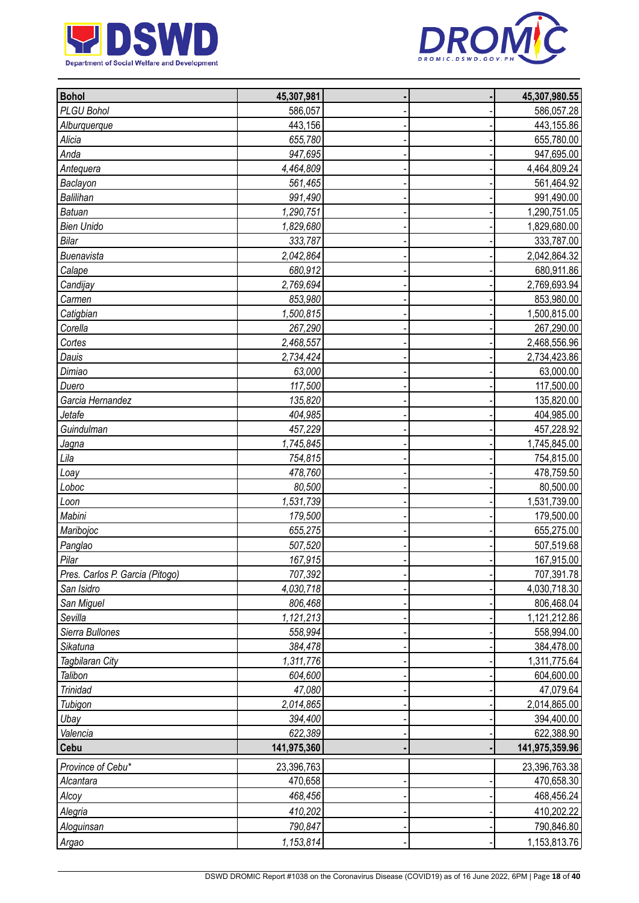| **Bohol** | **45,307,981** | **-** | **-** | **45,307,980.55** |
|---|---|---|---|---|
| *PLGU Bohol* | 586,057 | - | - | 586,057.28 |
| *Alburquerque* | 443,156 | - | - | 443,155.86 |
| *Alicia* | *655,780* | - | - | 655,780.00 |
| *Anda* | *947,695* | - | - | 947,695.00 |
| *Antequera* | *4,464,809* | - | - | 4,464,809.24 |
| *Baclayon* | 561,465 | - | - | 561,464.92 |
| *Balilihan* | *991,490* | - | - | 991,490.00 |
| *Batuan* | *1,290,751* | - | - | 1,290,751.05 |
| *Bien Unido* | *1,829,680* | - | - | 1,829,680.00 |
| *Bilar* | *333,787* | - | - | 333,787.00 |
| *Buenavista* | *2,042,864* | - | - | 2,042,864.32 |
| *Calape* | *680,912* | - | - | 680,911.86 |
| *Candijay* | *2,769,694* | - | - | 2,769,693.94 |
| *Carmen* | *853,980* | - | - | 853,980.00 |
| *Catigbian* | *1,500,815* | - | - | 1,500,815.00 |
| *Corella* | *267,290* | - | - | 267,290.00 |
| *Cortes* | *2,468,557* | - | - | 2,468,556.96 |
| *Dauis* | *2,734,424* | - | - | 2,734,423.86 |
| *Dimiao* | *63,000* | - | - | 63,000.00 |
| *Duero* | *117,500* | - | - | 117,500.00 |
| *Garcia Hernandez* | *135,820* | - | - | 135,820.00 |
| *Jetafe* | *404,985* | - | - | 404,985.00 |
| *Guindulman* | *457,229* | - | - | 457,228.92 |
| *Jagna* | *1,745,845* | - | - | 1,745,845.00 |
| *Lila* | *754,815* | - | - | 754,815.00 |
| *Loay* | *478,760* | - | - | 478,759.50 |
| *Loboc* | *80,500* | - | - | 80,500.00 |
| *Loon* | *1,531,739* | - | - | 1,531,739.00 |
| *Mabini* | *179,500* | - | - | 179,500.00 |
| *Maribojoc* | *655,275* | - | - | 655,275.00 |
| *Panglao* | *507,520* | - | - | 507,519.68 |
| *Pilar* | *167,915* | - | - | 167,915.00 |
| *Pres. Carlos P. Garcia (Pitogo)* | *707,392* | - | - | 707,391.78 |
| *San Isidro* | *4,030,718* | - | - | 4,030,718.30 |
| *San Miguel* | *806,468* | - | - | 806,468.04 |
| *Sevilla* | *1,121,213* | - | - | 1,121,212.86 |
| *Sierra Bullones* | *558,994* | - | - | 558,994.00 |
| *Sikatuna* | *384,478* | - | - | 384,478.00 |
| *Tagbilaran City* | *1,311,776* | - | - | 1,311,775.64 |
| *Talibon* | *604,600* | - | - | 604,600.00 |
| *Trinidad* | *47,080* | - | - | 47,079.64 |
| *Tubigon* | *2,014,865* | - | - | 2,014,865.00 |
| *Ubay* | *394,400* | - | - | 394,400.00 |
| *Valencia* | *622,389* | - | - | 622,388.90 |
| **Cebu** | **141,975,360** | **-** | **-** | **141,975,359.96** |
| *Province of Cebu** | 23,396,763 | | | 23,396,763.38 |
| *Alcantara* | 470,658 | - | - | 470,658.30 |
| *Alcoy* | *468,456* | - | - | 468,456.24 |
| *Alegria* | *410,202* | - | - | 410,202.22 |
| *Aloguinsan* | *790,847* | - | - | 790,846.80 |
| *Argao* | *1,153,814* | - | - | 1,153,813.76 |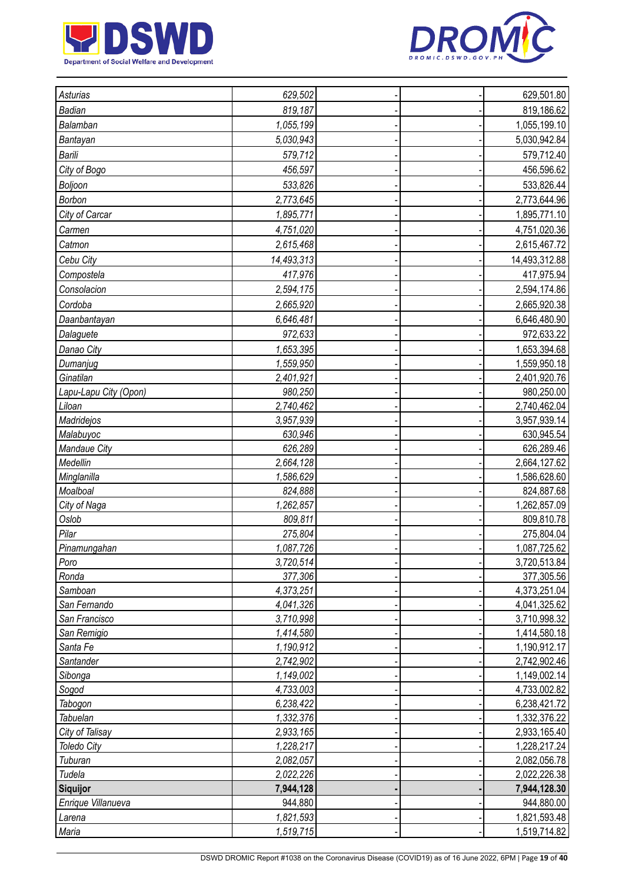| | | | | |
|---|---|---|---|---|
| *Asturias* | *629,502* | - | - | 629,501.80 |
| *Badian* | *819,187* | - | - | 819,186.62 |
| *Balamban* | *1,055,199* | - | - | 1,055,199.10 |
| *Bantayan* | *5,030,943* | - | - | 5,030,942.84 |
| *Barili* | *579,712* | - | - | 579,712.40 |
| *City of Bogo* | *456,597* | - | - | 456,596.62 |
| *Boljoon* | *533,826* | - | - | 533,826.44 |
| *Borbon* | *2,773,645* | - | - | 2,773,644.96 |
| *City of Carcar* | *1,895,771* | - | - | 1,895,771.10 |
| *Carmen* | *4,751,020* | - | - | 4,751,020.36 |
| *Catmon* | *2,615,468* | - | - | 2,615,467.72 |
| *Cebu City* | *14,493,313* | - | - | 14,493,312.88 |
| *Compostela* | *417,976* | - | - | 417,975.94 |
| *Consolacion* | *2,594,175* | - | - | 2,594,174.86 |
| *Cordoba* | *2,665,920* | - | - | 2,665,920.38 |
| *Daanbantayan* | *6,646,481* | - | - | 6,646,480.90 |
| *Dalaguete* | *972,633* | - | - | 972,633.22 |
| *Danao City* | *1,653,395* | - | - | 1,653,394.68 |
| *Dumanjug* | *1,559,950* | - | - | 1,559,950.18 |
| *Ginatilan* | *2,401,921* | - | - | 2,401,920.76 |
| *Lapu-Lapu City (Opon)* | *980,250* | - | - | 980,250.00 |
| *Liloan* | *2,740,462* | - | - | 2,740,462.04 |
| *Madridejos* | *3,957,939* | - | - | 3,957,939.14 |
| *Malabuyoc* | *630,946* | - | - | 630,945.54 |
| *Mandaue City* | *626,289* | - | - | 626,289.46 |
| *Medellin* | *2,664,128* | - | - | 2,664,127.62 |
| *Minglanilla* | *1,586,629* | - | - | 1,586,628.60 |
| *Moalboal* | *824,888* | - | - | 824,887.68 |
| *City of Naga* | *1,262,857* | - | - | 1,262,857.09 |
| *Oslob* | *809,811* | - | - | 809,810.78 |
| *Pilar* | *275,804* | - | - | 275,804.04 |
| *Pinamungahan* | *1,087,726* | - | - | 1,087,725.62 |
| *Poro* | *3,720,514* | - | - | 3,720,513.84 |
| *Ronda* | *377,306* | - | - | 377,305.56 |
| *Samboan* | *4,373,251* | - | - | 4,373,251.04 |
| *San Fernando* | *4,041,326* | - | - | 4,041,325.62 |
| *San Francisco* | *3,710,998* | - | - | 3,710,998.32 |
| *San Remigio* | *1,414,580* | - | - | 1,414,580.18 |
| *Santa Fe* | *1,190,912* | - | - | 1,190,912.17 |
| *Santander* | *2,742,902* | - | - | 2,742,902.46 |
| *Sibonga* | *1,149,002* | - | - | 1,149,002.14 |
| *Sogod* | *4,733,003* | - | - | 4,733,002.82 |
| *Tabogon* | *6,238,422* | - | - | 6,238,421.72 |
| *Tabuelan* | *1,332,376* | - | - | 1,332,376.22 |
| *City of Talisay* | *2,933,165* | - | - | 2,933,165.40 |
| *Toledo City* | *1,228,217* | - | - | 1,228,217.24 |
| *Tuburan* | *2,082,057* | - | - | 2,082,056.78 |
| *Tudela* | *2,022,226* | - | - | 2,022,226.38 |
| **Siquijor** | **7,944,128** | **-** | **-** | **7,944,128.30** |
| *Enrique Villanueva* | 944,880 | - | - | 944,880.00 |
| *Larena* | *1,821,593* | - | - | 1,821,593.48 |
| *Maria* | *1,519,715* | - | - | 1,519,714.82 |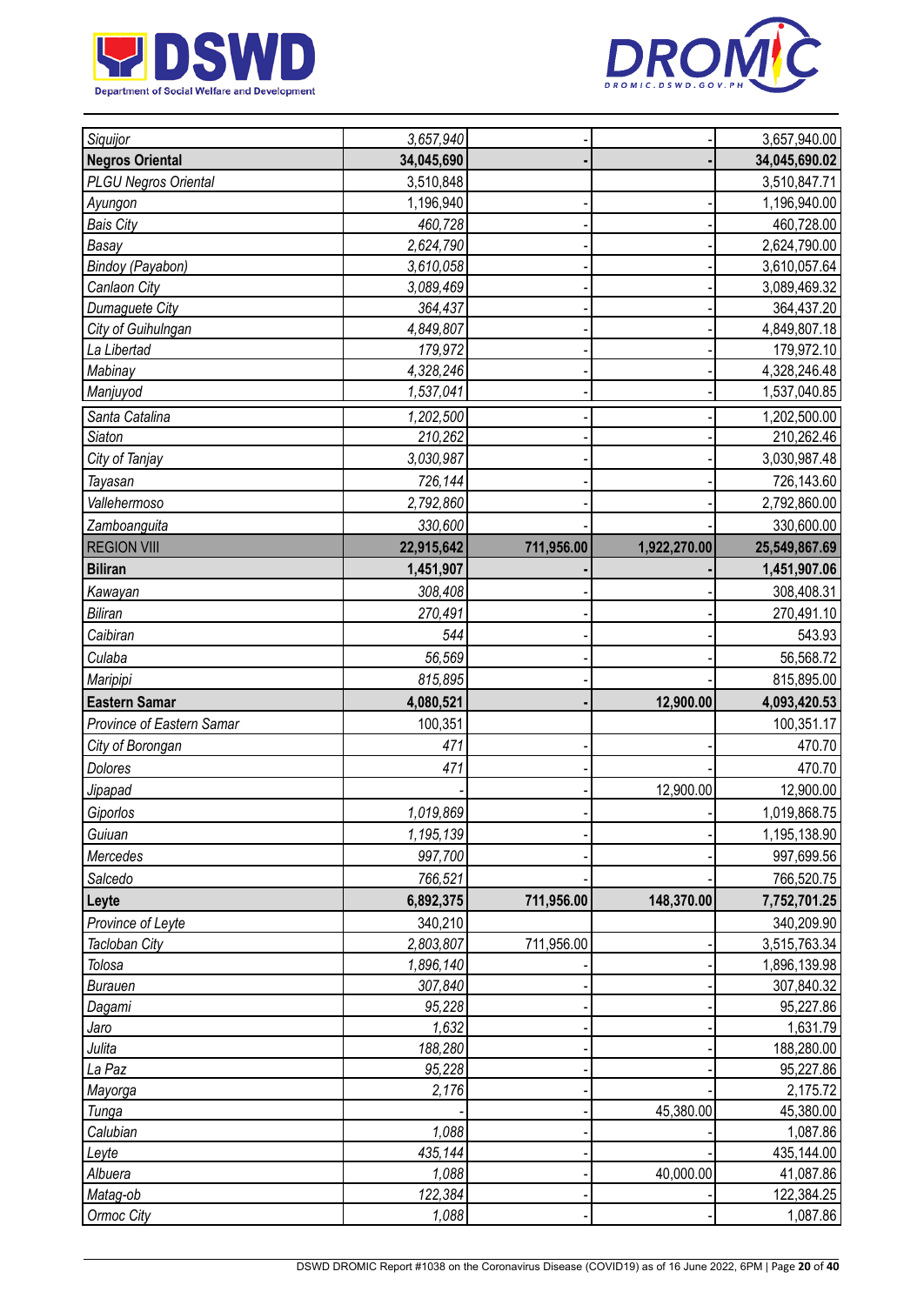| | | | | |
|---|---|---|---|---|
| *Siquijor* | *3,657,940* | - | - | 3,657,940.00 |
| **Negros Oriental** | **34,045,690** | **-** | **-** | **34,045,690.02** |
| *PLGU Negros Oriental* | 3,510,848 | | | 3,510,847.71 |
| *Ayungon* | 1,196,940 | - | - | 1,196,940.00 |
| *Bais City* | *460,728* | - | - | 460,728.00 |
| *Basay* | 2,624,790 | - | - | 2,624,790.00 |
| *Bindoy (Payabon)* | *3,610,058* | - | - | 3,610,057.64 |
| *Canlaon City* | 3,089,469 | - | - | 3,089,469.32 |
| *Dumaguete City* | *364,437* | - | - | 364,437.20 |
| *City of Guihulngan* | *4,849,807* | - | - | 4,849,807.18 |
| *La Libertad* | *179,972* | - | - | 179,972.10 |
| *Mabinay* | *4,328,246* | - | - | 4,328,246.48 |
| *Manjuyod* | *1,537,041* | - | - | 1,537,040.85 |
| *Santa Catalina* | *1,202,500* | - | - | 1,202,500.00 |
| *Siaton* | *210,262* | - | - | 210,262.46 |
| *City of Tanjay* | *3,030,987* | - | - | 3,030,987.48 |
| *Tayasan* | *726,144* | - | - | 726,143.60 |
| *Vallehermoso* | *2,792,860* | - | - | 2,792,860.00 |
| *Zamboanguita* | *330,600* | - | - | 330,600.00 |
| REGION VIII | **22,915,642** | **711,956.00** | **1,922,270.00** | **25,549,867.69** |
| **Biliran** | **1,451,907** | **-** | **-** | **1,451,907.06** |
| *Kawayan* | *308,408* | - | - | 308,408.31 |
| *Biliran* | *270,491* | - | - | 270,491.10 |
| *Caibiran* | *544* | - | - | 543.93 |
| *Culaba* | *56,569* | - | - | 56,568.72 |
| *Maripipi* | *815,895* | - | - | 815,895.00 |
| **Eastern Samar** | **4,080,521** | **-** | **12,900.00** | **4,093,420.53** |
| *Province of Eastern Samar* | 100,351 | | | 100,351.17 |
| *City of Borongan* | *471* | - | - | 470.70 |
| *Dolores* | *471* | - | - | 470.70 |
| *Jipapad* | - | - | 12,900.00 | 12,900.00 |
| *Giporlos* | *1,019,869* | - | - | 1,019,868.75 |
| *Guiuan* | *1,195,139* | - | - | 1,195,138.90 |
| *Mercedes* | *997,700* | - | - | 997,699.56 |
| *Salcedo* | *766,521* | - | - | 766,520.75 |
| **Leyte** | **6,892,375** | **711,956.00** | **148,370.00** | **7,752,701.25** |
| *Province of Leyte* | 340,210 | | | 340,209.90 |
| *Tacloban City* | *2,803,807* | 711,956.00 | - | 3,515,763.34 |
| *Tolosa* | *1,896,140* | - | - | 1,896,139.98 |
| *Burauen* | *307,840* | - | - | 307,840.32 |
| *Dagami* | *95,228* | - | - | 95,227.86 |
| *Jaro* | *1,632* | - | - | 1,631.79 |
| *Julita* | *188,280* | - | - | 188,280.00 |
| *La Paz* | *95,228* | - | - | 95,227.86 |
| *Mayorga* | *2,176* | - | - | 2,175.72 |
| *Tunga* | - | - | 45,380.00 | 45,380.00 |
| *Calubian* | *1,088* | - | - | 1,087.86 |
| *Leyte* | *435,144* | - | - | 435,144.00 |
| *Albuera* | *1,088* | - | 40,000.00 | 41,087.86 |
| *Matag-ob* | *122,384* | - | - | 122,384.25 |
| *Ormoc City* | *1,088* | - | - | 1,087.86 |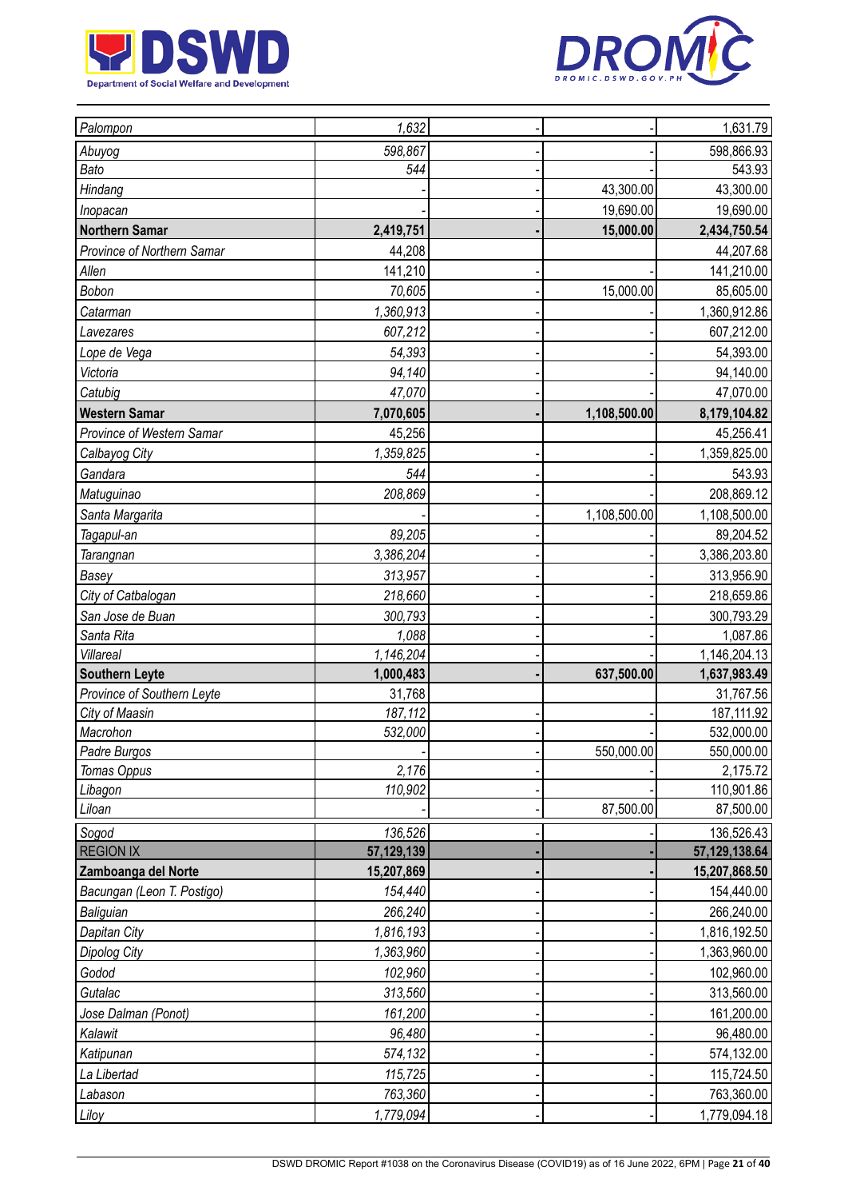| | | | | |
|---|---|---|---|---|
| *Palompon* | *1,632* | - | - | 1,631.79 |
| *Abuyog* | *598,867* | - | - | 598,866.93 |
| *Bato* | *544* | - | - | 543.93 |
| *Hindang* | - | - | 43,300.00 | 43,300.00 |
| *Inopacan* | - | - | 19,690.00 | 19,690.00 |
| **Northern Samar** | **2,419,751** | **-** | **15,000.00** | **2,434,750.54** |
| *Province of Northern Samar* | 44,208 | | | 44,207.68 |
| *Allen* | 141,210 | - | - | 141,210.00 |
| *Bobon* | *70,605* | - | 15,000.00 | 85,605.00 |
| *Catarman* | *1,360,913* | - | - | 1,360,912.86 |
| *Lavezares* | *607,212* | - | - | 607,212.00 |
| *Lope de Vega* | *54,393* | - | - | 54,393.00 |
| *Victoria* | *94,140* | - | - | 94,140.00 |
| *Catubig* | *47,070* | - | - | 47,070.00 |
| **Western Samar** | **7,070,605** | **-** | **1,108,500.00** | **8,179,104.82** |
| *Province of Western Samar* | 45,256 | | | 45,256.41 |
| *Calbayog City* | *1,359,825* | - | - | 1,359,825.00 |
| *Gandara* | *544* | - | - | 543.93 |
| *Matuguinao* | *208,869* | - | - | 208,869.12 |
| *Santa Margarita* | - | - | 1,108,500.00 | 1,108,500.00 |
| *Tagapul-an* | *89,205* | - | - | 89,204.52 |
| *Tarangnan* | *3,386,204* | - | - | 3,386,203.80 |
| *Basey* | *313,957* | - | - | 313,956.90 |
| *City of Catbalogan* | *218,660* | - | - | 218,659.86 |
| *San Jose de Buan* | *300,793* | - | - | 300,793.29 |
| *Santa Rita* | *1,088* | - | - | 1,087.86 |
| *Villareal* | *1,146,204* | - | - | 1,146,204.13 |
| **Southern Leyte** | **1,000,483** | **-** | **637,500.00** | **1,637,983.49** |
| *Province of Southern Leyte* | 31,768 | | | 31,767.56 |
| *City of Maasin* | *187,112* | - | - | 187,111.92 |
| *Macrohon* | *532,000* | - | - | 532,000.00 |
| *Padre Burgos* | - | - | 550,000.00 | 550,000.00 |
| *Tomas Oppus* | *2,176* | - | - | 2,175.72 |
| *Libagon* | *110,902* | - | - | 110,901.86 |
| *Liloan* | - | - | 87,500.00 | 87,500.00 |
| *Sogod* | *136,526* | - | - | 136,526.43 |
| REGION IX | **57,129,139** | **-** | **-** | **57,129,138.64** |
| **Zamboanga del Norte** | **15,207,869** | **-** | **-** | **15,207,868.50** |
| *Bacungan (Leon T. Postigo)* | *154,440* | - | - | 154,440.00 |
| *Baliguian* | *266,240* | - | - | 266,240.00 |
| *Dapitan City* | *1,816,193* | - | - | 1,816,192.50 |
| *Dipolog City* | *1,363,960* | - | - | 1,363,960.00 |
| *Godod* | *102,960* | - | - | 102,960.00 |
| *Gutalac* | *313,560* | - | - | 313,560.00 |
| *Jose Dalman (Ponot)* | *161,200* | - | - | 161,200.00 |
| *Kalawit* | *96,480* | - | - | 96,480.00 |
| *Katipunan* | *574,132* | - | - | 574,132.00 |
| *La Libertad* | *115,725* | - | - | 115,724.50 |
| *Labason* | *763,360* | - | - | 763,360.00 |
| *Liloy* | *1,779,094* | - | - | 1,779,094.18 |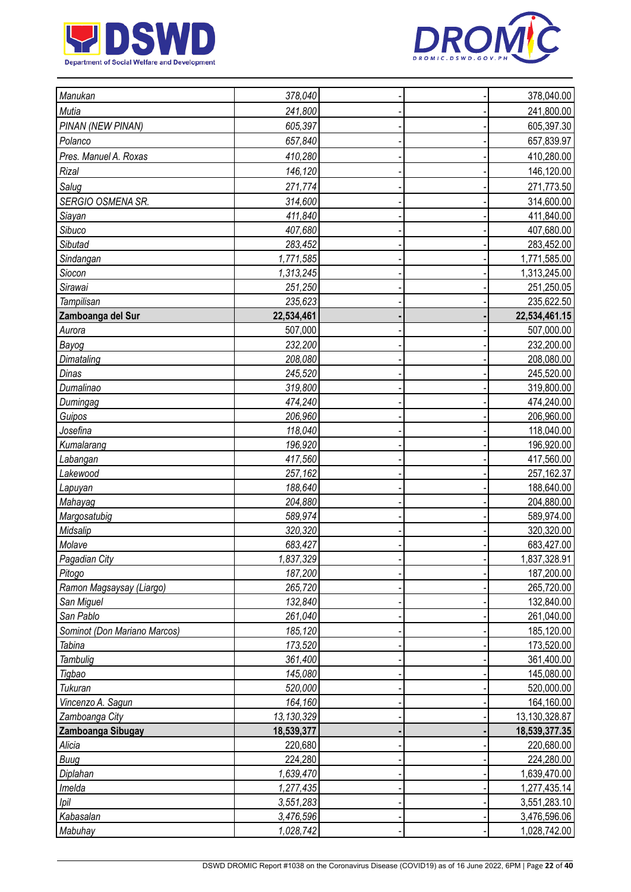| | | | | |
|---|---|---|---|---|
| *Manukan* | *378,040* | - | - | 378,040.00 |
| *Mutia* | *241,800* | - | - | 241,800.00 |
| *PINAN (NEW PINAN)* | *605,397* | - | - | 605,397.30 |
| *Polanco* | *657,840* | - | - | 657,839.97 |
| *Pres. Manuel A. Roxas* | *410,280* | - | - | 410,280.00 |
| *Rizal* | *146,120* | - | - | 146,120.00 |
| *Salug* | *271,774* | - | - | 271,773.50 |
| *SERGIO OSMENA SR.* | *314,600* | - | - | 314,600.00 |
| *Siayan* | *411,840* | - | - | 411,840.00 |
| *Sibuco* | *407,680* | - | - | 407,680.00 |
| *Sibutad* | *283,452* | - | - | 283,452.00 |
| *Sindangan* | *1,771,585* | - | - | 1,771,585.00 |
| *Siocon* | *1,313,245* | - | - | 1,313,245.00 |
| *Sirawai* | *251,250* | - | - | 251,250.05 |
| *Tampilisan* | *235,623* | - | - | 235,622.50 |
| **Zamboanga del Sur** | **22,534,461** | **-** | **-** | **22,534,461.15** |
| *Aurora* | 507,000 | - | - | 507,000.00 |
| *Bayog* | *232,200* | - | - | 232,200.00 |
| *Dimataling* | *208,080* | - | - | 208,080.00 |
| *Dinas* | *245,520* | - | - | 245,520.00 |
| *Dumalinao* | *319,800* | - | - | 319,800.00 |
| *Dumingag* | *474,240* | - | - | 474,240.00 |
| *Guipos* | *206,960* | - | - | 206,960.00 |
| *Josefina* | *118,040* | - | - | 118,040.00 |
| *Kumalarang* | *196,920* | - | - | 196,920.00 |
| *Labangan* | *417,560* | - | - | 417,560.00 |
| *Lakewood* | *257,162* | - | - | 257,162.37 |
| *Lapuyan* | *188,640* | - | - | 188,640.00 |
| *Mahayag* | *204,880* | - | - | 204,880.00 |
| *Margosatubig* | *589,974* | - | - | 589,974.00 |
| *Midsalip* | *320,320* | - | - | 320,320.00 |
| *Molave* | *683,427* | - | - | 683,427.00 |
| *Pagadian City* | *1,837,329* | - | - | 1,837,328.91 |
| *Pitogo* | *187,200* | - | - | 187,200.00 |
| *Ramon Magsaysay (Liargo)* | *265,720* | - | - | 265,720.00 |
| *San Miguel* | *132,840* | - | - | 132,840.00 |
| *San Pablo* | *261,040* | - | - | 261,040.00 |
| *Sominot (Don Mariano Marcos)* | *185,120* | - | - | 185,120.00 |
| *Tabina* | *173,520* | - | - | 173,520.00 |
| *Tambulig* | *361,400* | - | - | 361,400.00 |
| *Tigbao* | *145,080* | - | - | 145,080.00 |
| *Tukuran* | *520,000* | - | - | 520,000.00 |
| *Vincenzo A. Sagun* | *164,160* | - | - | 164,160.00 |
| *Zamboanga City* | *13,130,329* | - | - | 13,130,328.87 |
| **Zamboanga Sibugay** | **18,539,377** | **-** | **-** | **18,539,377.35** |
| *Alicia* | 220,680 | - | - | 220,680.00 |
| *Buug* | 224,280 | - | - | 224,280.00 |
| *Diplahan* | *1,639,470* | - | - | 1,639,470.00 |
| *Imelda* | *1,277,435* | - | - | 1,277,435.14 |
| *Ipil* | *3,551,283* | - | - | 3,551,283.10 |
| *Kabasalan* | *3,476,596* | - | - | 3,476,596.06 |
| *Mabuhay* | *1,028,742* | - | - | 1,028,742.00 |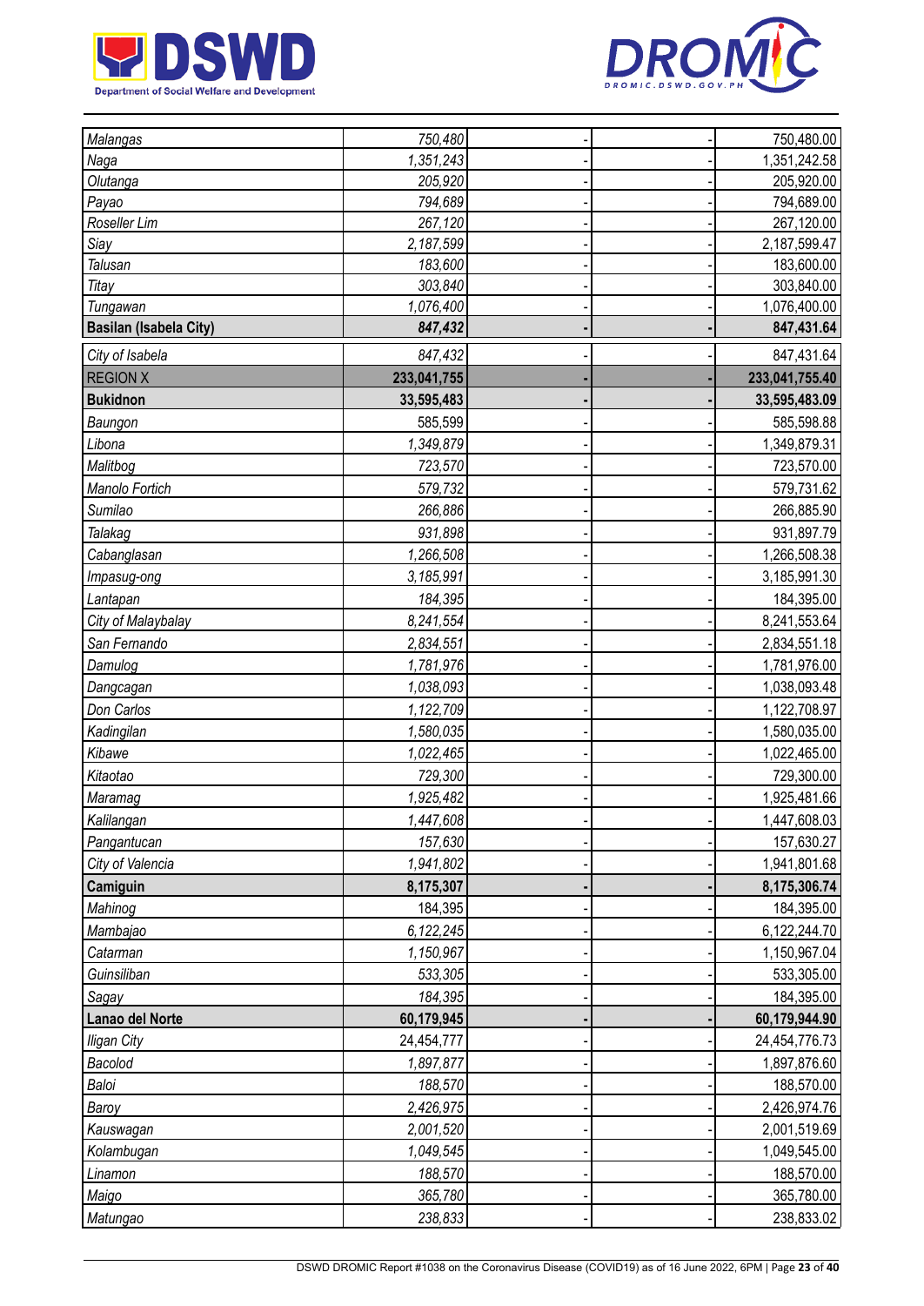| | | | | |
|---|---|---|---|---|
| *Malangas* | *750,480* | - | - | 750,480.00 |
| *Naga* | *1,351,243* | - | - | 1,351,242.58 |
| *Olutanga* | *205,920* | - | - | 205,920.00 |
| *Payao* | *794,689* | - | - | 794,689.00 |
| *Roseller Lim* | *267,120* | - | - | 267,120.00 |
| *Siay* | *2,187,599* | - | - | 2,187,599.47 |
| *Talusan* | *183,600* | - | - | 183,600.00 |
| *Titay* | *303,840* | - | - | 303,840.00 |
| *Tungawan* | *1,076,400* | - | - | 1,076,400.00 |
| **Basilan (Isabela City)** | ***847,432*** | **-** | **-** | **847,431.64** |
| *City of Isabela* | *847,432* | - | - | 847,431.64 |
| REGION X | **233,041,755** | **-** | **-** | **233,041,755.40** |
| **Bukidnon** | **33,595,483** | **-** | **-** | **33,595,483.09** |
| *Baungon* | 585,599 | - | - | 585,598.88 |
| *Libona* | *1,349,879* | - | - | 1,349,879.31 |
| *Malitbog* | *723,570* | - | - | 723,570.00 |
| *Manolo Fortich* | *579,732* | - | - | 579,731.62 |
| *Sumilao* | *266,886* | - | - | 266,885.90 |
| *Talakag* | *931,898* | - | - | 931,897.79 |
| *Cabanglasan* | *1,266,508* | - | - | 1,266,508.38 |
| *Impasug-ong* | *3,185,991* | - | - | 3,185,991.30 |
| *Lantapan* | *184,395* | - | - | 184,395.00 |
| *City of Malaybalay* | *8,241,554* | - | - | 8,241,553.64 |
| *San Fernando* | *2,834,551* | - | - | 2,834,551.18 |
| *Damulog* | *1,781,976* | - | - | 1,781,976.00 |
| *Dangcagan* | *1,038,093* | - | - | 1,038,093.48 |
| *Don Carlos* | *1,122,709* | - | - | 1,122,708.97 |
| *Kadingilan* | *1,580,035* | - | - | 1,580,035.00 |
| *Kibawe* | *1,022,465* | - | - | 1,022,465.00 |
| *Kitaotao* | *729,300* | - | - | 729,300.00 |
| *Maramag* | *1,925,482* | - | - | 1,925,481.66 |
| *Kalilangan* | *1,447,608* | - | - | 1,447,608.03 |
| *Pangantucan* | *157,630* | - | - | 157,630.27 |
| *City of Valencia* | *1,941,802* | - | - | 1,941,801.68 |
| **Camiguin** | **8,175,307** | **-** | **-** | **8,175,306.74** |
| *Mahinog* | 184,395 | - | - | 184,395.00 |
| *Mambajao* | *6,122,245* | - | - | 6,122,244.70 |
| *Catarman* | *1,150,967* | - | - | 1,150,967.04 |
| *Guinsiliban* | *533,305* | - | - | 533,305.00 |
| *Sagay* | *184,395* | - | - | 184,395.00 |
| **Lanao del Norte** | **60,179,945** | **-** | **-** | **60,179,944.90** |
| *Iligan City* | 24,454,777 | - | - | 24,454,776.73 |
| *Bacolod* | *1,897,877* | - | - | 1,897,876.60 |
| *Baloi* | *188,570* | - | - | 188,570.00 |
| *Baroy* | *2,426,975* | - | - | 2,426,974.76 |
| *Kauswagan* | *2,001,520* | - | - | 2,001,519.69 |
| *Kolambugan* | *1,049,545* | - | - | 1,049,545.00 |
| *Linamon* | *188,570* | - | - | 188,570.00 |
| *Maigo* | *365,780* | - | - | 365,780.00 |
| *Matungao* | *238,833* | - | - | 238,833.02 |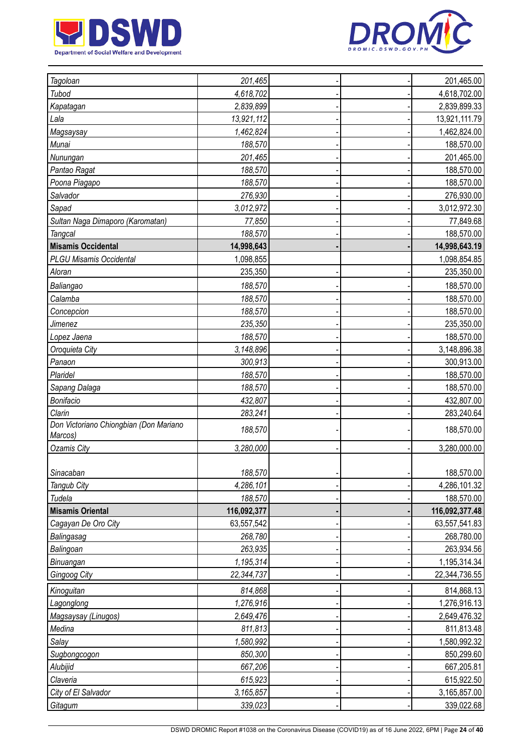| | | | | |
|---|---|---|---|---|
| *Tagoloan* | *201,465* | - | - | 201,465.00 |
| *Tubod* | *4,618,702* | - | - | 4,618,702.00 |
| *Kapatagan* | *2,839,899* | - | - | 2,839,899.33 |
| *Lala* | *13,921,112* | - | - | 13,921,111.79 |
| *Magsaysay* | *1,462,824* | - | - | 1,462,824.00 |
| *Munai* | *188,570* | - | - | 188,570.00 |
| *Nunungan* | *201,465* | - | - | 201,465.00 |
| *Pantao Ragat* | *188,570* | - | - | 188,570.00 |
| *Poona Piagapo* | *188,570* | - | - | 188,570.00 |
| *Salvador* | *276,930* | - | - | 276,930.00 |
| *Sapad* | *3,012,972* | - | - | 3,012,972.30 |
| *Sultan Naga Dimaporo (Karomatan)* | *77,850* | - | - | 77,849.68 |
| *Tangcal* | *188,570* | - | - | 188,570.00 |
| **Misamis Occidental** | **14,998,643** | **-** | **-** | **14,998,643.19** |
| *PLGU Misamis Occidental* | 1,098,855 | | | 1,098,854.85 |
| *Aloran* | 235,350 | - | - | 235,350.00 |
| *Baliangao* | *188,570* | - | - | 188,570.00 |
| *Calamba* | *188,570* | - | - | 188,570.00 |
| *Concepcion* | *188,570* | - | - | 188,570.00 |
| *Jimenez* | *235,350* | - | - | 235,350.00 |
| *Lopez Jaena* | *188,570* | - | - | 188,570.00 |
| *Oroquieta City* | *3,148,896* | - | - | 3,148,896.38 |
| *Panaon* | *300,913* | - | - | 300,913.00 |
| *Plaridel* | *188,570* | - | - | 188,570.00 |
| *Sapang Dalaga* | *188,570* | - | - | 188,570.00 |
| *Bonifacio* | *432,807* | - | - | 432,807.00 |
| *Clarin* | *283,241* | - | - | 283,240.64 |
| *Don Victoriano Chiongbian (Don Mariano Marcos)* | *188,570* | - | - | 188,570.00 |
| *Ozamis City* | *3,280,000* | - | - | 3,280,000.00 |
| *Sinacaban* | *188,570* | - | - | 188,570.00 |
| *Tangub City* | *4,286,101* | - | - | 4,286,101.32 |
| *Tudela* | *188,570* | - | - | 188,570.00 |
| **Misamis Oriental** | **116,092,377** | **-** | **-** | **116,092,377.48** |
| *Cagayan De Oro City* | 63,557,542 | - | - | 63,557,541.83 |
| *Balingasag* | *268,780* | - | - | 268,780.00 |
| *Balingoan* | *263,935* | - | - | 263,934.56 |
| *Binuangan* | *1,195,314* | - | - | 1,195,314.34 |
| *Gingoog City* | *22,344,737* | - | - | 22,344,736.55 |
| *Kinoguitan* | *814,868* | - | - | 814,868.13 |
| *Lagonglong* | *1,276,916* | - | - | 1,276,916.13 |
| *Magsaysay (Linugos)* | *2,649,476* | - | - | 2,649,476.32 |
| *Medina* | *811,813* | - | - | 811,813.48 |
| *Salay* | *1,580,992* | - | - | 1,580,992.32 |
| *Sugbongcogon* | *850,300* | - | - | 850,299.60 |
| *Alubijid* | *667,206* | - | - | 667,205.81 |
| *Claveria* | *615,923* | - | - | 615,922.50 |
| *City of El Salvador* | *3,165,857* | - | - | 3,165,857.00 |
| *Gitagum* | *339,023* | - | - | 339,022.68 |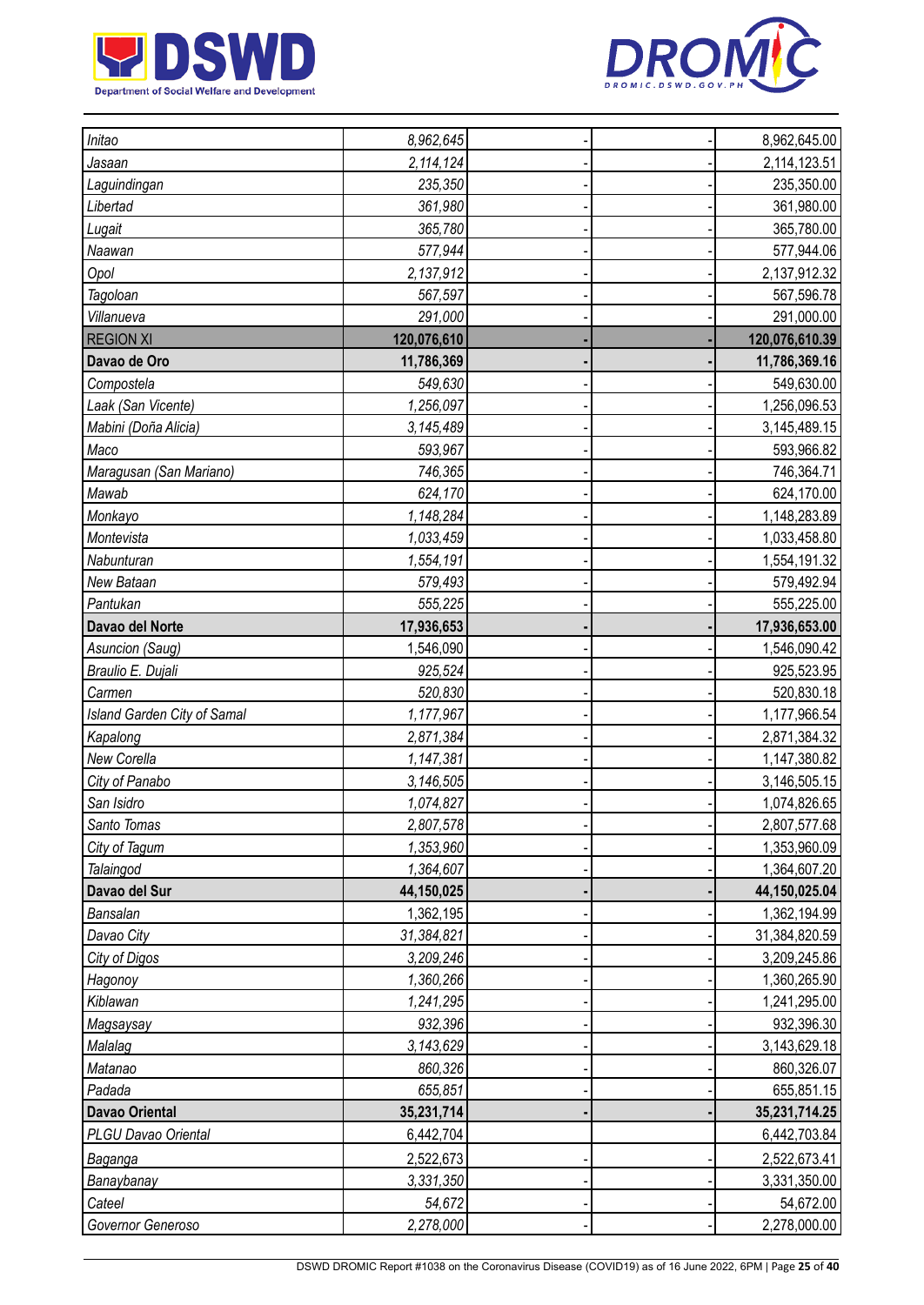| | | | | |
|---|---|---|---|---|
| *Initao* | *8,962,645* | - | - | 8,962,645.00 |
| *Jasaan* | *2,114,124* | - | - | 2,114,123.51 |
| *Laguindingan* | *235,350* | - | - | 235,350.00 |
| *Libertad* | *361,980* | - | - | 361,980.00 |
| *Lugait* | *365,780* | - | - | 365,780.00 |
| *Naawan* | *577,944* | - | - | 577,944.06 |
| *Opol* | *2,137,912* | - | - | 2,137,912.32 |
| *Tagoloan* | *567,597* | - | - | 567,596.78 |
| *Villanueva* | *291,000* | - | - | 291,000.00 |
| REGION XI | **120,076,610** | **-** | **-** | **120,076,610.39** |
| **Davao de Oro** | **11,786,369** | **-** | **-** | **11,786,369.16** |
| *Compostela* | *549,630* | - | - | 549,630.00 |
| *Laak (San Vicente)* | *1,256,097* | - | - | 1,256,096.53 |
| *Mabini (Doña Alicia)* | *3,145,489* | - | - | 3,145,489.15 |
| *Maco* | *593,967* | - | - | 593,966.82 |
| *Maragusan (San Mariano)* | *746,365* | - | - | 746,364.71 |
| *Mawab* | *624,170* | - | - | 624,170.00 |
| *Monkayo* | *1,148,284* | - | - | 1,148,283.89 |
| *Montevista* | *1,033,459* | - | - | 1,033,458.80 |
| *Nabunturan* | *1,554,191* | - | - | 1,554,191.32 |
| *New Bataan* | *579,493* | - | - | 579,492.94 |
| *Pantukan* | *555,225* | - | - | 555,225.00 |
| **Davao del Norte** | **17,936,653** | **-** | **-** | **17,936,653.00** |
| *Asuncion (Saug)* | 1,546,090 | - | - | 1,546,090.42 |
| *Braulio E. Dujali* | *925,524* | - | - | 925,523.95 |
| *Carmen* | *520,830* | - | - | 520,830.18 |
| *Island Garden City of Samal* | *1,177,967* | - | - | 1,177,966.54 |
| *Kapalong* | *2,871,384* | - | - | 2,871,384.32 |
| *New Corella* | *1,147,381* | - | - | 1,147,380.82 |
| *City of Panabo* | *3,146,505* | - | - | 3,146,505.15 |
| *San Isidro* | *1,074,827* | - | - | 1,074,826.65 |
| *Santo Tomas* | *2,807,578* | - | - | 2,807,577.68 |
| *City of Tagum* | *1,353,960* | - | - | 1,353,960.09 |
| *Talaingod* | *1,364,607* | - | - | 1,364,607.20 |
| **Davao del Sur** | **44,150,025** | **-** | **-** | **44,150,025.04** |
| *Bansalan* | 1,362,195 | - | - | 1,362,194.99 |
| *Davao City* | *31,384,821* | - | - | 31,384,820.59 |
| *City of Digos* | *3,209,246* | - | - | 3,209,245.86 |
| *Hagonoy* | *1,360,266* | - | - | 1,360,265.90 |
| *Kiblawan* | *1,241,295* | - | - | 1,241,295.00 |
| *Magsaysay* | *932,396* | - | - | 932,396.30 |
| *Malalag* | *3,143,629* | - | - | 3,143,629.18 |
| *Matanao* | *860,326* | - | - | 860,326.07 |
| *Padada* | *655,851* | - | - | 655,851.15 |
| **Davao Oriental** | **35,231,714** | **-** | **-** | **35,231,714.25** |
| *PLGU Davao Oriental* | 6,442,704 | | | 6,442,703.84 |
| *Baganga* | 2,522,673 | - | - | 2,522,673.41 |
| *Banaybanay* | *3,331,350* | - | - | 3,331,350.00 |
| *Cateel* | *54,672* | - | - | 54,672.00 |
| *Governor Generoso* | 2,278,000 | - | - | 2,278,000.00 |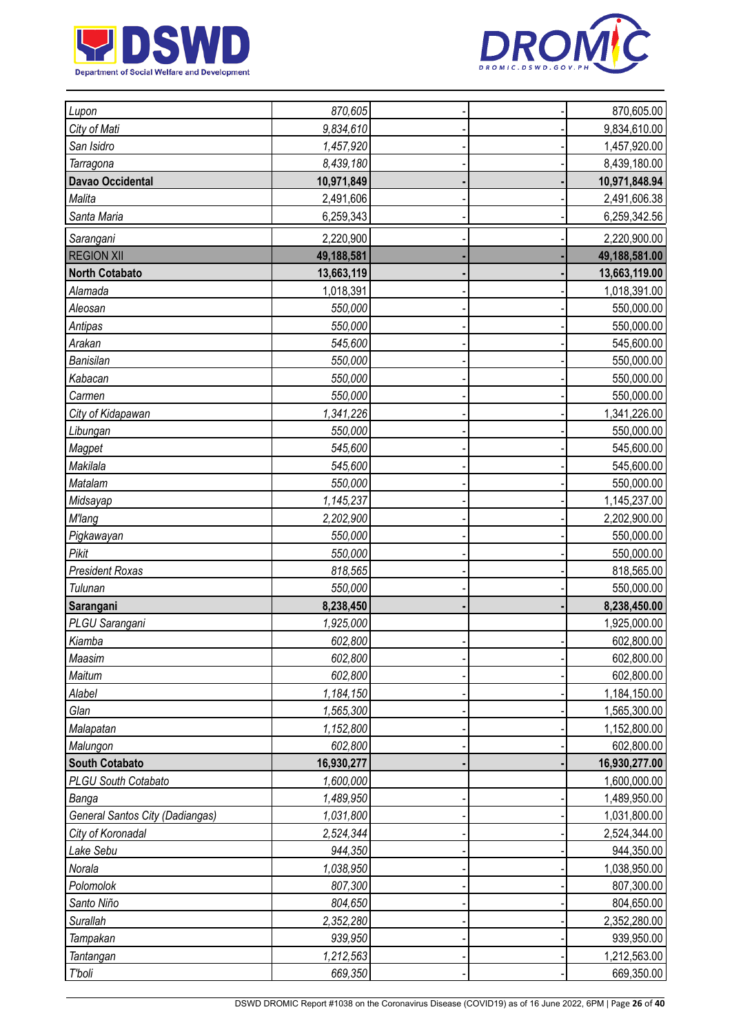| | | | | |
|---|---|---|---|---|
| *Lupon* | *870,605* | - | - | 870,605.00 |
| *City of Mati* | *9,834,610* | - | - | 9,834,610.00 |
| *San Isidro* | *1,457,920* | - | - | 1,457,920.00 |
| *Tarragona* | *8,439,180* | - | - | 8,439,180.00 |
| **Davao Occidental** | **10,971,849** | **-** | **-** | **10,971,848.94** |
| Malita | 2,491,606 | - | - | 2,491,606.38 |
| Santa Maria | 6,259,343 | - | - | 6,259,342.56 |
| Sarangani | 2,220,900 | - | - | 2,220,900.00 |
| REGION XII | **49,188,581** | **-** | **-** | **49,188,581.00** |
| **North Cotabato** | **13,663,119** | **-** | **-** | **13,663,119.00** |
| Alamada | 1,018,391 | - | - | 1,018,391.00 |
| *Aleosan* | *550,000* | - | - | 550,000.00 |
| *Antipas* | *550,000* | - | - | 550,000.00 |
| *Arakan* | *545,600* | - | - | 545,600.00 |
| *Banisilan* | *550,000* | - | - | 550,000.00 |
| *Kabacan* | *550,000* | - | - | 550,000.00 |
| *Carmen* | *550,000* | - | - | 550,000.00 |
| *City of Kidapawan* | *1,341,226* | - | - | 1,341,226.00 |
| *Libungan* | *550,000* | - | - | 550,000.00 |
| *Magpet* | *545,600* | - | - | 545,600.00 |
| *Makilala* | *545,600* | - | - | 545,600.00 |
| *Matalam* | *550,000* | - | - | 550,000.00 |
| *Midsayap* | *1,145,237* | - | - | 1,145,237.00 |
| *M'lang* | *2,202,900* | - | - | 2,202,900.00 |
| *Pigkawayan* | *550,000* | - | - | 550,000.00 |
| *Pikit* | *550,000* | - | - | 550,000.00 |
| *President Roxas* | *818,565* | - | - | 818,565.00 |
| *Tulunan* | *550,000* | - | - | 550,000.00 |
| **Sarangani** | **8,238,450** | **-** | **-** | **8,238,450.00** |
| *PLGU Sarangani* | *1,925,000* | | | 1,925,000.00 |
| *Kiamba* | *602,800* | - | - | 602,800.00 |
| *Maasim* | *602,800* | - | - | 602,800.00 |
| *Maitum* | *602,800* | - | - | 602,800.00 |
| *Alabel* | *1,184,150* | - | - | 1,184,150.00 |
| *Glan* | *1,565,300* | - | - | 1,565,300.00 |
| *Malapatan* | *1,152,800* | - | - | 1,152,800.00 |
| *Malungon* | *602,800* | - | - | 602,800.00 |
| **South Cotabato** | **16,930,277** | **-** | **-** | **16,930,277.00** |
| *PLGU South Cotabato* | *1,600,000* | | | 1,600,000.00 |
| *Banga* | *1,489,950* | - | - | 1,489,950.00 |
| *General Santos City (Dadiangas)* | *1,031,800* | - | - | 1,031,800.00 |
| *City of Koronadal* | *2,524,344* | - | - | 2,524,344.00 |
| *Lake Sebu* | *944,350* | - | - | 944,350.00 |
| *Norala* | *1,038,950* | - | - | 1,038,950.00 |
| *Polomolok* | *807,300* | - | - | 807,300.00 |
| *Santo Niño* | *804,650* | - | - | 804,650.00 |
| *Surallah* | *2,352,280* | - | - | 2,352,280.00 |
| *Tampakan* | *939,950* | - | - | 939,950.00 |
| *Tantangan* | *1,212,563* | - | - | 1,212,563.00 |
| *T'boli* | *669,350* | - | - | 669,350.00 |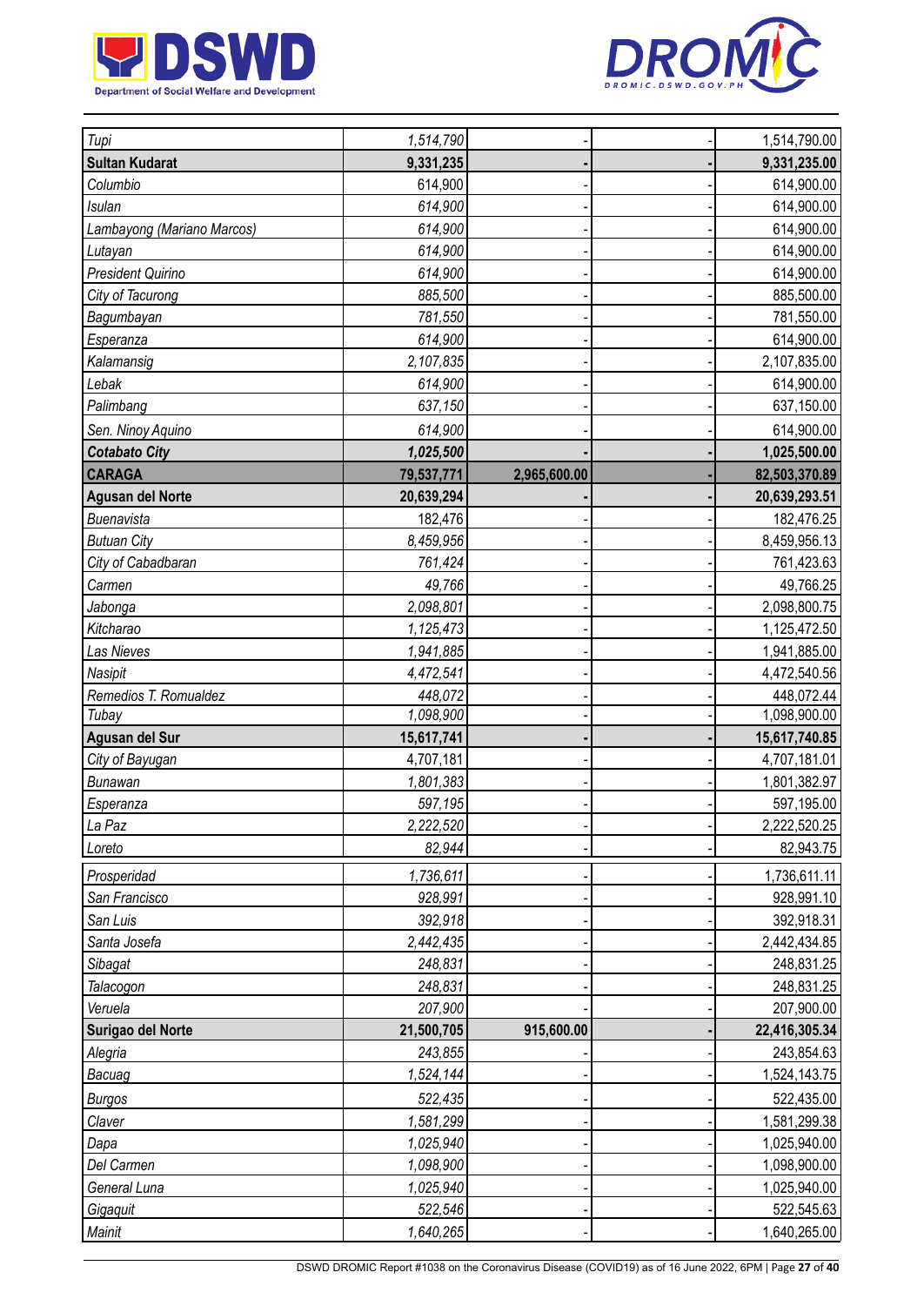| | | | | |
|---|---|---|---|---|
| *Tupi* | *1,514,790* | - | - | 1,514,790.00 |
| **Sultan Kudarat** | **9,331,235** | **-** | **-** | **9,331,235.00** |
| *Columbio* | 614,900 | - | - | 614,900.00 |
| *Isulan* | *614,900* | - | - | 614,900.00 |
| *Lambayong (Mariano Marcos)* | *614,900* | - | - | 614,900.00 |
| *Lutayan* | *614,900* | - | - | 614,900.00 |
| *President Quirino* | *614,900* | - | - | 614,900.00 |
| *City of Tacurong* | *885,500* | - | - | 885,500.00 |
| *Bagumbayan* | *781,550* | - | - | 781,550.00 |
| *Esperanza* | *614,900* | - | - | 614,900.00 |
| *Kalamansig* | *2,107,835* | - | - | 2,107,835.00 |
| *Lebak* | *614,900* | - | - | 614,900.00 |
| *Palimbang* | *637,150* | - | - | 637,150.00 |
| *Sen. Ninoy Aquino* | *614,900* | - | - | 614,900.00 |
| ***Cotabato City*** | ***1,025,500*** | **-** | **-** | **1,025,500.00** |
| **CARAGA** | **79,537,771** | **2,965,600.00** | **-** | **82,503,370.89** |
| **Agusan del Norte** | **20,639,294** | **-** | **-** | **20,639,293.51** |
| *Buenavista* | 182,476 | - | - | 182,476.25 |
| *Butuan City* | *8,459,956* | - | - | 8,459,956.13 |
| *City of Cabadbaran* | *761,424* | - | - | 761,423.63 |
| *Carmen* | *49,766* | - | - | 49,766.25 |
| *Jabonga* | *2,098,801* | - | - | 2,098,800.75 |
| *Kitcharao* | *1,125,473* | - | - | 1,125,472.50 |
| *Las Nieves* | *1,941,885* | - | - | 1,941,885.00 |
| *Nasipit* | *4,472,541* | - | - | 4,472,540.56 |
| *Remedios T. Romualdez* | *448,072* | - | - | 448,072.44 |
| *Tubay* | *1,098,900* | - | - | 1,098,900.00 |
| **Agusan del Sur** | **15,617,741** | **-** | **-** | **15,617,740.85** |
| *City of Bayugan* | 4,707,181 | - | - | 4,707,181.01 |
| *Bunawan* | *1,801,383* | - | - | 1,801,382.97 |
| *Esperanza* | *597,195* | - | - | 597,195.00 |
| *La Paz* | *2,222,520* | - | - | 2,222,520.25 |
| *Loreto* | *82,944* | - | - | 82,943.75 |
| *Prosperidad* | *1,736,611* | - | - | 1,736,611.11 |
| *San Francisco* | *928,991* | - | - | 928,991.10 |
| *San Luis* | *392,918* | - | - | 392,918.31 |
| *Santa Josefa* | *2,442,435* | - | - | 2,442,434.85 |
| *Sibagat* | *248,831* | - | - | 248,831.25 |
| *Talacogon* | *248,831* | - | - | 248,831.25 |
| *Veruela* | *207,900* | - | - | 207,900.00 |
| **Surigao del Norte** | **21,500,705** | **915,600.00** | **-** | **22,416,305.34** |
| *Alegria* | *243,855* | - | - | 243,854.63 |
| *Bacuag* | *1,524,144* | - | - | 1,524,143.75 |
| *Burgos* | *522,435* | - | - | 522,435.00 |
| *Claver* | *1,581,299* | - | - | 1,581,299.38 |
| *Dapa* | *1,025,940* | - | - | 1,025,940.00 |
| *Del Carmen* | *1,098,900* | - | - | 1,098,900.00 |
| *General Luna* | *1,025,940* | - | - | 1,025,940.00 |
| *Gigaquit* | *522,546* | - | - | 522,545.63 |
| *Mainit* | *1,640,265* | - | - | 1,640,265.00 |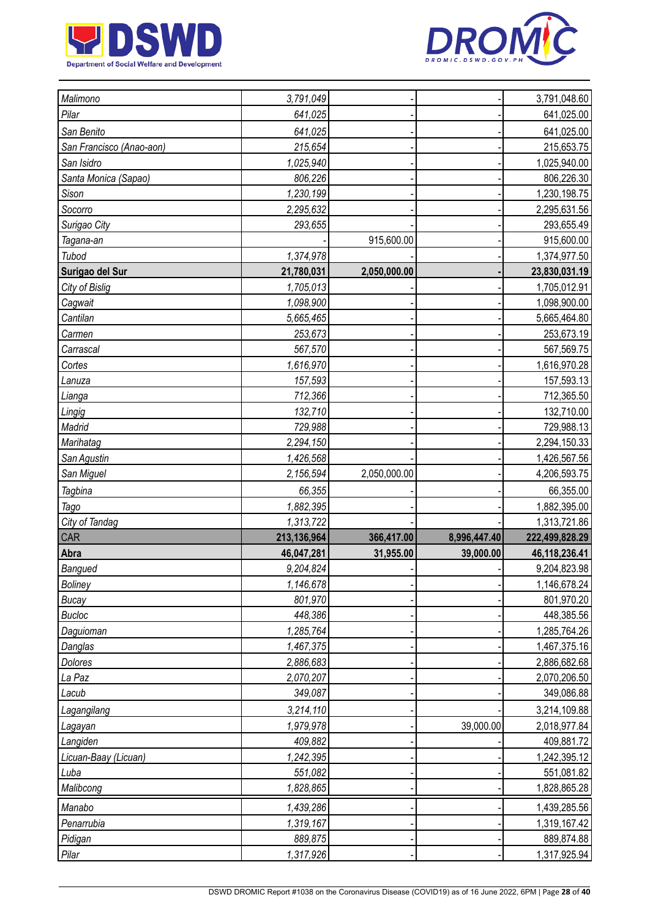| | | | | |
|---|---|---|---|---|
| *Malimono* | *3,791,049* | - | - | 3,791,048.60 |
| *Pilar* | *641,025* | - | - | 641,025.00 |
| *San Benito* | *641,025* | - | - | 641,025.00 |
| *San Francisco (Anao-aon)* | *215,654* | - | - | 215,653.75 |
| *San Isidro* | *1,025,940* | - | - | 1,025,940.00 |
| *Santa Monica (Sapao)* | *806,226* | - | - | 806,226.30 |
| *Sison* | *1,230,199* | - | - | 1,230,198.75 |
| *Socorro* | *2,295,632* | - | - | 2,295,631.56 |
| *Surigao City* | *293,655* | - | - | 293,655.49 |
| *Tagana-an* | - | 915,600.00 | - | 915,600.00 |
| *Tubod* | *1,374,978* | - | - | 1,374,977.50 |
| **Surigao del Sur** | **21,780,031** | **2,050,000.00** | **-** | **23,830,031.19** |
| *City of Bislig* | *1,705,013* | - | - | 1,705,012.91 |
| *Cagwait* | *1,098,900* | - | - | 1,098,900.00 |
| *Cantilan* | *5,665,465* | - | - | 5,665,464.80 |
| *Carmen* | *253,673* | - | - | 253,673.19 |
| *Carrascal* | *567,570* | - | - | 567,569.75 |
| *Cortes* | *1,616,970* | - | - | 1,616,970.28 |
| *Lanuza* | *157,593* | - | - | 157,593.13 |
| *Lianga* | *712,366* | - | - | 712,365.50 |
| *Lingig* | *132,710* | - | - | 132,710.00 |
| *Madrid* | *729,988* | - | - | 729,988.13 |
| *Marihatag* | *2,294,150* | - | - | 2,294,150.33 |
| *San Agustin* | *1,426,568* | - | - | 1,426,567.56 |
| *San Miguel* | *2,156,594* | 2,050,000.00 | - | 4,206,593.75 |
| *Tagbina* | *66,355* | - | - | 66,355.00 |
| *Tago* | *1,882,395* | - | - | 1,882,395.00 |
| *City of Tandag* | *1,313,722* | - | - | 1,313,721.86 |
| CAR | **213,136,964** | **366,417.00** | **8,996,447.40** | **222,499,828.29** |
| **Abra** | **46,047,281** | **31,955.00** | **39,000.00** | **46,118,236.41** |
| *Bangued* | *9,204,824* | - | - | 9,204,823.98 |
| *Boliney* | *1,146,678* | - | - | 1,146,678.24 |
| *Bucay* | *801,970* | - | - | 801,970.20 |
| *Bucloc* | *448,386* | - | - | 448,385.56 |
| *Daguioman* | *1,285,764* | - | - | 1,285,764.26 |
| *Danglas* | *1,467,375* | - | - | 1,467,375.16 |
| *Dolores* | *2,886,683* | - | - | 2,886,682.68 |
| *La Paz* | *2,070,207* | - | - | 2,070,206.50 |
| *Lacub* | *349,087* | - | - | 349,086.88 |
| *Lagangilang* | *3,214,110* | - | - | 3,214,109.88 |
| *Lagayan* | *1,979,978* | - | 39,000.00 | 2,018,977.84 |
| *Langiden* | *409,882* | - | - | 409,881.72 |
| *Licuan-Baay (Licuan)* | *1,242,395* | - | - | 1,242,395.12 |
| *Luba* | *551,082* | - | - | 551,081.82 |
| *Malibcong* | *1,828,865* | - | - | 1,828,865.28 |
| *Manabo* | *1,439,286* | - | - | 1,439,285.56 |
| *Penarrubia* | *1,319,167* | - | - | 1,319,167.42 |
| *Pidigan* | *889,875* | - | - | 889,874.88 |
| *Pilar* | *1,317,926* | - | - | 1,317,925.94 |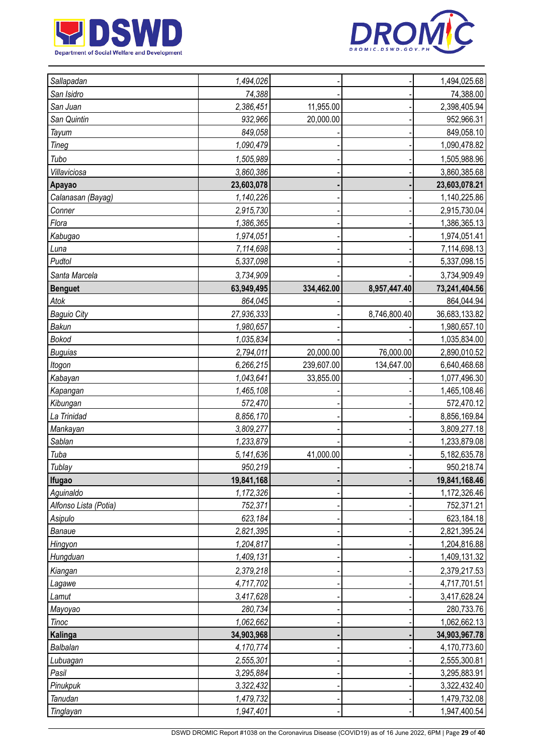| Sallapadan | 1,494,026 | - | - | 1,494,025.68 |
|---|---|---|---|---|
| San Isidro | 74,388 | - | - | 74,388.00 |
| San Juan | 2,386,451 | 11,955.00 | - | 2,398,405.94 |
| San Quintin | 932,966 | 20,000.00 | - | 952,966.31 |
| Tayum | 849,058 | - | - | 849,058.10 |
| Tineg | 1,090,479 | - | - | 1,090,478.82 |
| Tubo | 1,505,989 | - | - | 1,505,988.96 |
| Villaviciosa | 3,860,386 | - | - | 3,860,385.68 |
| **Apayao** | **23,603,078** | **-** | **-** | **23,603,078.21** |
| Calanasan (Bayag) | 1,140,226 | - | - | 1,140,225.86 |
| Conner | 2,915,730 | - | - | 2,915,730.04 |
| Flora | 1,386,365 | - | - | 1,386,365.13 |
| Kabugao | 1,974,051 | - | - | 1,974,051.41 |
| Luna | 7,114,698 | - | - | 7,114,698.13 |
| Pudtol | 5,337,098 | - | - | 5,337,098.15 |
| Santa Marcela | 3,734,909 | - | - | 3,734,909.49 |
| **Benguet** | **63,949,495** | **334,462.00** | **8,957,447.40** | **73,241,404.56** |
| Atok | 864,045 | - | - | 864,044.94 |
| Baguio City | 27,936,333 | - | 8,746,800.40 | 36,683,133.82 |
| Bakun | 1,980,657 | - | - | 1,980,657.10 |
| Bokod | 1,035,834 | - | - | 1,035,834.00 |
| Buguias | 2,794,011 | 20,000.00 | 76,000.00 | 2,890,010.52 |
| Itogon | 6,266,215 | 239,607.00 | 134,647.00 | 6,640,468.68 |
| Kabayan | 1,043,641 | 33,855.00 | - | 1,077,496.30 |
| Kapangan | 1,465,108 | - | - | 1,465,108.46 |
| Kibungan | 572,470 | - | - | 572,470.12 |
| La Trinidad | 8,856,170 | - | - | 8,856,169.84 |
| Mankayan | 3,809,277 | - | - | 3,809,277.18 |
| Sablan | 1,233,879 | - | - | 1,233,879.08 |
| Tuba | 5,141,636 | 41,000.00 | - | 5,182,635.78 |
| Tublay | 950,219 | - | - | 950,218.74 |
| **Ifugao** | **19,841,168** | **-** | **-** | **19,841,168.46** |
| Aguinaldo | 1,172,326 | - | - | 1,172,326.46 |
| Alfonso Lista (Potia) | 752,371 | - | - | 752,371.21 |
| Asipulo | 623,184 | - | - | 623,184.18 |
| Banaue | 2,821,395 | - | - | 2,821,395.24 |
| Hingyon | 1,204,817 | - | - | 1,204,816.88 |
| Hungduan | 1,409,131 | - | - | 1,409,131.32 |
| Kiangan | 2,379,218 | - | - | 2,379,217.53 |
| Lagawe | 4,717,702 | - | - | 4,717,701.51 |
| Lamut | 3,417,628 | - | - | 3,417,628.24 |
| Mayoyao | 280,734 | - | - | 280,733.76 |
| Tinoc | 1,062,662 | - | - | 1,062,662.13 |
| **Kalinga** | **34,903,968** | **-** | **-** | **34,903,967.78** |
| Balbalan | 4,170,774 | - | - | 4,170,773.60 |
| Lubuagan | 2,555,301 | - | - | 2,555,300.81 |
| Pasil | 3,295,884 | - | - | 3,295,883.91 |
| Pinukpuk | 3,322,432 | - | - | 3,322,432.40 |
| Tanudan | 1,479,732 | - | - | 1,479,732.08 |
| Tinglayan | 1,947,401 | - | - | 1,947,400.54 |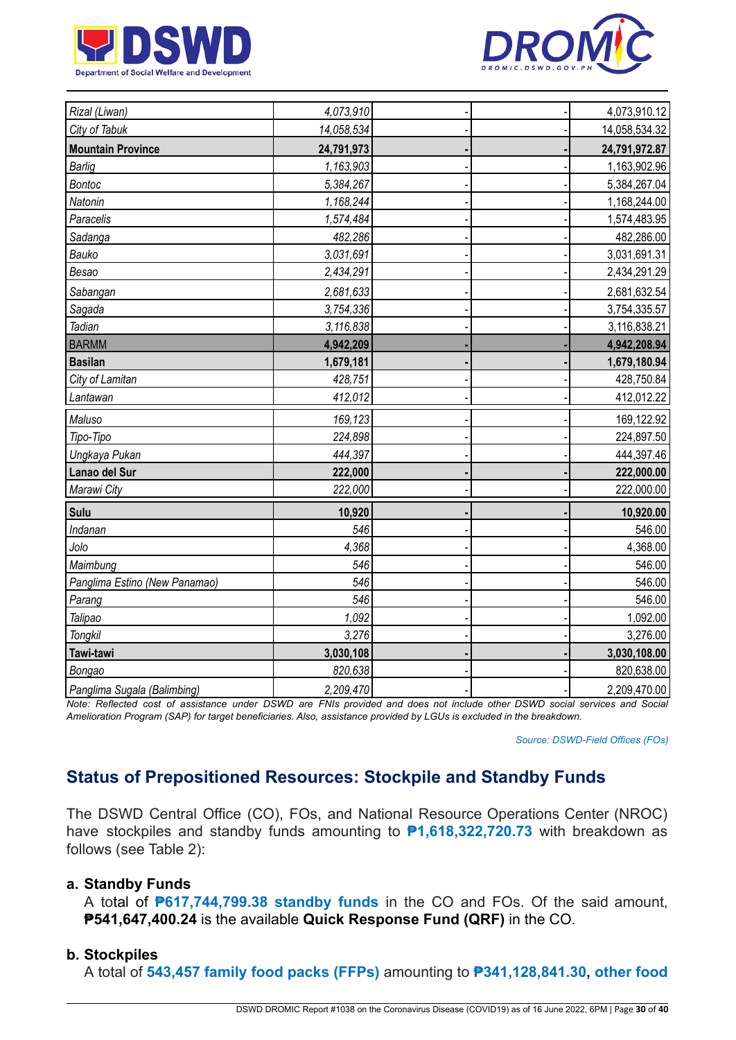| | | | | |
|---|---|---|---|---|
| *Rizal (Liwan)* | *4,073,910* | - | - | 4,073,910.12 |
| *City of Tabuk* | *14,058,534* | - | - | 14,058,534.32 |
| **Mountain Province** | **24,791,973** | **-** | **-** | **24,791,972.87** |
| *Barlig* | *1,163,903* | - | - | 1,163,902.96 |
| *Bontoc* | *5,384,267* | - | - | 5,384,267.04 |
| *Natonin* | *1,168,244* | - | - | 1,168,244.00 |
| *Paracelis* | *1,574,484* | - | - | 1,574,483.95 |
| *Sadanga* | *482,286* | - | - | 482,286.00 |
| *Bauko* | *3,031,691* | - | - | 3,031,691.31 |
| *Besao* | *2,434,291* | - | - | 2,434,291.29 |
| *Sabangan* | *2,681,633* | - | - | 2,681,632.54 |
| *Sagada* | *3,754,336* | - | - | 3,754,335.57 |
| *Tadian* | *3,116,838* | - | - | 3,116,838.21 |
| BARMM | **4,942,209** | **-** | **-** | **4,942,208.94** |
| **Basilan** | **1,679,181** | **-** | **-** | **1,679,180.94** |
| *City of Lamitan* | *428,751* | - | - | 428,750.84 |
| *Lantawan* | *412,012* | - | - | 412,012.22 |
| *Maluso* | *169,123* | - | - | 169,122.92 |
| *Tipo-Tipo* | *224,898* | - | - | 224,897.50 |
| *Ungkaya Pukan* | *444,397* | - | - | 444,397.46 |
| **Lanao del Sur** | **222,000** | **-** | **-** | **222,000.00** |
| *Marawi City* | *222,000* | - | - | 222,000.00 |
| **Sulu** | **10,920** | **-** | **-** | **10,920.00** |
| *Indanan* | *546* | - | - | 546.00 |
| *Jolo* | *4,368* | - | - | 4,368.00 |
| *Maimbung* | *546* | - | - | 546.00 |
| *Panglima Estino (New Panamao)* | *546* | - | - | 546.00 |
| *Parang* | *546* | - | - | 546.00 |
| *Talipao* | *1,092* | - | - | 1,092.00 |
| *Tongkil* | *3,276* | - | - | 3,276.00 |
| **Tawi-tawi** | **3,030,108** | **-** | **-** | **3,030,108.00** |
| *Bongao* | *820,638* | - | - | 820,638.00 |
| *Panglima Sugala (Balimbing)* | *2,209,470* | - | - | 2,209,470.00 |

*Note: Reflected cost of assistance under DSWD are FNIs provided and does not include other DSWD social services and Social Amelioration Program (SAP) for target beneficiaries. Also, assistance provided by LGUs is excluded in the breakdown.*

*Source: DSWD-Field Offices (FOs)*

## Status of Prepositioned Resources: Stockpile and Standby Funds

The DSWD Central Office (CO), FOs, and National Resource Operations Center (NROC) have stockpiles and standby funds amounting to **₱1,618,322,720.73** with breakdown as follows (see Table 2):

**a. Standby Funds**

A total of **₱617,744,799.38 standby funds** in the CO and FOs. Of the said amount, **₱541,647,400.24** is the available **Quick Response Fund (QRF)** in the CO.

**b. Stockpiles**

A total of **543,457 family food packs (FFPs)** amounting to **₱341,128,841.30**, **other food**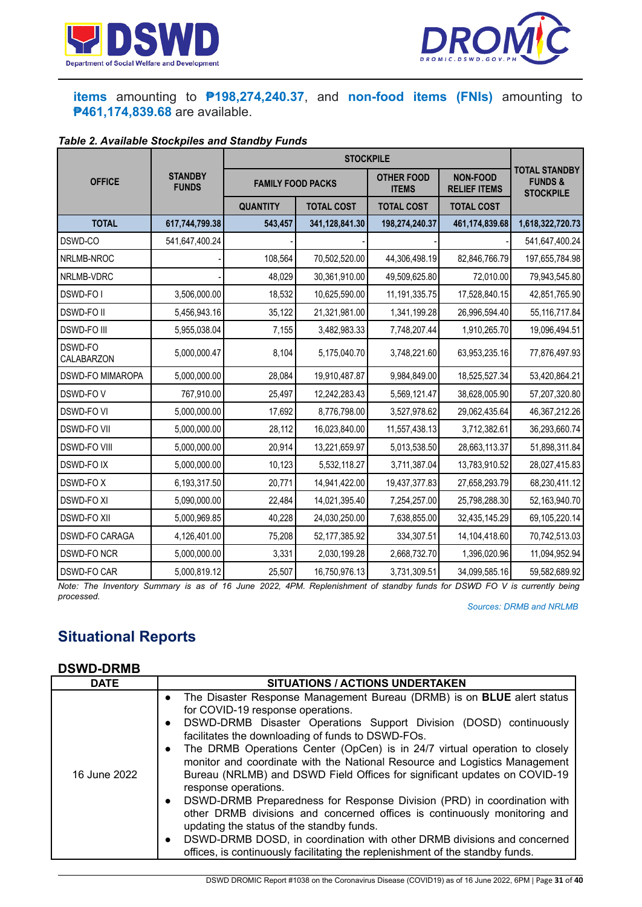**items** amounting to **₱198,274,240.37**, and **non-food items (FNIs)** amounting to **₱461,174,839.68** are available.

***Table 2. Available Stockpiles and Standby Funds***

| OFFICE | STANDBY FUNDS | STOCKPILE | | | | TOTAL STANDBY FUNDS & STOCKPILE |
|---|---|---|---|---|---|---|
| | | FAMILY FOOD PACKS | | OTHER FOOD ITEMS | NON-FOOD RELIEF ITEMS | |
| | | QUANTITY | TOTAL COST | TOTAL COST | TOTAL COST | |
| **TOTAL** | **617,744,799.38** | **543,457** | **341,128,841.30** | **198,274,240.37** | **461,174,839.68** | **1,618,322,720.73** |
| DSWD-CO | 541,647,400.24 | - | - | - | - | 541,647,400.24 |
| NRLMB-NROC | - | 108,564 | 70,502,520.00 | 44,306,498.19 | 82,846,766.79 | 197,655,784.98 |
| NRLMB-VDRC | - | 48,029 | 30,361,910.00 | 49,509,625.80 | 72,010.00 | 79,943,545.80 |
| DSWD-FO I | 3,506,000.00 | 18,532 | 10,625,590.00 | 11,191,335.75 | 17,528,840.15 | 42,851,765.90 |
| DSWD-FO II | 5,456,943.16 | 35,122 | 21,321,981.00 | 1,341,199.28 | 26,996,594.40 | 55,116,717.84 |
| DSWD-FO III | 5,955,038.04 | 7,155 | 3,482,983.33 | 7,748,207.44 | 1,910,265.70 | 19,096,494.51 |
| DSWD-FO CALABARZON | 5,000,000.47 | 8,104 | 5,175,040.70 | 3,748,221.60 | 63,953,235.16 | 77,876,497.93 |
| DSWD-FO MIMAROPA | 5,000,000.00 | 28,084 | 19,910,487.87 | 9,984,849.00 | 18,525,527.34 | 53,420,864.21 |
| DSWD-FO V | 767,910.00 | 25,497 | 12,242,283.43 | 5,569,121.47 | 38,628,005.90 | 57,207,320.80 |
| DSWD-FO VI | 5,000,000.00 | 17,692 | 8,776,798.00 | 3,527,978.62 | 29,062,435.64 | 46,367,212.26 |
| DSWD-FO VII | 5,000,000.00 | 28,112 | 16,023,840.00 | 11,557,438.13 | 3,712,382.61 | 36,293,660.74 |
| DSWD-FO VIII | 5,000,000.00 | 20,914 | 13,221,659.97 | 5,013,538.50 | 28,663,113.37 | 51,898,311.84 |
| DSWD-FO IX | 5,000,000.00 | 10,123 | 5,532,118.27 | 3,711,387.04 | 13,783,910.52 | 28,027,415.83 |
| DSWD-FO X | 6,193,317.50 | 20,771 | 14,941,422.00 | 19,437,377.83 | 27,658,293.79 | 68,230,411.12 |
| DSWD-FO XI | 5,090,000.00 | 22,484 | 14,021,395.40 | 7,254,257.00 | 25,798,288.30 | 52,163,940.70 |
| DSWD-FO XII | 5,000,969.85 | 40,228 | 24,030,250.00 | 7,638,855.00 | 32,435,145.29 | 69,105,220.14 |
| DSWD-FO CARAGA | 4,126,401.00 | 75,208 | 52,177,385.92 | 334,307.51 | 14,104,418.60 | 70,742,513.03 |
| DSWD-FO NCR | 5,000,000.00 | 3,331 | 2,030,199.28 | 2,668,732.70 | 1,396,020.96 | 11,094,952.94 |
| DSWD-FO CAR | 5,000,819.12 | 25,507 | 16,750,976.13 | 3,731,309.51 | 34,099,585.16 | 59,582,689.92 |

*Note: The Inventory Summary is as of 16 June 2022, 4PM. Replenishment of standby funds for DSWD FO V is currently being processed.*

*Sources: DRMB and NRLMB*

## Situational Reports

### DSWD-DRMB

| DATE | SITUATIONS / ACTIONS UNDERTAKEN |
|---|---|
| 16 June 2022 | • The Disaster Response Management Bureau (DRMB) is on **BLUE** alert status for COVID-19 response operations.<br>• DSWD-DRMB Disaster Operations Support Division (DOSD) continuously facilitates the downloading of funds to DSWD-FOs.<br>• The DRMB Operations Center (OpCen) is in 24/7 virtual operation to closely monitor and coordinate with the National Resource and Logistics Management Bureau (NRLMB) and DSWD Field Offices for significant updates on COVID-19 response operations.<br>• DSWD-DRMB Preparedness for Response Division (PRD) in coordination with other DRMB divisions and concerned offices is continuously monitoring and updating the status of the standby funds.<br>• DSWD-DRMB DOSD, in coordination with other DRMB divisions and concerned offices, is continuously facilitating the replenishment of the standby funds. |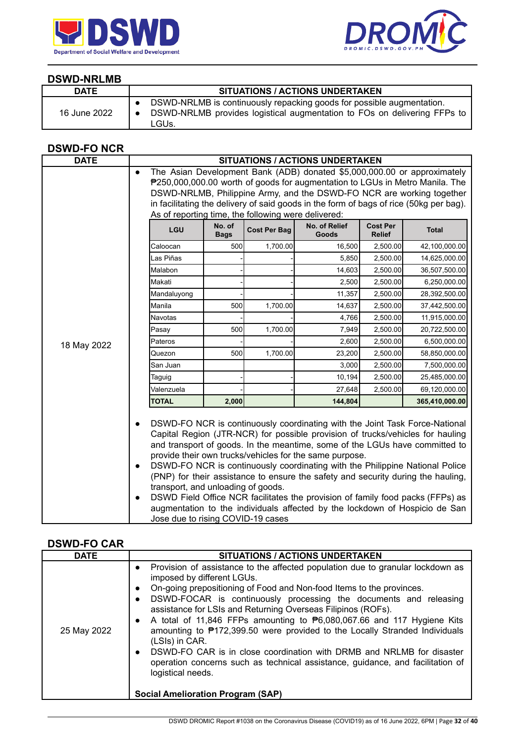### DSWD-NRLMB

| DATE | SITUATIONS / ACTIONS UNDERTAKEN |
|---|---|
| 16 June 2022 | • DSWD-NRLMB is continuously repacking goods for possible augmentation.<br>• DSWD-NRLMB provides logistical augmentation to FOs on delivering FFPs to LGUs. |

### DSWD-FO NCR

| DATE | SITUATIONS / ACTIONS UNDERTAKEN |
|---|---|
| 18 May 2022 | • The Asian Development Bank (ADB) donated $5,000,000.00 or approximately ₱250,000,000.00 worth of goods for augmentation to LGUs in Metro Manila. The DSWD-NRLMB, Philippine Army, and the DSWD-FO NCR are working together in facilitating the delivery of said goods in the form of bags of rice (50kg per bag). As of reporting time, the following were delivered: |

| LGU | No. of Bags | Cost Per Bag | No. of Relief Goods | Cost Per Relief | Total |
|---|---|---|---|---|---|
| Caloocan | 500 | 1,700.00 | 16,500 | 2,500.00 | 42,100,000.00 |
| Las Piñas | - | - | 5,850 | 2,500.00 | 14,625,000.00 |
| Malabon | - | - | 14,603 | 2,500.00 | 36,507,500.00 |
| Makati | - | - | 2,500 | 2,500.00 | 6,250,000.00 |
| Mandaluyong | - | - | 11,357 | 2,500.00 | 28,392,500.00 |
| Manila | 500 | 1,700.00 | 14,637 | 2,500.00 | 37,442,500.00 |
| Navotas | - | - | 4,766 | 2,500.00 | 11,915,000.00 |
| Pasay | 500 | 1,700.00 | 7,949 | 2,500.00 | 20,722,500.00 |
| Pateros | - | - | 2,600 | 2,500.00 | 6,500,000.00 |
| Quezon | 500 | 1,700.00 | 23,200 | 2,500.00 | 58,850,000.00 |
| San Juan | | | 3,000 | 2,500.00 | 7,500,000.00 |
| Taguig | - | - | 10,194 | 2,500.00 | 25,485,000.00 |
| Valenzuela | - | - | 27,648 | 2,500.00 | 69,120,000.00 |
| **TOTAL** | **2,000** | | **144,804** | | **365,410,000.00** |

- DSWD-FO NCR is continuously coordinating with the Joint Task Force-National Capital Region (JTR-NCR) for possible provision of trucks/vehicles for hauling and transport of goods. In the meantime, some of the LGUs have committed to provide their own trucks/vehicles for the same purpose.
- DSWD-FO NCR is continuously coordinating with the Philippine National Police (PNP) for their assistance to ensure the safety and security during the hauling, transport, and unloading of goods.
- DSWD Field Office NCR facilitates the provision of family food packs (FFPs) as augmentation to the individuals affected by the lockdown of Hospicio de San Jose due to rising COVID-19 cases

### DSWD-FO CAR

| DATE | SITUATIONS / ACTIONS UNDERTAKEN |
|---|---|
| 25 May 2022 | • Provision of assistance to the affected population due to granular lockdown as imposed by different LGUs.<br>• On-going prepositioning of Food and Non-food Items to the provinces.<br>• DSWD-FOCAR is continuously processing the documents and releasing assistance for LSIs and Returning Overseas Filipinos (ROFs).<br>• A total of 11,846 FFPs amounting to ₱6,080,067.66 and 117 Hygiene Kits amounting to ₱172,399.50 were provided to the Locally Stranded Individuals (LSIs) in CAR.<br>• DSWD-FO CAR is in close coordination with DRMB and NRLMB for disaster operation concerns such as technical assistance, guidance, and facilitation of logistical needs.<br><br>**Social Amelioration Program (SAP)** |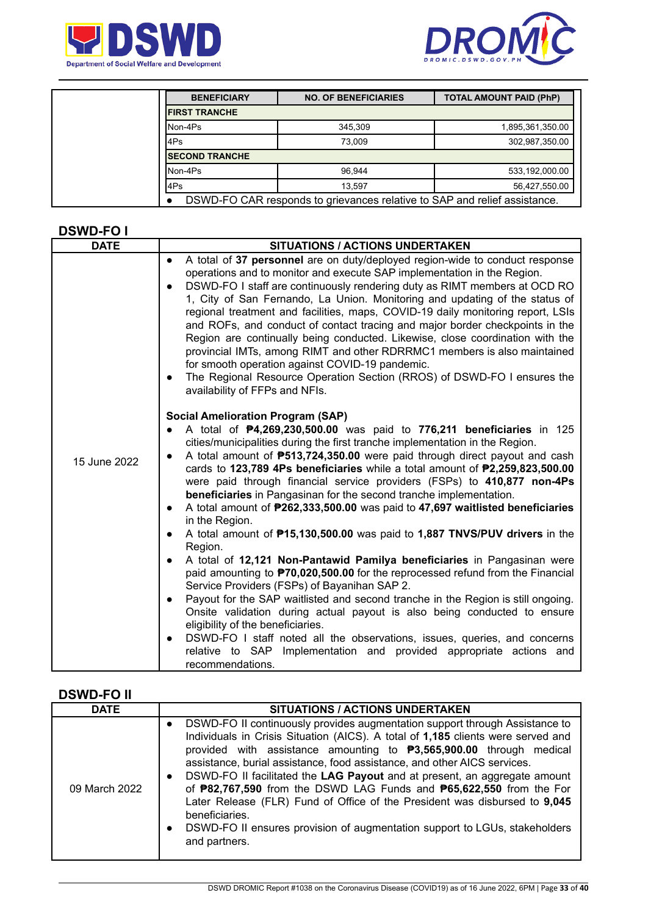| BENEFICIARY | NO. OF BENEFICIARIES | TOTAL AMOUNT PAID (PhP) |
|---|---|---|
| **FIRST TRANCHE** | | |
| Non-4Ps | 345,309 | 1,895,361,350.00 |
| 4Ps | 73,009 | 302,987,350.00 |
| **SECOND TRANCHE** | | |
| Non-4Ps | 96,944 | 533,192,000.00 |
| 4Ps | 13,597 | 56,427,550.00 |

- DSWD-FO CAR responds to grievances relative to SAP and relief assistance.

## DSWD-FO I

| DATE | SITUATIONS / ACTIONS UNDERTAKEN |
|---|---|
| 15 June 2022 | • A total of **37 personnel** are on duty/deployed region-wide to conduct response operations and to monitor and execute SAP implementation in the Region.<br>• DSWD-FO I staff are continuously rendering duty as RIMT members at OCD RO 1, City of San Fernando, La Union. Monitoring and updating of the status of regional treatment and facilities, maps, COVID-19 daily monitoring report, LSIs and ROFs, and conduct of contact tracing and major border checkpoints in the Region are continually being conducted. Likewise, close coordination with the provincial IMTs, among RIMT and other RDRRMC1 members is also maintained for smooth operation against COVID-19 pandemic.<br>• The Regional Resource Operation Section (RROS) of DSWD-FO I ensures the availability of FFPs and NFIs.<br><br>**Social Amelioration Program (SAP)**<br>• A total of **₱4,269,230,500.00** was paid to **776,211 beneficiaries** in 125 cities/municipalities during the first tranche implementation in the Region.<br>• A total amount of **₱513,724,350.00** were paid through direct payout and cash cards to **123,789 4Ps beneficiaries** while a total amount of **₱2,259,823,500.00** were paid through financial service providers (FSPs) to **410,877 non-4Ps beneficiaries** in Pangasinan for the second tranche implementation.<br>• A total amount of **₱262,333,500.00** was paid to **47,697 waitlisted beneficiaries** in the Region.<br>• A total amount of **₱15,130,500.00** was paid to **1,887 TNVS/PUV drivers** in the Region.<br>• A total of **12,121 Non-Pantawid Pamilya beneficiaries** in Pangasinan were paid amounting to **₱70,020,500.00** for the reprocessed refund from the Financial Service Providers (FSPs) of Bayanihan SAP 2.<br>• Payout for the SAP waitlisted and second tranche in the Region is still ongoing. Onsite validation during actual payout is also being conducted to ensure eligibility of the beneficiaries.<br>• DSWD-FO I staff noted all the observations, issues, queries, and concerns relative to SAP Implementation and provided appropriate actions and recommendations. |

## DSWD-FO II

| DATE | SITUATIONS / ACTIONS UNDERTAKEN |
|---|---|
| 09 March 2022 | • DSWD-FO II continuously provides augmentation support through Assistance to Individuals in Crisis Situation (AICS). A total of **1,185** clients were served and provided with assistance amounting to **₱3,565,900.00** through medical assistance, burial assistance, food assistance, and other AICS services.<br>• DSWD-FO II facilitated the **LAG Payout** and at present, an aggregate amount of **₱82,767,590** from the DSWD LAG Funds and **₱65,622,550** from the For Later Release (FLR) Fund of Office of the President was disbursed to **9,045** beneficiaries.<br>• DSWD-FO II ensures provision of augmentation support to LGUs, stakeholders and partners. |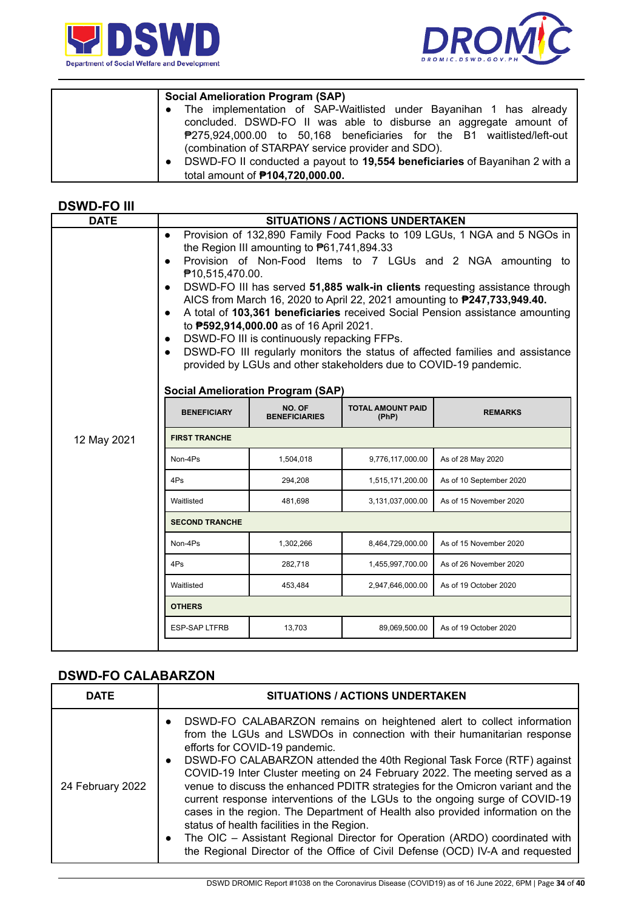| | |
|---|---|
| | **Social Amelioration Program (SAP)**<br>● The implementation of SAP-Waitlisted under Bayanihan 1 has already concluded. DSWD-FO II was able to disburse an aggregate amount of ₱275,924,000.00 to 50,168 beneficiaries for the B1 waitlisted/left-out (combination of STARPAY service provider and SDO).<br>● DSWD-FO II conducted a payout to **19,554 beneficiaries** of Bayanihan 2 with a total amount of **₱104,720,000.00.** |

## DSWD-FO III

| DATE | SITUATIONS / ACTIONS UNDERTAKEN |
|---|---|
| 12 May 2021 | ● Provision of 132,890 Family Food Packs to 109 LGUs, 1 NGA and 5 NGOs in the Region III amounting to ₱61,741,894.33<br>● Provision of Non-Food Items to 7 LGUs and 2 NGA amounting to ₱10,515,470.00.<br>● DSWD-FO III has served **51,885 walk-in clients** requesting assistance through AICS from March 16, 2020 to April 22, 2021 amounting to **₱247,733,949.40.**<br>● A total of **103,361 beneficiaries** received Social Pension assistance amounting to **₱592,914,000.00** as of 16 April 2021.<br>● DSWD-FO III is continuously repacking FFPs.<br>● DSWD-FO III regularly monitors the status of affected families and assistance provided by LGUs and other stakeholders due to COVID-19 pandemic.<br><br>**Social Amelioration Program (SAP)** |

| BENEFICIARY | NO. OF BENEFICIARIES | TOTAL AMOUNT PAID (PhP) | REMARKS |
|---|---|---|---|
| **FIRST TRANCHE** | | | |
| Non-4Ps | 1,504,018 | 9,776,117,000.00 | As of 28 May 2020 |
| 4Ps | 294,208 | 1,515,171,200.00 | As of 10 September 2020 |
| Waitlisted | 481,698 | 3,131,037,000.00 | As of 15 November 2020 |
| **SECOND TRANCHE** | | | |
| Non-4Ps | 1,302,266 | 8,464,729,000.00 | As of 15 November 2020 |
| 4Ps | 282,718 | 1,455,997,700.00 | As of 26 November 2020 |
| Waitlisted | 453,484 | 2,947,646,000.00 | As of 19 October 2020 |
| **OTHERS** | | | |
| ESP-SAP LTFRB | 13,703 | 89,069,500.00 | As of 19 October 2020 |

## DSWD-FO CALABARZON

| DATE | SITUATIONS / ACTIONS UNDERTAKEN |
|---|---|
| 24 February 2022 | ● DSWD-FO CALABARZON remains on heightened alert to collect information from the LGUs and LSWDOs in connection with their humanitarian response efforts for COVID-19 pandemic.<br>● DSWD-FO CALABARZON attended the 40th Regional Task Force (RTF) against COVID-19 Inter Cluster meeting on 24 February 2022. The meeting served as a venue to discuss the enhanced PDITR strategies for the Omicron variant and the current response interventions of the LGUs to the ongoing surge of COVID-19 cases in the region. The Department of Health also provided information on the status of health facilities in the Region.<br>● The OIC – Assistant Regional Director for Operation (ARDO) coordinated with the Regional Director of the Office of Civil Defense (OCD) IV-A and requested |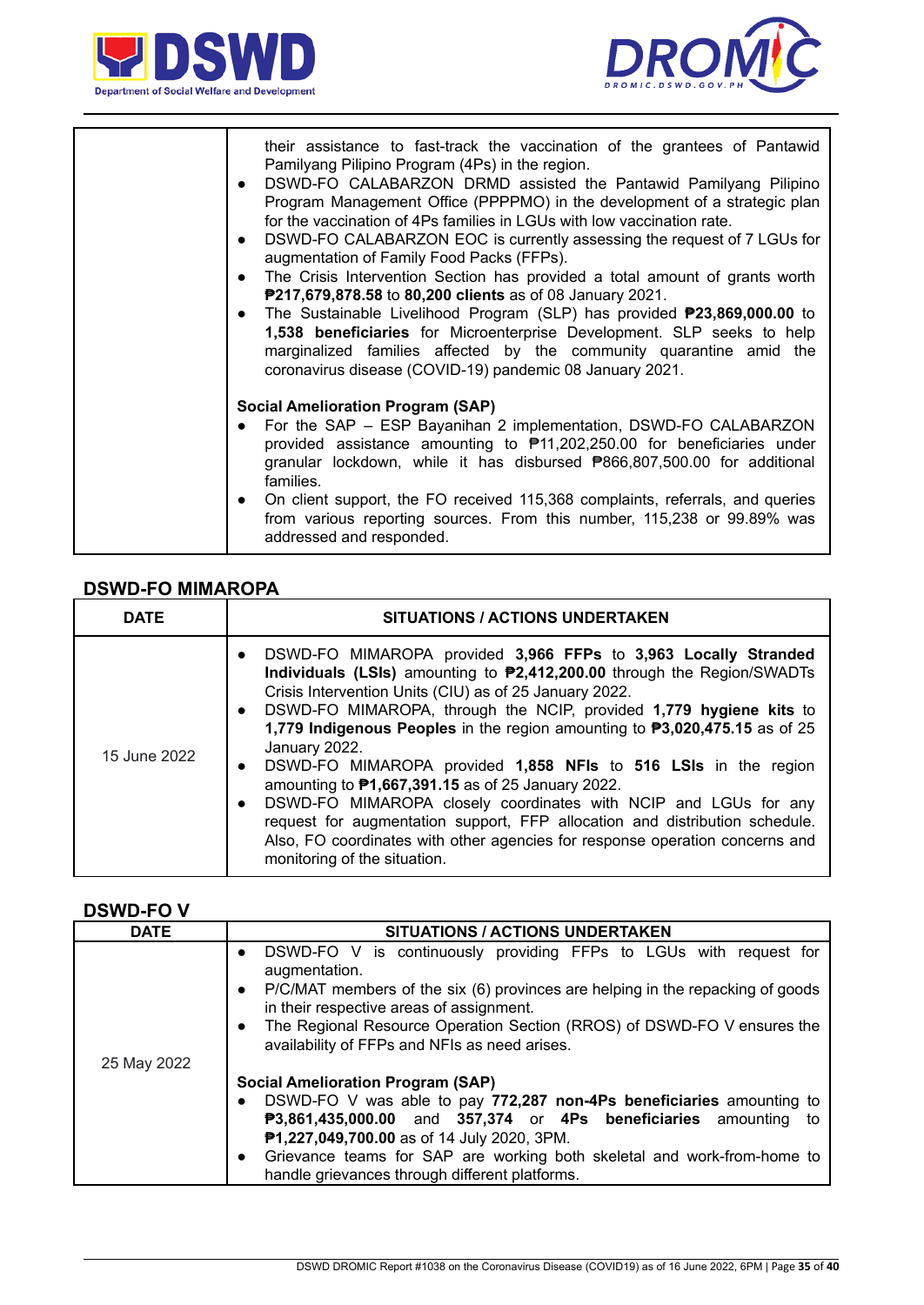| | |
|---|---|
| | their assistance to fast-track the vaccination of the grantees of Pantawid Pamilyang Pilipino Program (4Ps) in the region.<br>● DSWD-FO CALABARZON DRMD assisted the Pantawid Pamilyang Pilipino Program Management Office (PPPMO) in the development of a strategic plan for the vaccination of 4Ps families in LGUs with low vaccination rate.<br>● DSWD-FO CALABARZON EOC is currently assessing the request of 7 LGUs for augmentation of Family Food Packs (FFPs).<br>● The Crisis Intervention Section has provided a total amount of grants worth **₱217,679,878.58** to **80,200 clients** as of 08 January 2021.<br>● The Sustainable Livelihood Program (SLP) has provided **₱23,869,000.00** to **1,538 beneficiaries** for Microenterprise Development. SLP seeks to help marginalized families affected by the community quarantine amid the coronavirus disease (COVID-19) pandemic 08 January 2021.<br><br>**Social Amelioration Program (SAP)**<br>● For the SAP – ESP Bayanihan 2 implementation, DSWD-FO CALABARZON provided assistance amounting to ₱11,202,250.00 for beneficiaries under granular lockdown, while it has disbursed ₱866,807,500.00 for additional families.<br>● On client support, the FO received 115,368 complaints, referrals, and queries from various reporting sources. From this number, 115,238 or 99.89% was addressed and responded. |

## DSWD-FO MIMAROPA

| DATE | SITUATIONS / ACTIONS UNDERTAKEN |
|---|---|
| 15 June 2022 | ● DSWD-FO MIMAROPA provided **3,966 FFPs** to **3,963 Locally Stranded Individuals (LSIs)** amounting to **₱2,412,200.00** through the Region/SWADTs Crisis Intervention Units (CIU) as of 25 January 2022.<br>● DSWD-FO MIMAROPA, through the NCIP, provided **1,779 hygiene kits** to **1,779 Indigenous Peoples** in the region amounting to **₱3,020,475.15** as of 25 January 2022.<br>● DSWD-FO MIMAROPA provided **1,858 NFIs** to **516 LSIs** in the region amounting to **₱1,667,391.15** as of 25 January 2022.<br>● DSWD-FO MIMAROPA closely coordinates with NCIP and LGUs for any request for augmentation support, FFP allocation and distribution schedule. Also, FO coordinates with other agencies for response operation concerns and monitoring of the situation. |

## DSWD-FO V

| DATE | SITUATIONS / ACTIONS UNDERTAKEN |
|---|---|
| 25 May 2022 | ● DSWD-FO V is continuously providing FFPs to LGUs with request for augmentation.<br>● P/C/MAT members of the six (6) provinces are helping in the repacking of goods in their respective areas of assignment.<br>● The Regional Resource Operation Section (RROS) of DSWD-FO V ensures the availability of FFPs and NFIs as need arises.<br><br>**Social Amelioration Program (SAP)**<br>● DSWD-FO V was able to pay **772,287 non-4Ps beneficiaries** amounting to **₱3,861,435,000.00** and **357,374** or **4Ps beneficiaries** amounting to **₱1,227,049,700.00** as of 14 July 2020, 3PM.<br>● Grievance teams for SAP are working both skeletal and work-from-home to handle grievances through different platforms. |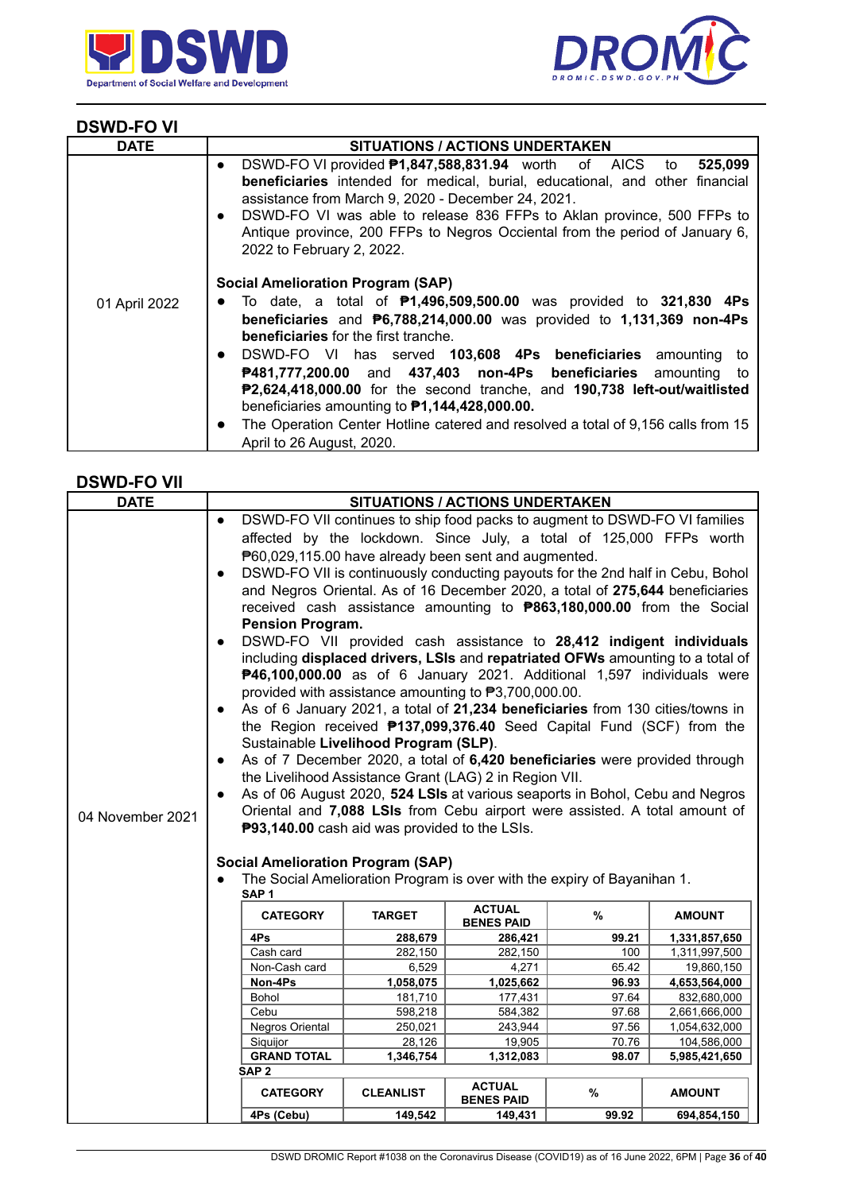## DSWD-FO VI

| DATE | SITUATIONS / ACTIONS UNDERTAKEN |
|---|---|
| 01 April 2022 | • DSWD-FO VI provided **₱1,847,588,831.94** worth of AICS to **525,099 beneficiaries** intended for medical, burial, educational, and other financial assistance from March 9, 2020 - December 24, 2021.<br>• DSWD-FO VI was able to release 836 FFPs to Aklan province, 500 FFPs to Antique province, 200 FFPs to Negros Occidental from the period of January 6, 2022 to February 2, 2022.<br><br>**Social Amelioration Program (SAP)**<br>• To date, a total of **₱1,496,509,500.00** was provided to **321,830 4Ps beneficiaries** and **₱6,788,214,000.00** was provided to **1,131,369 non-4Ps beneficiaries** for the first tranche.<br>• DSWD-FO VI has served **103,608 4Ps beneficiaries** amounting to **₱481,777,200.00** and **437,403 non-4Ps beneficiaries** amounting to **₱2,624,418,000.00** for the second tranche, and **190,738 left-out/waitlisted** beneficiaries amounting to **₱1,144,428,000.00.**<br>• The Operation Center Hotline catered and resolved a total of 9,156 calls from 15 April to 26 August, 2020. |

## DSWD-FO VII

| DATE | SITUATIONS / ACTIONS UNDERTAKEN |
|---|---|
| 04 November 2021 | • DSWD-FO VII continues to ship food packs to augment to DSWD-FO VI families affected by the lockdown. Since July, a total of 125,000 FFPs worth ₱60,029,115.00 have already been sent and augmented.<br>• DSWD-FO VII is continuously conducting payouts for the 2nd half in Cebu, Bohol and Negros Oriental. As of 16 December 2020, a total of **275,644** beneficiaries received cash assistance amounting to **₱863,180,000.00** from the Social **Pension Program.**<br>• DSWD-FO VII provided cash assistance to **28,412 indigent individuals** including **displaced drivers, LSIs** and **repatriated OFWs** amounting to a total of **₱46,100,000.00** as of 6 January 2021. Additional 1,597 individuals were provided with assistance amounting to ₱3,700,000.00.<br>• As of 6 January 2021, a total of **21,234 beneficiaries** from 130 cities/towns in the Region received **₱137,099,376.40** Seed Capital Fund (SCF) from the Sustainable **Livelihood Program (SLP)**.<br>• As of 7 December 2020, a total of **6,420 beneficiaries** were provided through the Livelihood Assistance Grant (LAG) 2 in Region VII.<br>• As of 06 August 2020, **524 LSIs** at various seaports in Bohol, Cebu and Negros Oriental and **7,088 LSIs** from Cebu airport were assisted. A total amount of **₱93,140.00** cash aid was provided to the LSIs.<br><br>**Social Amelioration Program (SAP)**<br>• The Social Amelioration Program is over with the expiry of Bayanihan 1. |

**SAP 1**

| CATEGORY | TARGET | ACTUAL BENES PAID | % | AMOUNT |
|---|---|---|---|---|
| **4Ps** | **288,679** | **286,421** | **99.21** | **1,331,857,650** |
| Cash card | 282,150 | 282,150 | 100 | 1,311,997,500 |
| Non-Cash card | 6,529 | 4,271 | 65.42 | 19,860,150 |
| **Non-4Ps** | **1,058,075** | **1,025,662** | **96.93** | **4,653,564,000** |
| Bohol | 181,710 | 177,431 | 97.64 | 832,680,000 |
| Cebu | 598,218 | 584,382 | 97.68 | 2,661,666,000 |
| Negros Oriental | 250,021 | 243,944 | 97.56 | 1,054,632,000 |
| Siquijor | 28,126 | 19,905 | 70.76 | 104,586,000 |
| **GRAND TOTAL** | **1,346,754** | **1,312,083** | **98.07** | **5,985,421,650** |

**SAP 2**

| CATEGORY | CLEANLIST | ACTUAL BENES PAID | % | AMOUNT |
|---|---|---|---|---|
| **4Ps (Cebu)** | **149,542** | **149,431** | **99.92** | **694,854,150** |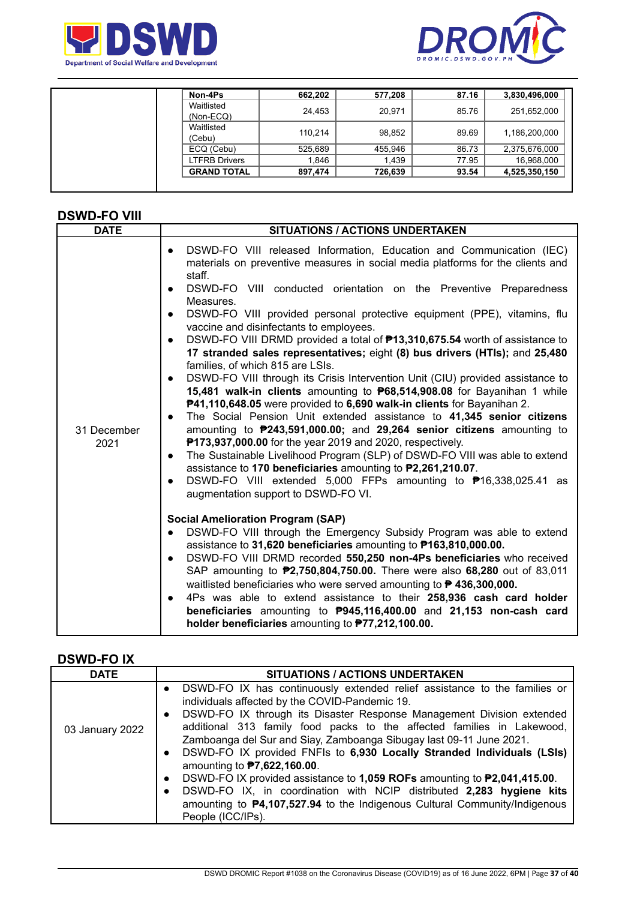| | | | | |
|---|---|---|---|---|
| **Non-4Ps** | **662,202** | **577,208** | **87.16** | **3,830,496,000** |
| Waitlisted (Non-ECQ) | 24,453 | 20,971 | 85.76 | 251,652,000 |
| Waitlisted (Cebu) | 110,214 | 98,852 | 89.69 | 1,186,200,000 |
| ECQ (Cebu) | 525,689 | 455,946 | 86.73 | 2,375,676,000 |
| LTFRB Drivers | 1,846 | 1,439 | 77.95 | 16,968,000 |
| **GRAND TOTAL** | **897,474** | **726,639** | **93.54** | **4,525,350,150** |

## DSWD-FO VIII

| DATE | SITUATIONS / ACTIONS UNDERTAKEN |
|---|---|
| 31 December 2021 | • DSWD-FO VIII released Information, Education and Communication (IEC) materials on preventive measures in social media platforms for the clients and staff.<br>• DSWD-FO VIII conducted orientation on the Preventive Preparedness Measures.<br>• DSWD-FO VIII provided personal protective equipment (PPE), vitamins, flu vaccine and disinfectants to employees.<br>• DSWD-FO VIII DRMD provided a total of **₱13,310,675.54** worth of assistance to **17 stranded sales representatives;** eight **(8)** bus drivers **(HTIs);** and **25,480** families, of which 815 are LSIs.<br>• DSWD-FO VIII through its Crisis Intervention Unit (CIU) provided assistance to **15,481 walk-in clients** amounting to **₱68,514,908.08** for Bayanihan 1 while **₱41,110,648.05** were provided to **6,690 walk-in clients** for Bayanihan 2.<br>• The Social Pension Unit extended assistance to **41,345 senior citizens** amounting to **₱243,591,000.00;** and **29,264 senior citizens** amounting to **₱173,937,000.00** for the year 2019 and 2020, respectively.<br>• The Sustainable Livelihood Program (SLP) of DSWD-FO VIII was able to extend assistance to **170 beneficiaries** amounting to **₱2,261,210.07**.<br>• DSWD-FO VIII extended 5,000 FFPs amounting to ₱16,338,025.41 as augmentation support to DSWD-FO VI.<br><br>**Social Amelioration Program (SAP)**<br>• DSWD-FO VIII through the Emergency Subsidy Program was able to extend assistance to **31,620 beneficiaries** amounting to **₱163,810,000.00.**<br>• DSWD-FO VIII DRMD recorded **550,250 non-4Ps beneficiaries** who received SAP amounting to **₱2,750,804,750.00.** There were also **68,280** out of 83,011 waitlisted beneficiaries who were served amounting to **₱ 436,300,000.**<br>• 4Ps was able to extend assistance to their **258,936 cash card holder beneficiaries** amounting to **₱945,116,400.00** and **21,153 non-cash card holder beneficiaries** amounting to **₱77,212,100.00.** |

## DSWD-FO IX

| DATE | SITUATIONS / ACTIONS UNDERTAKEN |
|---|---|
| 03 January 2022 | • DSWD-FO IX has continuously extended relief assistance to the families or individuals affected by the COVID-Pandemic 19.<br>• DSWD-FO IX through its Disaster Response Management Division extended additional 313 family food packs to the affected families in Lakewood, Zamboanga del Sur and Siay, Zamboanga Sibugay last 09-11 June 2021.<br>• DSWD-FO IX provided FNFIs to **6,930 Locally Stranded Individuals (LSIs)** amounting to **₱7,622,160.00**.<br>• DSWD-FO IX provided assistance to **1,059 ROFs** amounting to **₱2,041,415.00**.<br>• DSWD-FO IX, in coordination with NCIP distributed **2,283 hygiene kits** amounting to **₱4,107,527.94** to the Indigenous Cultural Community/Indigenous People (ICC/IPs). |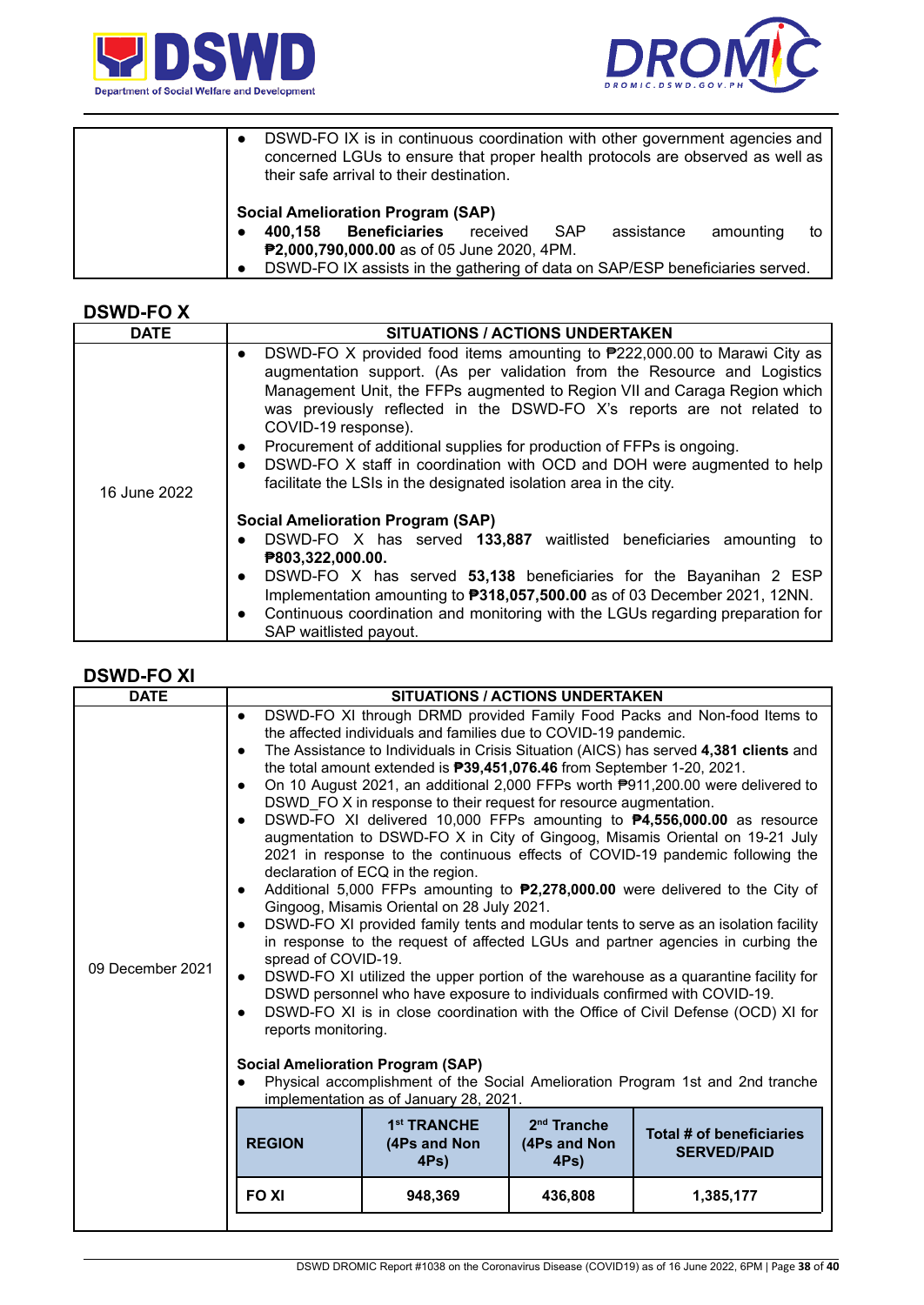| | |
|---|---|
| | • DSWD-FO IX is in continuous coordination with other government agencies and concerned LGUs to ensure that proper health protocols are observed as well as their safe arrival to their destination.<br><br>**Social Amelioration Program (SAP)**<br>• **400,158 Beneficiaries** received SAP assistance amounting to **₱2,000,790,000.00** as of 05 June 2020, 4PM.<br>• DSWD-FO IX assists in the gathering of data on SAP/ESP beneficiaries served. |

## DSWD-FO X

| DATE | SITUATIONS / ACTIONS UNDERTAKEN |
|---|---|
| 16 June 2022 | • DSWD-FO X provided food items amounting to ₱222,000.00 to Marawi City as augmentation support. (As per validation from the Resource and Logistics Management Unit, the FFPs augmented to Region VII and Caraga Region which was previously reflected in the DSWD-FO X's reports are not related to COVID-19 response).<br>• Procurement of additional supplies for production of FFPs is ongoing.<br>• DSWD-FO X staff in coordination with OCD and DOH were augmented to help facilitate the LSIs in the designated isolation area in the city.<br><br>**Social Amelioration Program (SAP)**<br>• DSWD-FO X has served **133,887** waitlisted beneficiaries amounting to **₱803,322,000.00.**<br>• DSWD-FO X has served **53,138** beneficiaries for the Bayanihan 2 ESP Implementation amounting to **₱318,057,500.00** as of 03 December 2021, 12NN.<br>• Continuous coordination and monitoring with the LGUs regarding preparation for SAP waitlisted payout. |

## DSWD-FO XI

| DATE | SITUATIONS / ACTIONS UNDERTAKEN |
|---|---|
| 09 December 2021 | • DSWD-FO XI through DRMD provided Family Food Packs and Non-food Items to the affected individuals and families due to COVID-19 pandemic.<br>• The Assistance to Individuals in Crisis Situation (AICS) has served **4,381 clients** and the total amount extended is **₱39,451,076.46** from September 1-20, 2021.<br>• On 10 August 2021, an additional 2,000 FFPs worth ₱911,200.00 were delivered to DSWD_FO X in response to their request for resource augmentation.<br>• DSWD-FO XI delivered 10,000 FFPs amounting to **₱4,556,000.00** as resource augmentation to DSWD-FO X in City of Gingoog, Misamis Oriental on 19-21 July 2021 in response to the continuous effects of COVID-19 pandemic following the declaration of ECQ in the region.<br>• Additional 5,000 FFPs amounting to **₱2,278,000.00** were delivered to the City of Gingoog, Misamis Oriental on 28 July 2021.<br>• DSWD-FO XI provided family tents and modular tents to serve as an isolation facility in response to the request of affected LGUs and partner agencies in curbing the spread of COVID-19.<br>• DSWD-FO XI utilized the upper portion of the warehouse as a quarantine facility for DSWD personnel who have exposure to individuals confirmed with COVID-19.<br>• DSWD-FO XI is in close coordination with the Office of Civil Defense (OCD) XI for reports monitoring.<br><br>**Social Amelioration Program (SAP)**<br>• Physical accomplishment of the Social Amelioration Program 1st and 2nd tranche implementation as of January 28, 2021. |

| REGION | 1st TRANCHE (4Ps and Non 4Ps) | 2nd Tranche (4Ps and Non 4Ps) | Total # of beneficiaries SERVED/PAID |
|---|---|---|---|
| FO XI | 948,369 | 436,808 | 1,385,177 |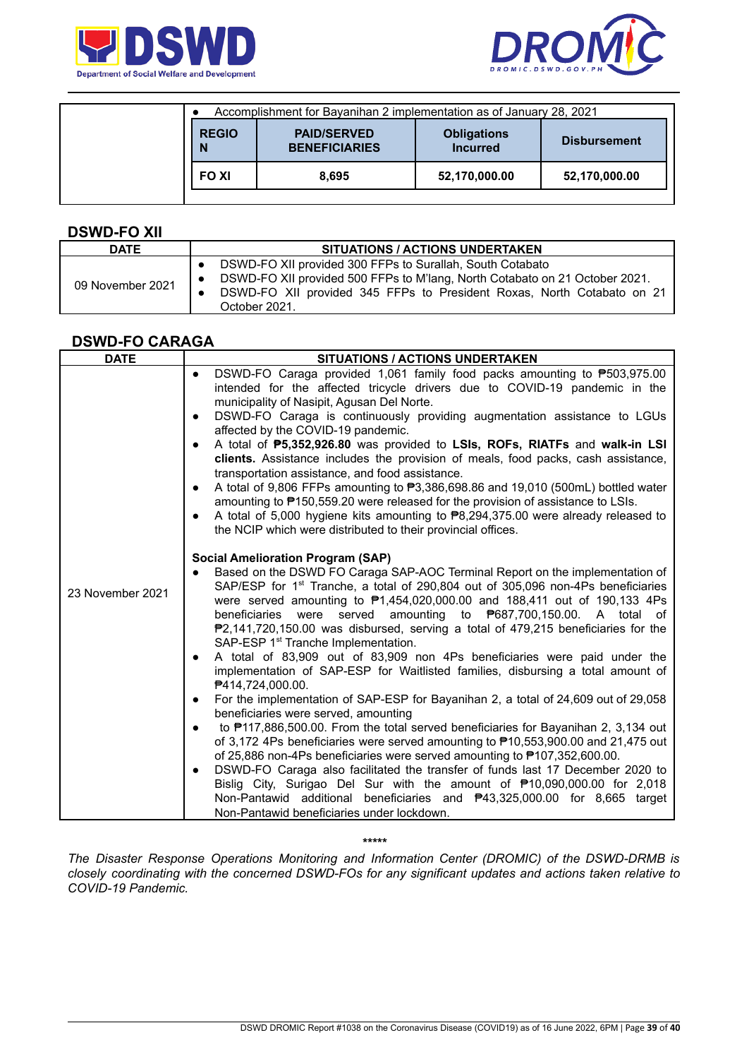|  | • Accomplishment for Bayanihan 2 implementation as of January 28, 2021 |
|---|---|

| REGION | PAID/SERVED BENEFICIARIES | Obligations Incurred | Disbursement |
|---|---|---|---|
| FO XI | 8,695 | 52,170,000.00 | 52,170,000.00 |

## DSWD-FO XII

| DATE | SITUATIONS / ACTIONS UNDERTAKEN |
|---|---|
| 09 November 2021 | • DSWD-FO XII provided 300 FFPs to Surallah, South Cotabato<br>• DSWD-FO XII provided 500 FFPs to M'lang, North Cotabato on 21 October 2021.<br>• DSWD-FO XII provided 345 FFPs to President Roxas, North Cotabato on 21 October 2021. |

## DSWD-FO CARAGA

| DATE | SITUATIONS / ACTIONS UNDERTAKEN |
|---|---|
| 23 November 2021 | • DSWD-FO Caraga provided 1,061 family food packs amounting to ₱503,975.00 intended for the affected tricycle drivers due to COVID-19 pandemic in the municipality of Nasipit, Agusan Del Norte.<br>• DSWD-FO Caraga is continuously providing augmentation assistance to LGUs affected by the COVID-19 pandemic.<br>• A total of **₱5,352,926.80** was provided to **LSIs, ROFs, RIATFs** and **walk-in LSI clients.** Assistance includes the provision of meals, food packs, cash assistance, transportation assistance, and food assistance.<br>• A total of 9,806 FFPs amounting to ₱3,386,698.86 and 19,010 (500mL) bottled water amounting to ₱150,559.20 were released for the provision of assistance to LSIs.<br>• A total of 5,000 hygiene kits amounting to ₱8,294,375.00 were already released to the NCIP which were distributed to their provincial offices.<br><br>**Social Amelioration Program (SAP)**<br>• Based on the DSWD FO Caraga SAP-AOC Terminal Report on the implementation of SAP/ESP for 1st Tranche, a total of 290,804 out of 305,096 non-4Ps beneficiaries were served amounting to ₱1,454,020,000.00 and 188,411 out of 190,133 4Ps beneficiaries were served amounting to ₱687,700,150.00. A total of ₱2,141,720,150.00 was disbursed, serving a total of 479,215 beneficiaries for the SAP-ESP 1st Tranche Implementation.<br>• A total of 83,909 out of 83,909 non 4Ps beneficiaries were paid under the implementation of SAP-ESP for Waitlisted families, disbursing a total amount of ₱414,724,000.00.<br>• For the implementation of SAP-ESP for Bayanihan 2, a total of 24,609 out of 29,058 beneficiaries were served, amounting<br>• to ₱117,886,500.00. From the total served beneficiaries for Bayanihan 2, 3,134 out of 3,172 4Ps beneficiaries were served amounting to ₱10,553,900.00 and 21,475 out of 25,886 non-4Ps beneficiaries were served amounting to ₱107,352,600.00.<br>• DSWD-FO Caraga also facilitated the transfer of funds last 17 December 2020 to Bislig City, Surigao Del Sur with the amount of ₱10,090,000.00 for 2,018 Non-Pantawid additional beneficiaries and ₱43,325,000.00 for 8,665 target Non-Pantawid beneficiaries under lockdown. |

*****

*The Disaster Response Operations Monitoring and Information Center (DROMIC) of the DSWD-DRMB is closely coordinating with the concerned DSWD-FOs for any significant updates and actions taken relative to COVID-19 Pandemic.*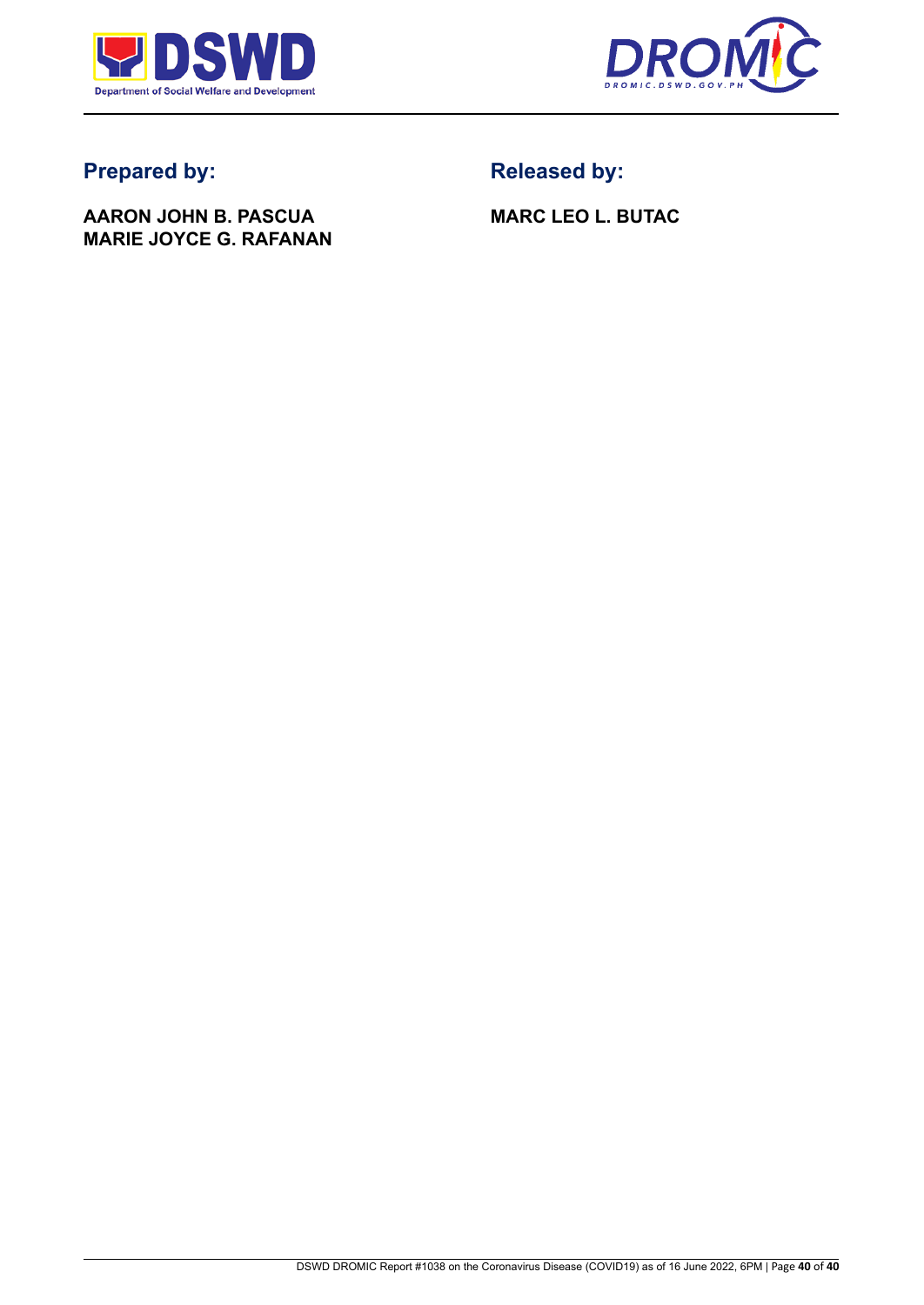## Prepared by:

**AARON JOHN B. PASCUA**
**MARIE JOYCE G. RAFANAN**

## Released by:

**MARC LEO L. BUTAC**